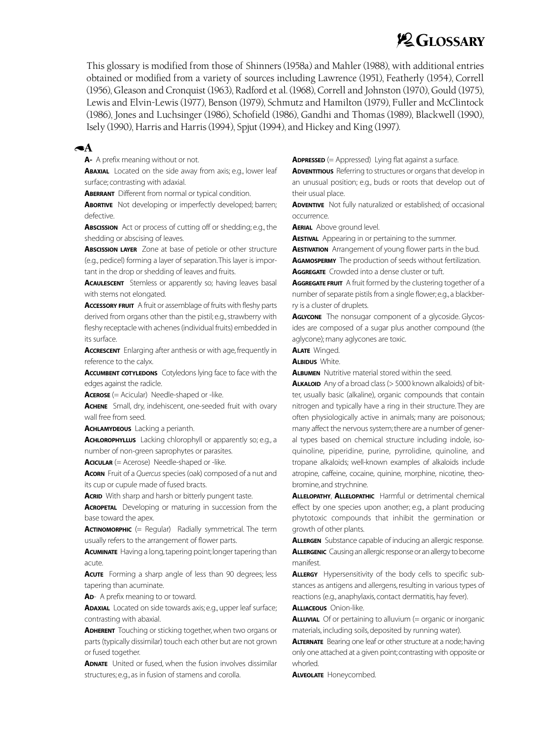# Glossary

This glossary is modified from those of Shinners (1958a) and Mahler (1988), with additional entries obtained or modified from a variety of sources including Lawrence (1951), Featherly (1954), Correll (1956), Gleason and Cronquist (1963), Radford et al. (1968), Correll and Johnston (1970), Gould (1975), Lewis and Elvin-Lewis (1977), Benson (1979), Schmutz and Hamilton (1979), Fuller and McClintock (1986), Jones and Luchsinger (1986), Schofield (1986), Gandhi and Thomas (1989), Blackwell (1990), Isely (1990), Harris and Harris (1994), Spjut (1994), and Hickey and King (1997).

## A

**A-** A prefix meaning without or not.

**Abaxial** Located on the side away from axis; e.g., lower leaf surface; contrasting with adaxial.

**Aberrant** Different from normal or typical condition.

**Abortive** Not developing or imperfectly developed; barren; defective.

**Abscission** Act or process of cutting off or shedding; e.g., the shedding or abscising of leaves.

**Abscission layer** Zone at base of petiole or other structure (e.g., pedicel) forming a layer of separation. This layer is important in the drop or shedding of leaves and fruits.

**Acaulescent** Stemless or apparently so; having leaves basal with stems not elongated.

**Accessory fruit** A fruit or assemblage of fruits with fleshy parts derived from organs other than the pistil; e.g., strawberry with fleshy receptacle with achenes (individual fruits) embedded in its surface.

**Accrescent** Enlarging after anthesis or with age, frequently in reference to the calyx.

**Accumbent cotyledons** Cotyledons lying face to face with the edges against the radicle.

**Acerose** (= Acicular) Needle-shaped or -like.

**Achene** Small, dry, indehiscent, one-seeded fruit with ovary wall free from seed.

**Achlamydeous** Lacking a perianth.

**Achlorophyllus** Lacking chlorophyll or apparently so; e.g., a number of non-green saprophytes or parasites.

**Acicular** (= Acerose) Needle-shaped or -like.

**Acorn** Fruit of a *Quercus* species (oak) composed of a nut and its cup or cupule made of fused bracts.

**Acrid** With sharp and harsh or bitterly pungent taste.

**Acropetal** Developing or maturing in succession from the base toward the apex.

**Actinomorphic** (= Regular) Radially symmetrical. The term usually refers to the arrangement of flower parts.

**Acuminate** Having a long, tapering point; longer tapering than acute.

**Acute** Forming a sharp angle of less than 90 degrees; less tapering than acuminate.

**Ad-** A prefix meaning to or toward.

**Adaxial** Located on side towards axis; e.g., upper leaf surface; contrasting with abaxial.

**Adherent** Touching or sticking together, when two organs or parts (typically dissimilar) touch each other but are not grown or fused together.

**Adnate** United or fused, when the fusion involves dissimilar structures; e.g., as in fusion of stamens and corolla.

**Adpressed** (= Appressed) Lying flat against a surface.

**Adventitious** Referring to structures or organs that develop in an unusual position; e.g., buds or roots that develop out of their usual place.

**Adventive** Not fully naturalized or established; of occasional occurrence.

**Aerial** Above ground level.

**Aestival** Appearing in or pertaining to the summer.

**Aestivation** Arrangement of young flower parts in the bud.

**Agamospermy** The production of seeds without fertilization.

**Aggregate** Crowded into a dense cluster or tuft.

**Aggregate fruit** A fruit formed by the clustering together of a number of separate pistils from a single flower; e.g., a blackberry is a cluster of druplets.

**Aglycone** The nonsugar component of a glycoside. Glycosides are composed of a sugar plus another compound (the aglycone); many aglycones are toxic.

**Alate** Winged.

**Albidus** White.

**Albumen** Nutritive material stored within the seed.

**Alkaloid** Any of a broad class (> 5000 known alkaloids) of bitter, usually basic (alkaline), organic compounds that contain nitrogen and typically have a ring in their structure. They are often physiologically active in animals; many are poisonous; many affect the nervous system; there are a number of general types based on chemical structure including indole, isoquinoline, piperidine, purine, pyrrolidine, quinoline, and tropane alkaloids; well-known examples of alkaloids include atropine, caffeine, cocaine, quinine, morphine, nicotine, theobromine, and strychnine.

**Allelopathy**, **Allelopathic** Harmful or detrimental chemical effect by one species upon another; e.g., a plant producing phytotoxic compounds that inhibit the germination or growth of other plants.

**Allergen** Substance capable of inducing an allergic response.

**Allergenic** Causing an allergic response or an allergy to become manifest.

**Allergy** Hypersensitivity of the body cells to specific substances as antigens and allergens, resulting in various types of reactions (e.g., anaphylaxis, contact dermatitis, hay fever).

**Alliaceous** Onion-like.

**Alluvial** Of or pertaining to alluvium (= organic or inorganic materials, including soils, deposited by running water).

**Alternate** Bearing one leaf or other structure at a node; having only one attached at a given point; contrasting with opposite or whorled.

**Alveolate** Honeycombed.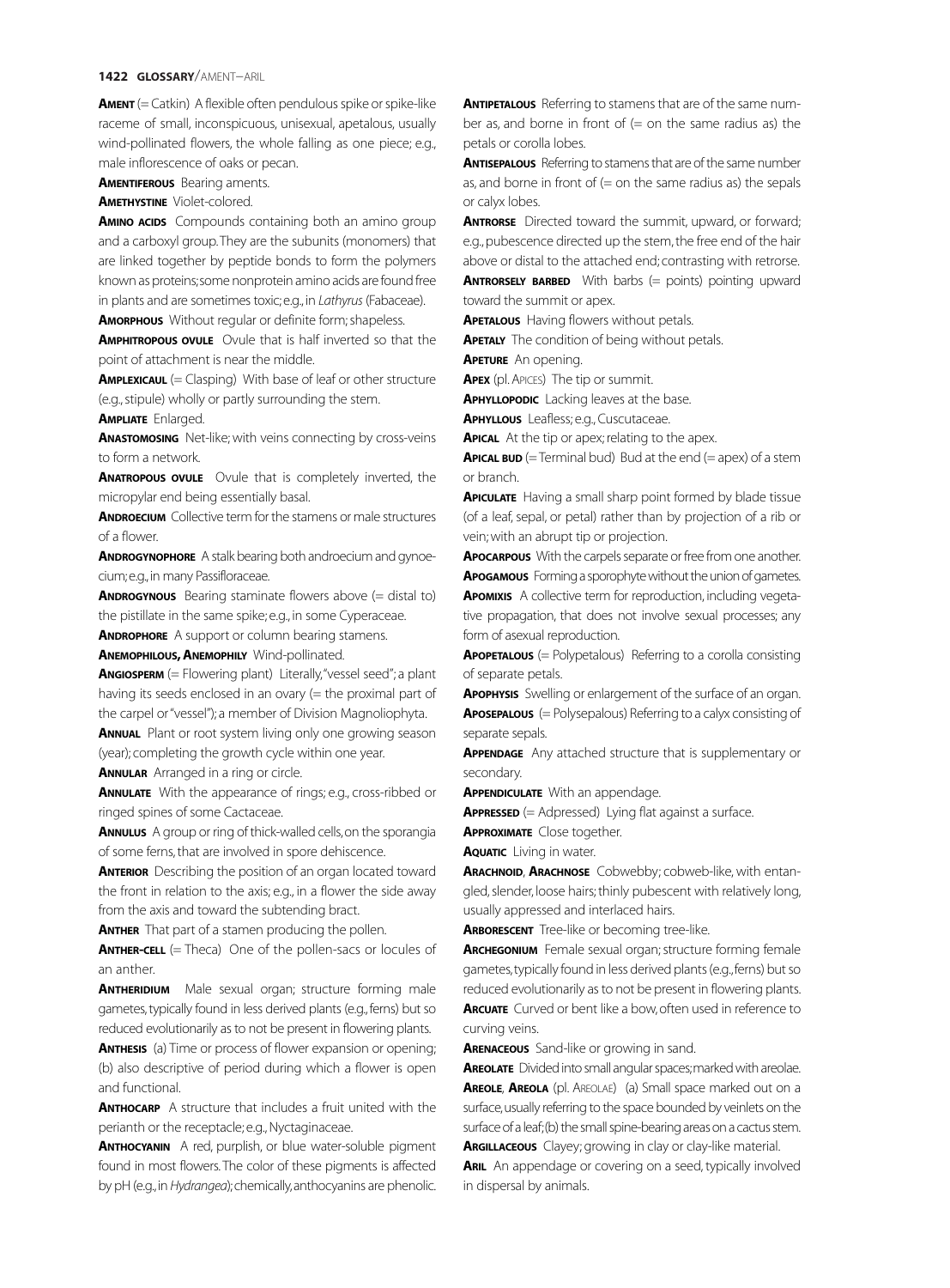**Ament** (= Catkin) A flexible often pendulous spike or spike-like raceme of small, inconspicuous, unisexual, apetalous, usually wind-pollinated flowers, the whole falling as one piece; e.g., male inflorescence of oaks or pecan.

**Amentiferous** Bearing aments.

**Amethystine** Violet-colored.

**Amino acids** Compounds containing both an amino group and a carboxyl group. They are the subunits (monomers) that are linked together by peptide bonds to form the polymers known as proteins; some nonprotein amino acids are found free in plants and are sometimes toxic; e.g., in *Lathyrus* (Fabaceae).

**Amorphous** Without regular or definite form; shapeless.

**Amphitropous ovule** Ovule that is half inverted so that the point of attachment is near the middle.

**Amplexicaul** (= Clasping) With base of leaf or other structure (e.g., stipule) wholly or partly surrounding the stem.

**Ampliate** Enlarged.

**Anastomosing** Net-like; with veins connecting by cross-veins to form a network.

**Anatropous ovule** Ovule that is completely inverted, the micropylar end being essentially basal.

**Androecium** Collective term for the stamens or male structures of a flower.

**Androgynophore** A stalk bearing both androecium and gynoecium; e.g., in many Passifloraceae.

**Androgynous** Bearing staminate flowers above (= distal to) the pistillate in the same spike; e.g., in some Cyperaceae.

**Androphore** A support or column bearing stamens.

**Anemophilous, Anemophily** Wind-pollinated.

**Angiosperm** (= Flowering plant) Literally, "vessel seed"; a plant having its seeds enclosed in an ovary (= the proximal part of the carpel or "vessel"); a member of Division Magnoliophyta.

**Annual** Plant or root system living only one growing season (year); completing the growth cycle within one year.

**Annular** Arranged in a ring or circle.

**Annulate** With the appearance of rings; e.g., cross-ribbed or ringed spines of some Cactaceae.

**Annulus** A group or ring of thick-walled cells, on the sporangia of some ferns, that are involved in spore dehiscence.

**Anterior** Describing the position of an organ located toward the front in relation to the axis; e.g., in a flower the side away from the axis and toward the subtending bract.

**Anther** That part of a stamen producing the pollen.

**Anther-cell** (= Theca) One of the pollen-sacs or locules of an anther.

**Antheridium** Male sexual organ; structure forming male gametes, typically found in less derived plants (e.g., ferns) but so reduced evolutionarily as to not be present in flowering plants.

**Anthesis** (a) Time or process of flower expansion or opening; (b) also descriptive of period during which a flower is open and functional.

**Anthocarp** A structure that includes a fruit united with the perianth or the receptacle; e.g., Nyctaginaceae.

**Anthocyanin** A red, purplish, or blue water-soluble pigment found in most flowers. The color of these pigments is affected by pH (e.g., in *Hydrangea*); chemically, anthocyanins are phenolic.

**Antipetalous** Referring to stamens that are of the same number as, and borne in front of (= on the same radius as) the petals or corolla lobes.

**Antisepalous** Referring to stamens that are of the same number as, and borne in front of (= on the same radius as) the sepals or calyx lobes.

**Antrorse** Directed toward the summit, upward, or forward; e.g., pubescence directed up the stem, the free end of the hair above or distal to the attached end; contrasting with retrorse.

**Antrorsely barbed** With barbs (= points) pointing upward toward the summit or apex.

**Apetalous** Having flowers without petals.

**Apetaly** The condition of being without petals.

**Apeture** An opening.

**Apex** (pl. Apices) The tip or summit.

**Aphyllopodic** Lacking leaves at the base.

**Aphyllous** Leafless; e.g., Cuscutaceae.

**Apical** At the tip or apex; relating to the apex.

**Apical bud** (= Terminal bud) Bud at the end (= apex) of a stem or branch.

**Apiculate** Having a small sharp point formed by blade tissue (of a leaf, sepal, or petal) rather than by projection of a rib or vein; with an abrupt tip or projection.

**Apocarpous** With the carpels separate or free from one another.

**Apogamous** Forming a sporophyte without the union of gametes.

**Apomixis** A collective term for reproduction, including vegetative propagation, that does not involve sexual processes; any form of asexual reproduction.

**Apopetalous** (= Polypetalous) Referring to a corolla consisting of separate petals.

**Apophysis** Swelling or enlargement of the surface of an organ.

**Aposepalous** (= Polysepalous) Referring to a calyx consisting of separate sepals.

**Appendage** Any attached structure that is supplementary or secondary.

**Appendiculate** With an appendage.

**Appressed** (= Adpressed) Lying flat against a surface.

**Approximate** Close together.

**Aquatic** Living in water.

**Arachnoid, Arachnose** Cobwebby; cobweb-like, with entangled, slender, loose hairs; thinly pubescent with relatively long, usually appressed and interlaced hairs.

**Arborescent** Tree-like or becoming tree-like.

**Archegonium** Female sexual organ; structure forming female gametes, typically found in less derived plants (e.g., ferns) but so reduced evolutionarily as to not be present in flowering plants.

**Arcuate** Curved or bent like a bow, often used in reference to curving veins.

**Arenaceous** Sand-like or growing in sand.

**Areolate** Divided into small angular spaces; marked with areolae.

**Areole, Areola** (pl. Areolae) (a) Small space marked out on a surface, usually referring to the space bounded by veinlets on the surface of a leaf; (b) the small spine-bearing areas on a cactus stem.

**Argillaceous** Clayey; growing in clay or clay-like material.

**Aril** An appendage or covering on a seed, typically involved in dispersal by animals.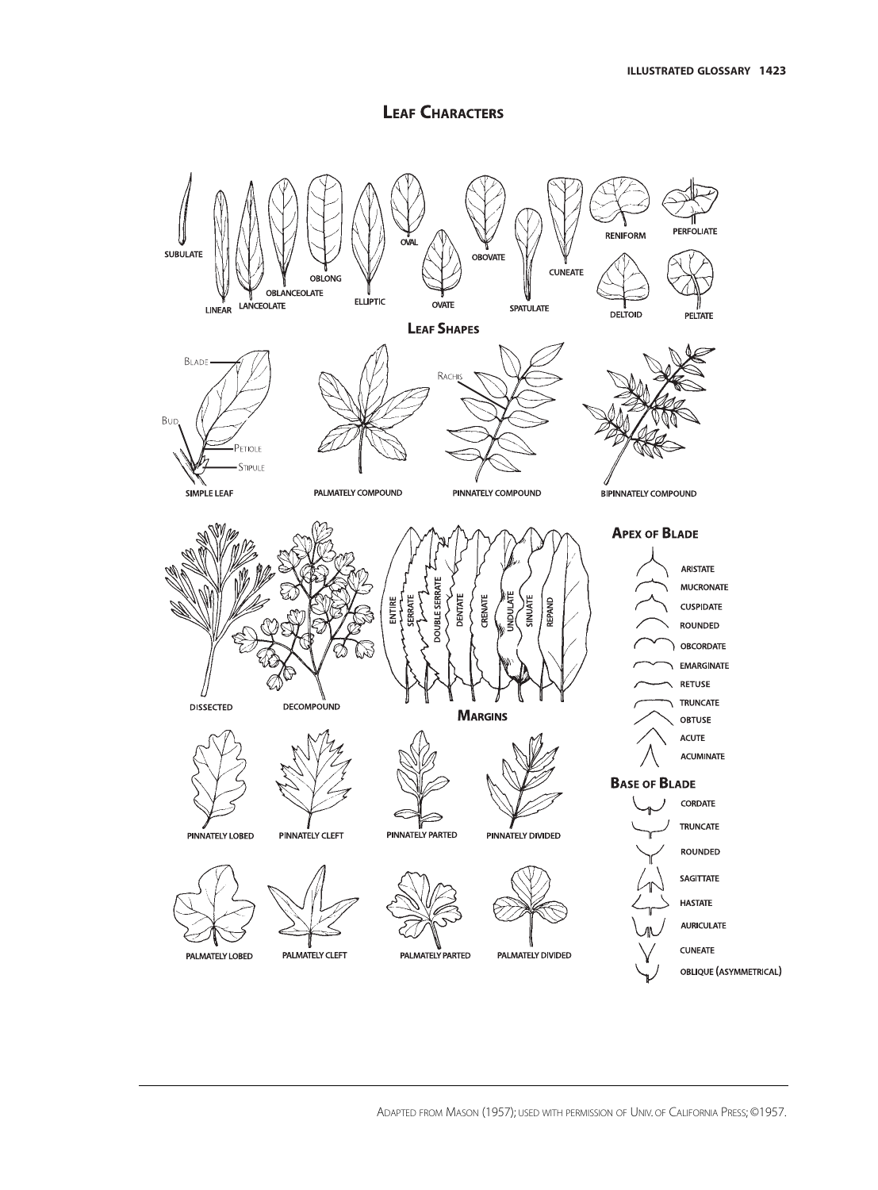# Leaf Characters

SUBULATE

LINEAR

LANCEOLATE

OBLANCEOLATE

OBLONG

ELLIPTIC

OVAL

OVATE

OBOVATE

SPATULATE

CUNEATE

RENIFORM

DELTOID

PERFOLIATE

PELTATE

## Leaf Shapes

BLADE

BUD

PETIOLE

STIPULE

SIMPLE LEAF

PALMATELY COMPOUND

RACHIS

PINNATELY COMPOUND

BIPINNATELY COMPOUND

DISSECTED

DECOMPOUND

ENTIRE

SERRATE

DOUBLE SERRATE

DENTATE

CRENATE

UNDULATE

SINUATE

REPAND

## Margins

## Apex of Blade

ARISTATE

MUCRONATE

CUSPIDATE

ROUNDED

OBCORDATE

EMARGINATE

RETUSE

TRUNCATE

OBTUSE

ACUTE

ACUMINATE

## Base of Blade

CORDATE

TRUNCATE

ROUNDED

SAGITTATE

HASTATE

AURICULATE

CUNEATE

OBLIQUE (ASYMMETRICAL)

PINNATELY LOBED

PINNATELY CLEFT

PINNATELY PARTED

PINNATELY DIVIDED

PALMATELY LOBED

PALMATELY CLEFT

PALMATELY PARTED

PALMATELY DIVIDED

ADAPTED FROM MASON (1957); USED WITH PERMISSION OF UNIV. OF CALIFORNIA PRESS; ©1957.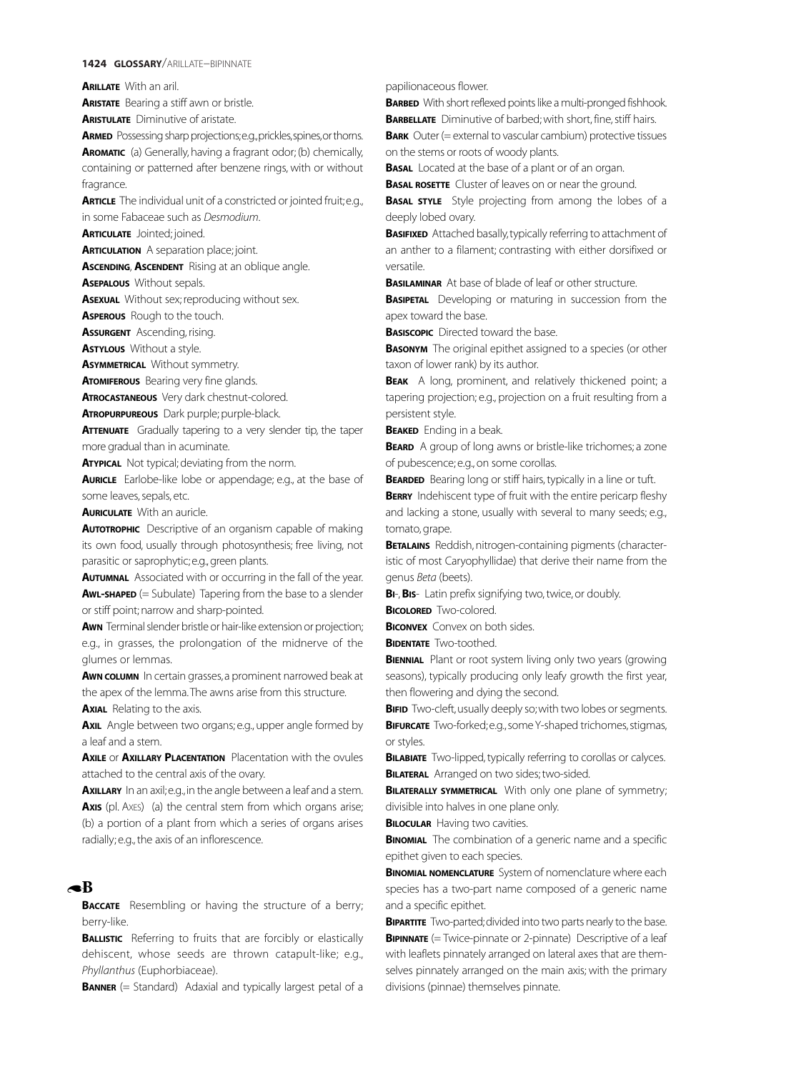**Arillate** With an aril.

**Aristate** Bearing a stiff awn or bristle.

**Aristulate** Diminutive of aristate.

**Armed** Possessing sharp projections; e.g., prickles, spines, or thorns.

**Aromatic** (a) Generally, having a fragrant odor; (b) chemically, containing or patterned after benzene rings, with or without fragrance.

**Article** The individual unit of a constricted or jointed fruit; e.g., in some Fabaceae such as *Desmodium*.

**Articulate** Jointed; joined.

**Articulation** A separation place; joint.

**Ascending**, **Ascendent** Rising at an oblique angle.

**Asepalous** Without sepals.

**Asexual** Without sex; reproducing without sex.

**Asperous** Rough to the touch.

**Assurgent** Ascending, rising.

**Astylous** Without a style.

**Asymmetrical** Without symmetry.

**Atomiferous** Bearing very fine glands.

**Atrocastaneous** Very dark chestnut-colored.

**Atropurpureous** Dark purple; purple-black.

**Attenuate** Gradually tapering to a very slender tip, the taper more gradual than in acuminate.

**Atypical** Not typical; deviating from the norm.

**Auricle** Earlobe-like lobe or appendage; e.g., at the base of some leaves, sepals, etc.

**Auriculate** With an auricle.

**Autotrophic** Descriptive of an organism capable of making its own food, usually through photosynthesis; free living, not parasitic or saprophytic; e.g., green plants.

**Autumnal** Associated with or occurring in the fall of the year.

**Awl-shaped** (= Subulate) Tapering from the base to a slender or stiff point; narrow and sharp-pointed.

**Awn** Terminal slender bristle or hair-like extension or projection; e.g., in grasses, the prolongation of the midnerve of the glumes or lemmas.

**Awn column** In certain grasses, a prominent narrowed beak at the apex of the lemma. The awns arise from this structure.

**Axial** Relating to the axis.

**Axil** Angle between two organs; e.g., upper angle formed by a leaf and a stem.

**Axile** or **Axillary Placentation** Placentation with the ovules attached to the central axis of the ovary.

**Axillary** In an axil; e.g., in the angle between a leaf and a stem.

**Axis** (pl. Axes) (a) the central stem from which organs arise; (b) a portion of a plant from which a series of organs arises radially; e.g., the axis of an inflorescence.

## B

**Baccate** Resembling or having the structure of a berry; berry-like.

**Ballistic** Referring to fruits that are forcibly or elastically dehiscent, whose seeds are thrown catapult-like; e.g., *Phyllanthus* (Euphorbiaceae).

**Banner** (= Standard) Adaxial and typically largest petal of a papilionaceous flower.

**Barbed** With short reflexed points like a multi-pronged fishhook.

**Barbellate** Diminutive of barbed; with short, fine, stiff hairs.

**Bark** Outer (= external to vascular cambium) protective tissues on the stems or roots of woody plants.

**Basal** Located at the base of a plant or of an organ.

**Basal rosette** Cluster of leaves on or near the ground.

**Basal style** Style projecting from among the lobes of a deeply lobed ovary.

**Basifixed** Attached basally, typically referring to attachment of an anther to a filament; contrasting with either dorsifixed or versatile.

**Basilaminar** At base of blade of leaf or other structure.

**Basipetal** Developing or maturing in succession from the apex toward the base.

**Basiscopic** Directed toward the base.

**Basonym** The original epithet assigned to a species (or other taxon of lower rank) by its author.

**Beak** A long, prominent, and relatively thickened point; a tapering projection; e.g., projection on a fruit resulting from a persistent style.

**Beaked** Ending in a beak.

**Beard** A group of long awns or bristle-like trichomes; a zone of pubescence; e.g., on some corollas.

**Bearded** Bearing long or stiff hairs, typically in a line or tuft.

**Berry** Indehiscent type of fruit with the entire pericarp fleshy and lacking a stone, usually with several to many seeds; e.g., tomato, grape.

**Betalains** Reddish, nitrogen-containing pigments (characteristic of most Caryophyllidae) that derive their name from the genus *Beta* (beets).

**Bi-**, **Bis-** Latin prefix signifying two, twice, or doubly.

**Bicolored** Two-colored.

**Biconvex** Convex on both sides.

**Bidentate** Two-toothed.

**Biennial** Plant or root system living only two years (growing seasons), typically producing only leafy growth the first year, then flowering and dying the second.

**Bifid** Two-cleft, usually deeply so; with two lobes or segments.

**Bifurcate** Two-forked; e.g., some Y-shaped trichomes, stigmas, or styles.

**Bilabiate** Two-lipped, typically referring to corollas or calyces.

**Bilateral** Arranged on two sides; two-sided.

**Bilaterally symmetrical** With only one plane of symmetry; divisible into halves in one plane only.

**Bilocular** Having two cavities.

**Binomial** The combination of a generic name and a specific epithet given to each species.

**Binomial nomenclature** System of nomenclature where each species has a two-part name composed of a generic name and a specific epithet.

**Bipartite** Two-parted; divided into two parts nearly to the base.

**Bipinnate** (= Twice-pinnate or 2-pinnate) Descriptive of a leaf with leaflets pinnately arranged on lateral axes that are themselves pinnately arranged on the main axis; with the primary divisions (pinnae) themselves pinnate.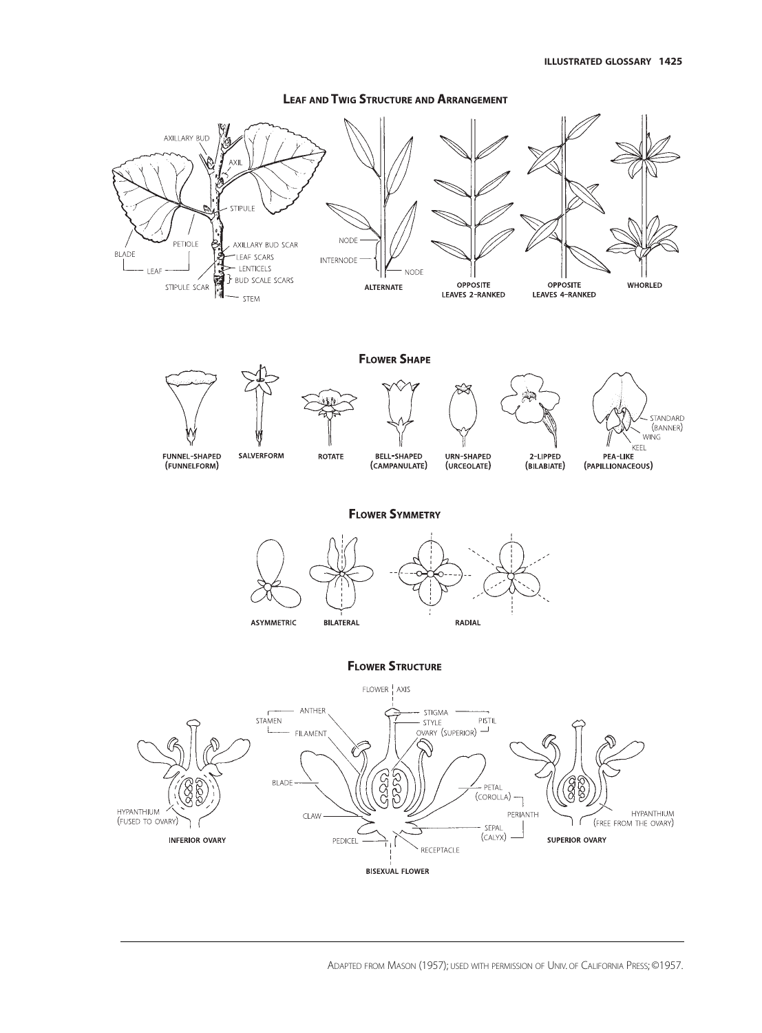## Leaf and Twig Structure and Arrangement

AXILLARY BUD
AXIL
STIPULE
BLADE
PETIOLE
LEAF
AXILLARY BUD SCAR
LEAF SCARS
LENTICELS
BUD SCALE SCARS
STIPULE SCAR
STEM

NODE
INTERNODE
NODE

ALTERNATE

OPPOSITE LEAVES 2-RANKED

OPPOSITE LEAVES 4-RANKED

WHORLED

## Flower Shape

FUNNEL-SHAPED (FUNNELFORM)

SALVERFORM

ROTATE

BELL-SHAPED (CAMPANULATE)

URN-SHAPED (URCEOLATE)

2-LIPPED (BILABIATE)

PEA-LIKE (PAPILLIONACEOUS)

STANDARD (BANNER)
WING
KEEL

## Flower Symmetry

ASYMMETRIC

BILATERAL

RADIAL

## Flower Structure

FLOWER AXIS

STAMEN
ANTHER
FILAMENT
STIGMA
STYLE
OVARY (SUPERIOR)
PISTIL
BLADE
PETAL (COROLLA)
PERIANTH
SEPAL (CALYX)
CLAW
PEDICEL
RECEPTACLE

HYPANTHIUM (FUSED TO OVARY)

INFERIOR OVARY

BISEXUAL FLOWER

HYPANTHIUM (FREE FROM THE OVARY)

SUPERIOR OVARY

Adapted from Mason (1957); used with permission of Univ. of California Press; ©1957.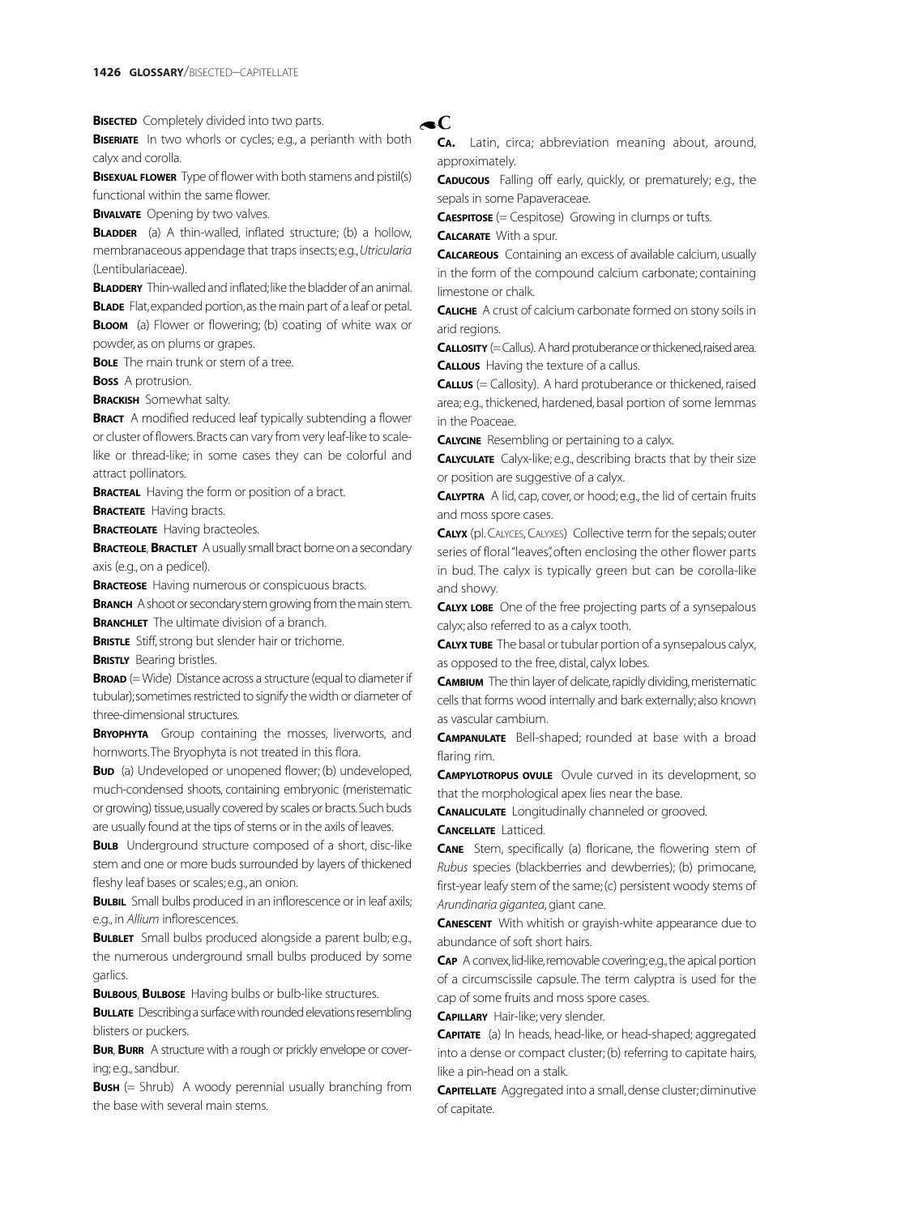**Bisected** Completely divided into two parts.

**Biseriate** In two whorls or cycles; e.g., a perianth with both calyx and corolla.

**Bisexual flower** Type of flower with both stamens and pistil(s) functional within the same flower.

**Bivalvate** Opening by two valves.

**Bladder** (a) A thin-walled, inflated structure; (b) a hollow, membranaceous appendage that traps insects; e.g., *Utricularia* (Lentibulariaceae).

**Bladdery** Thin-walled and inflated; like the bladder of an animal.

**Blade** Flat, expanded portion, as the main part of a leaf or petal.

**Bloom** (a) Flower or flowering; (b) coating of white wax or powder, as on plums or grapes.

**Bole** The main trunk or stem of a tree.

**Boss** A protrusion.

**Brackish** Somewhat salty.

**Bract** A modified reduced leaf typically subtending a flower or cluster of flowers. Bracts can vary from very leaf-like to scale-like or thread-like; in some cases they can be colorful and attract pollinators.

**Bracteal** Having the form or position of a bract.

**Bracteate** Having bracts.

**Bracteolate** Having bracteoles.

**Bracteole**, **Bractlet** A usually small bract borne on a secondary axis (e.g., on a pedicel).

**Bracteose** Having numerous or conspicuous bracts.

**Branch** A shoot or secondary stem growing from the main stem.

**Branchlet** The ultimate division of a branch.

**Bristle** Stiff, strong but slender hair or trichome.

**Bristly** Bearing bristles.

**Broad** (= Wide) Distance across a structure (equal to diameter if tubular); sometimes restricted to signify the width or diameter of three-dimensional structures.

**Bryophyta** Group containing the mosses, liverworts, and hornworts. The Bryophyta is not treated in this flora.

**Bud** (a) Undeveloped or unopened flower; (b) undeveloped, much-condensed shoots, containing embryonic (meristematic or growing) tissue, usually covered by scales or bracts. Such buds are usually found at the tips of stems or in the axils of leaves.

**Bulb** Underground structure composed of a short, disc-like stem and one or more buds surrounded by layers of thickened fleshy leaf bases or scales; e.g., an onion.

**Bulbil** Small bulbs produced in an inflorescence or in leaf axils; e.g., in *Allium* inflorescences.

**Bulblet** Small bulbs produced alongside a parent bulb; e.g., the numerous underground small bulbs produced by some garlics.

**Bulbous**, **Bulbose** Having bulbs or bulb-like structures.

**Bullate** Describing a surface with rounded elevations resembling blisters or puckers.

**Bur**, **Burr** A structure with a rough or prickly envelope or covering; e.g., sandbur.

**Bush** (= Shrub) A woody perennial usually branching from the base with several main stems.

## C

**Ca.** Latin, circa; abbreviation meaning about, around, approximately.

**Caducous** Falling off early, quickly, or prematurely; e.g., the sepals in some Papaveraceae.

**Caespitose** (= Cespitose) Growing in clumps or tufts.

**Calcarate** With a spur.

**Calcareous** Containing an excess of available calcium, usually in the form of the compound calcium carbonate; containing limestone or chalk.

**Caliche** A crust of calcium carbonate formed on stony soils in arid regions.

**Callosity** (= Callus). A hard protuberance or thickened, raised area.

**Callous** Having the texture of a callus.

**Callus** (= Callosity). A hard protuberance or thickened, raised area; e.g., thickened, hardened, basal portion of some lemmas in the Poaceae.

**Calycine** Resembling or pertaining to a calyx.

**Calyculate** Calyx-like; e.g., describing bracts that by their size or position are suggestive of a calyx.

**Calyptra** A lid, cap, cover, or hood; e.g., the lid of certain fruits and moss spore cases.

**Calyx** (pl. Calyces, Calyxes) Collective term for the sepals; outer series of floral "leaves," often enclosing the other flower parts in bud. The calyx is typically green but can be corolla-like and showy.

**Calyx lobe** One of the free projecting parts of a synsepalous calyx; also referred to as a calyx tooth.

**Calyx tube** The basal or tubular portion of a synsepalous calyx, as opposed to the free, distal, calyx lobes.

**Cambium** The thin layer of delicate, rapidly dividing, meristematic cells that forms wood internally and bark externally; also known as vascular cambium.

**Campanulate** Bell-shaped; rounded at base with a broad flaring rim.

**Campylotropus ovule** Ovule curved in its development, so that the morphological apex lies near the base.

**Canaliculate** Longitudinally channeled or grooved.

**Cancellate** Latticed.

**Cane** Stem, specifically (a) floricane, the flowering stem of *Rubus* species (blackberries and dewberries); (b) primocane, first-year leafy stem of the same; (c) persistent woody stems of *Arundinaria gigantea*, giant cane.

**Canescent** With whitish or grayish-white appearance due to abundance of soft short hairs.

**Cap** A convex, lid-like, removable covering; e.g., the apical portion of a circumscissile capsule. The term calyptra is used for the cap of some fruits and moss spore cases.

**Capillary** Hair-like; very slender.

**Capitate** (a) In heads, head-like, or head-shaped; aggregated into a dense or compact cluster; (b) referring to capitate hairs, like a pin-head on a stalk.

**Capitellate** Aggregated into a small, dense cluster; diminutive of capitate.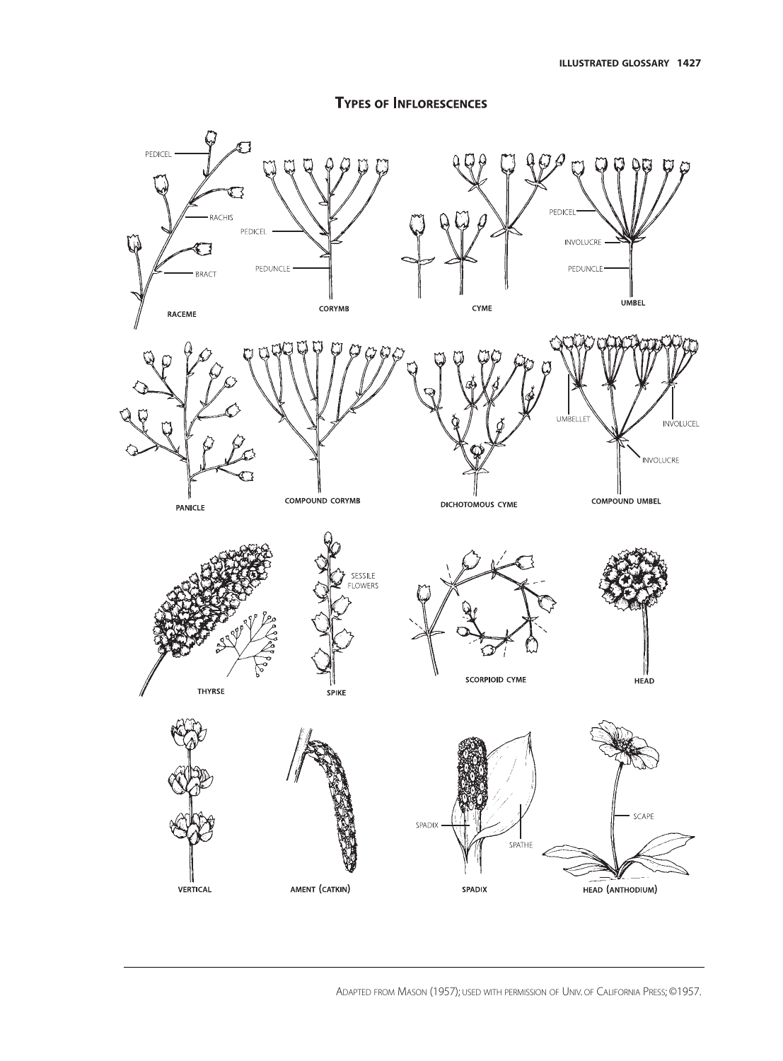# Types of Inflorescences

PEDICEL

RACHIS

BRACT

RACEME

PEDICEL

PEDUNCLE

CORYMB

CYME

PEDICEL

INVOLUCRE

PEDUNCLE

UMBEL

PANICLE

COMPOUND CORYMB

DICHOTOMOUS CYME

UMBELLET

INVOLUCEL

INVOLUCRE

COMPOUND UMBEL

THYRSE

SESSILE FLOWERS

SPIKE

SCORPIOID CYME

HEAD

VERTICAL

AMENT (CATKIN)

SPADIX

SPATHE

SPADIX

SCAPE

HEAD (ANTHODIUM)

Adapted from Mason (1957); used with permission of Univ. of California Press; ©1957.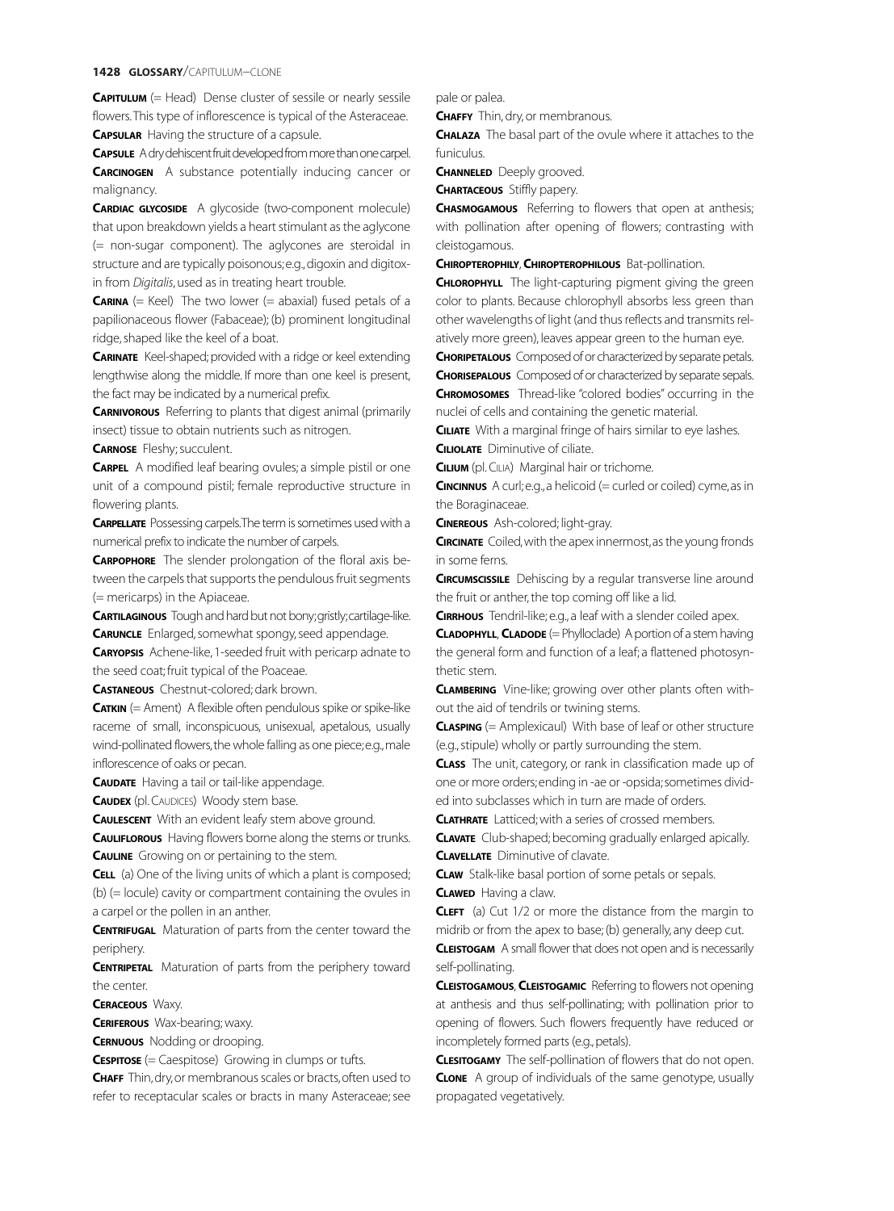**Capitulum** (= Head) Dense cluster of sessile or nearly sessile flowers. This type of inflorescence is typical of the Asteraceae.

**Capsular** Having the structure of a capsule.

**Capsule** A dry dehiscent fruit developed from more than one carpel.

**Carcinogen** A substance potentially inducing cancer or malignancy.

**Cardiac glycoside** A glycoside (two-component molecule) that upon breakdown yields a heart stimulant as the aglycone (= non-sugar component). The aglycones are steroidal in structure and are typically poisonous; e.g., digoxin and digitoxin from *Digitalis*, used as in treating heart trouble.

**Carina** (= Keel) The two lower (= abaxial) fused petals of a papilionaceous flower (Fabaceae); (b) prominent longitudinal ridge, shaped like the keel of a boat.

**Carinate** Keel-shaped; provided with a ridge or keel extending lengthwise along the middle. If more than one keel is present, the fact may be indicated by a numerical prefix.

**Carnivorous** Referring to plants that digest animal (primarily insect) tissue to obtain nutrients such as nitrogen.

**Carnose** Fleshy; succulent.

**Carpel** A modified leaf bearing ovules; a simple pistil or one unit of a compound pistil; female reproductive structure in flowering plants.

**Carpellate** Possessing carpels. The term is sometimes used with a numerical prefix to indicate the number of carpels.

**Carpophore** The slender prolongation of the floral axis between the carpels that supports the pendulous fruit segments (= mericarps) in the Apiaceae.

**Cartilaginous** Tough and hard but not bony; gristly; cartilage-like.

**Caruncle** Enlarged, somewhat spongy, seed appendage.

**Caryopsis** Achene-like, 1-seeded fruit with pericarp adnate to the seed coat; fruit typical of the Poaceae.

**Castaneous** Chestnut-colored; dark brown.

**Catkin** (= Ament) A flexible often pendulous spike or spike-like raceme of small, inconspicuous, unisexual, apetalous, usually wind-pollinated flowers, the whole falling as one piece; e.g., male inflorescence of oaks or pecan.

**Caudate** Having a tail or tail-like appendage.

**Caudex** (pl. Caudices) Woody stem base.

**Caulescent** With an evident leafy stem above ground.

**Cauliflorous** Having flowers borne along the stems or trunks.

**Cauline** Growing on or pertaining to the stem.

**Cell** (a) One of the living units of which a plant is composed; (b) (= locule) cavity or compartment containing the ovules in a carpel or the pollen in an anther.

**Centrifugal** Maturation of parts from the center toward the periphery.

**Centripetal** Maturation of parts from the periphery toward the center.

**Ceraceous** Waxy.

**Ceriferous** Wax-bearing; waxy.

**Cernuous** Nodding or drooping.

**Cespitose** (= Caespitose) Growing in clumps or tufts.

**Chaff** Thin, dry, or membranous scales or bracts, often used to refer to receptacular scales or bracts in many Asteraceae; see pale or palea.

**Chaffy** Thin, dry, or membranous.

**Chalaza** The basal part of the ovule where it attaches to the funiculus.

**Channeled** Deeply grooved.

**Chartaceous** Stiffly papery.

**Chasmogamous** Referring to flowers that open at anthesis; with pollination after opening of flowers; contrasting with cleistogamous.

**Chiropterophily**, **Chiropterophilous** Bat-pollination.

**Chlorophyll** The light-capturing pigment giving the green color to plants. Because chlorophyll absorbs less green than other wavelengths of light (and thus reflects and transmits relatively more green), leaves appear green to the human eye.

**Choripetalous** Composed of or characterized by separate petals.

**Chorisepalous** Composed of or characterized by separate sepals.

**Chromosomes** Thread-like "colored bodies" occurring in the nuclei of cells and containing the genetic material.

**Ciliate** With a marginal fringe of hairs similar to eye lashes.

**Ciliolate** Diminutive of ciliate.

**Cilium** (pl. Cilia) Marginal hair or trichome.

**Cincinnus** A curl; e.g., a helicoid (= curled or coiled) cyme, as in the Boraginaceae.

**Cinereous** Ash-colored; light-gray.

**Circinate** Coiled, with the apex innermost, as the young fronds in some ferns.

**Circumscissile** Dehiscing by a regular transverse line around the fruit or anther, the top coming off like a lid.

**Cirrhous** Tendril-like; e.g., a leaf with a slender coiled apex.

**Cladophyll**, **Cladode** (= Phylloclade) A portion of a stem having the general form and function of a leaf; a flattened photosynthetic stem.

**Clambering** Vine-like; growing over other plants often without the aid of tendrils or twining stems.

**Clasping** (= Amplexicaul) With base of leaf or other structure (e.g., stipule) wholly or partly surrounding the stem.

**Class** The unit, category, or rank in classification made up of one or more orders; ending in -ae or -opsida; sometimes divided into subclasses which in turn are made of orders.

**Clathrate** Latticed; with a series of crossed members.

**Clavate** Club-shaped; becoming gradually enlarged apically.

**Clavellate** Diminutive of clavate.

**Claw** Stalk-like basal portion of some petals or sepals.

**Clawed** Having a claw.

**Cleft** (a) Cut 1/2 or more the distance from the margin to midrib or from the apex to base; (b) generally, any deep cut.

**Cleistogam** A small flower that does not open and is necessarily self-pollinating.

**Cleistogamous**, **Cleistogamic** Referring to flowers not opening at anthesis and thus self-pollinating; with pollination prior to opening of flowers. Such flowers frequently have reduced or incompletely formed parts (e.g., petals).

**Clesitogamy** The self-pollination of flowers that do not open.

**Clone** A group of individuals of the same genotype, usually propagated vegetatively.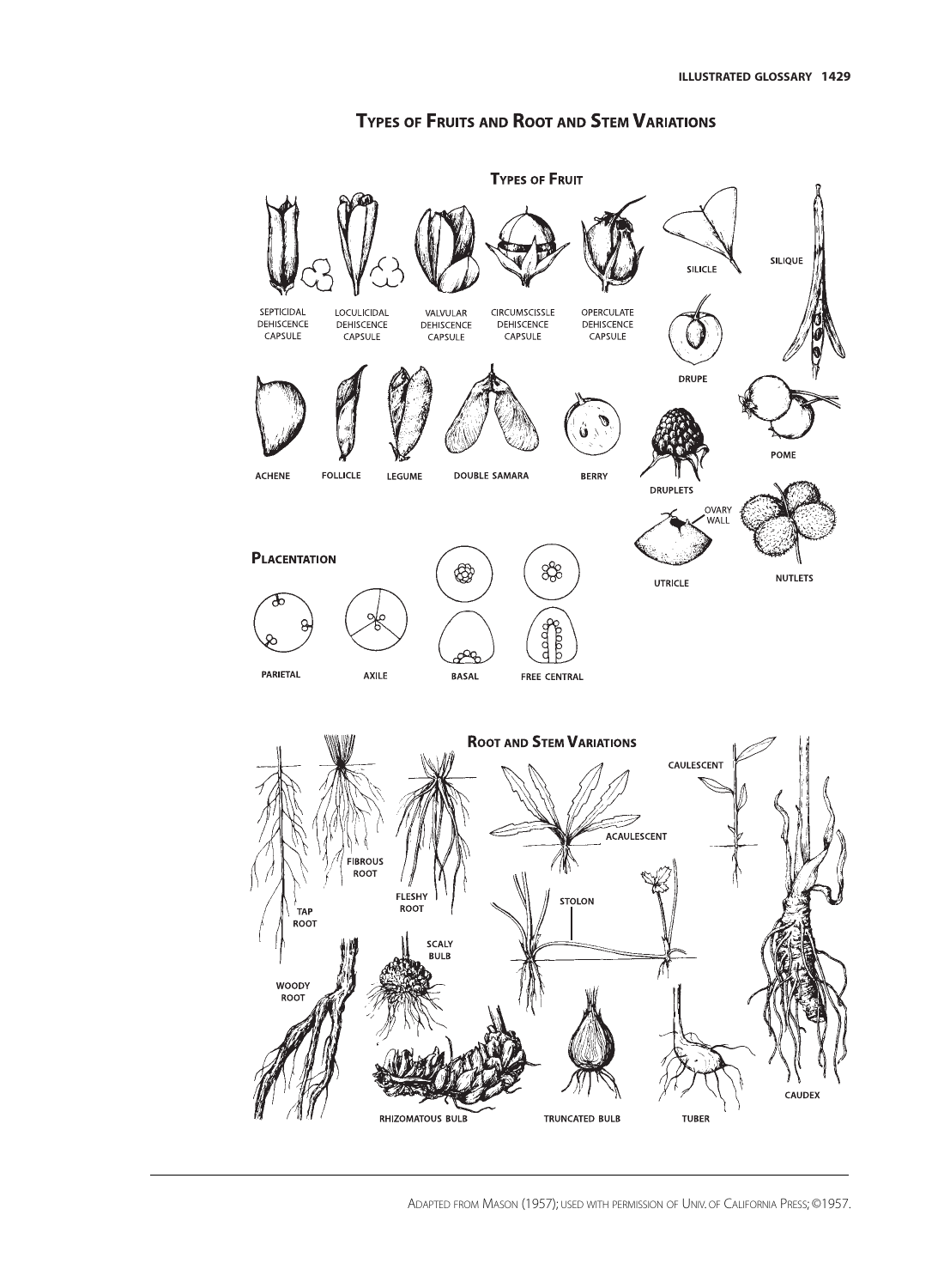# Types of Fruits and Root and Stem Variations

## Types of Fruit

SEPTICIDAL DEHISCENCE CAPSULE

LOCULICIDAL DEHISCENCE CAPSULE

VALVULAR DEHISCENCE CAPSULE

CIRCUMSCISSLE DEHISCENCE CAPSULE

OPERCULATE DEHISCENCE CAPSULE

SILICLE

SILIQUE

DRUPE

ACHENE

FOLLICLE

LEGUME

DOUBLE SAMARA

BERRY

POME

DRUPLETS

OVARY WALL

UTRICLE

NUTLETS

## Placentation

PARIETAL

AXILE

BASAL

FREE CENTRAL

## Root and Stem Variations

CAULESCENT

ACAULESCENT

FIBROUS ROOT

FLESHY ROOT

TAP ROOT

STOLON

SCALY BULB

WOODY ROOT

RHIZOMATOUS BULB

TRUNCATED BULB

TUBER

CAUDEX

Adapted from Mason (1957); used with permission of Univ. of California Press; ©1957.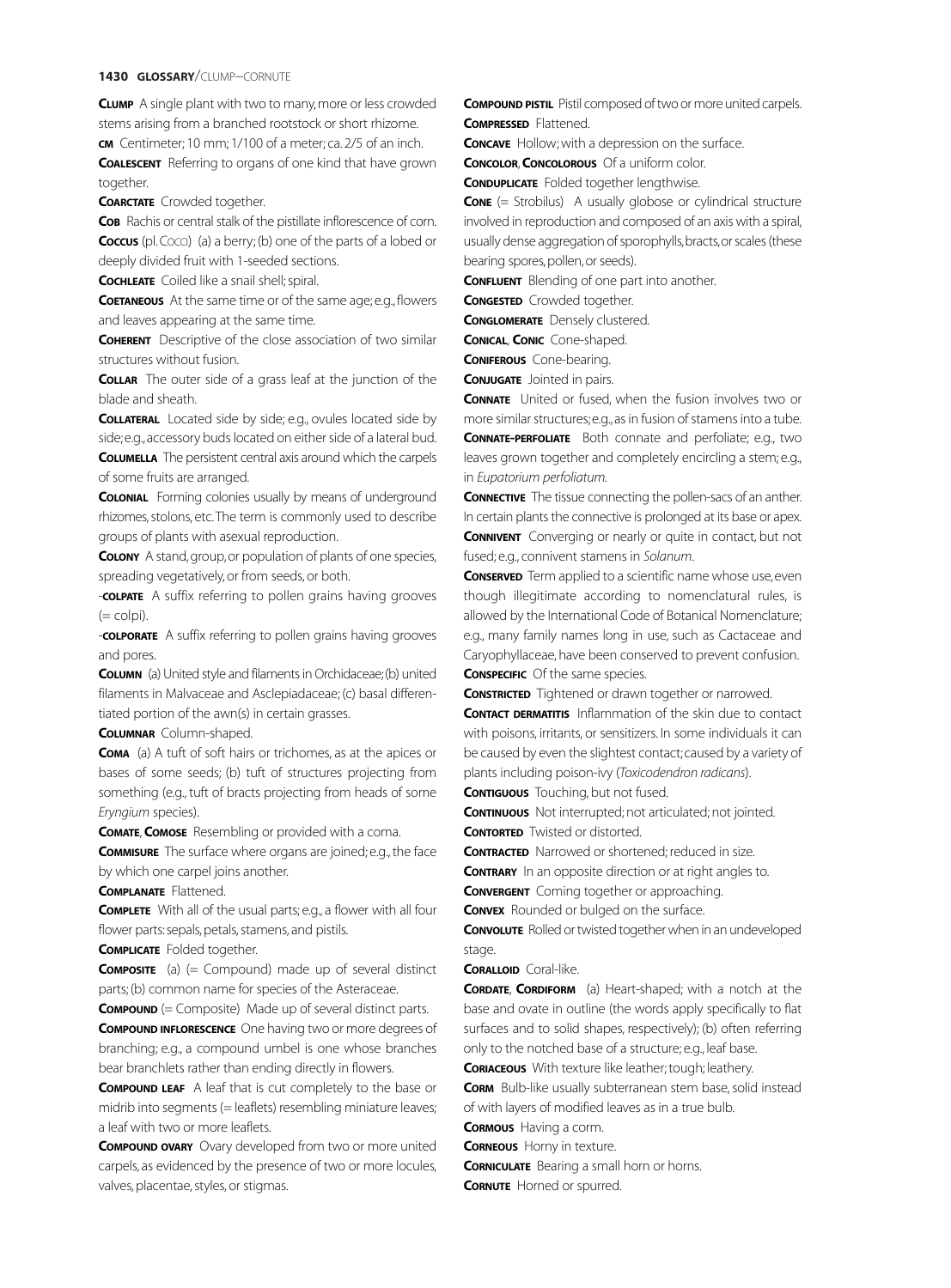**Clump** A single plant with two to many, more or less crowded stems arising from a branched rootstock or short rhizome.

**cm** Centimeter; 10 mm; 1/100 of a meter; ca. 2/5 of an inch.

**Coalescent** Referring to organs of one kind that have grown together.

**Coarctate** Crowded together.

**Cob** Rachis or central stalk of the pistillate inflorescence of corn.

**Coccus** (pl. Cocci) (a) a berry; (b) one of the parts of a lobed or deeply divided fruit with 1-seeded sections.

**Cochleate** Coiled like a snail shell; spiral.

**Coetaneous** At the same time or of the same age; e.g., flowers and leaves appearing at the same time.

**Coherent** Descriptive of the close association of two similar structures without fusion.

**Collar** The outer side of a grass leaf at the junction of the blade and sheath.

**Collateral** Located side by side; e.g., ovules located side by side; e.g., accessory buds located on either side of a lateral bud.

**Columella** The persistent central axis around which the carpels of some fruits are arranged.

**Colonial** Forming colonies usually by means of underground rhizomes, stolons, etc. The term is commonly used to describe groups of plants with asexual reproduction.

**Colony** A stand, group, or population of plants of one species, spreading vegetatively, or from seeds, or both.

**-colpate** A suffix referring to pollen grains having grooves (= colpi).

**-colporate** A suffix referring to pollen grains having grooves and pores.

**Column** (a) United style and filaments in Orchidaceae; (b) united filaments in Malvaceae and Asclepiadaceae; (c) basal differentiated portion of the awn(s) in certain grasses.

**Columnar** Column-shaped.

**Coma** (a) A tuft of soft hairs or trichomes, as at the apices or bases of some seeds; (b) tuft of structures projecting from something (e.g., tuft of bracts projecting from heads of some *Eryngium* species).

**Comate**, **Comose** Resembling or provided with a coma.

**Commisure** The surface where organs are joined; e.g., the face by which one carpel joins another.

**Complanate** Flattened.

**Complete** With all of the usual parts; e.g., a flower with all four flower parts: sepals, petals, stamens, and pistils.

**Complicate** Folded together.

**Composite** (a) (= Compound) made up of several distinct parts; (b) common name for species of the Asteraceae.

**Compound** (= Composite) Made up of several distinct parts.

**Compound inflorescence** One having two or more degrees of branching; e.g., a compound umbel is one whose branches bear branchlets rather than ending directly in flowers.

**Compound leaf** A leaf that is cut completely to the base or midrib into segments (= leaflets) resembling miniature leaves; a leaf with two or more leaflets.

**Compound ovary** Ovary developed from two or more united carpels, as evidenced by the presence of two or more locules, valves, placentae, styles, or stigmas.

**Compound pistil** Pistil composed of two or more united carpels.

**Compressed** Flattened.

**Concave** Hollow; with a depression on the surface.

**Concolor**, **Concolorous** Of a uniform color.

**Conduplicate** Folded together lengthwise.

**Cone** (= Strobilus) A usually globose or cylindrical structure involved in reproduction and composed of an axis with a spiral, usually dense aggregation of sporophylls, bracts, or scales (these bearing spores, pollen, or seeds).

**Confluent** Blending of one part into another.

**Congested** Crowded together.

**Conglomerate** Densely clustered.

**Conical**, **Conic** Cone-shaped.

**Coniferous** Cone-bearing.

**Conjugate** Jointed in pairs.

**Connate** United or fused, when the fusion involves two or more similar structures; e.g., as in fusion of stamens into a tube.

**Connate-perfoliate** Both connate and perfoliate; e.g., two leaves grown together and completely encircling a stem; e.g., in *Eupatorium perfoliatum*.

**Connective** The tissue connecting the pollen-sacs of an anther. In certain plants the connective is prolonged at its base or apex.

**Connivent** Converging or nearly or quite in contact, but not fused; e.g., connivent stamens in *Solanum*.

**Conserved** Term applied to a scientific name whose use, even though illegitimate according to nomenclatural rules, is allowed by the International Code of Botanical Nomenclature; e.g., many family names long in use, such as Cactaceae and Caryophyllaceae, have been conserved to prevent confusion.

**Conspecific** Of the same species.

**Constricted** Tightened or drawn together or narrowed.

**Contact dermatitis** Inflammation of the skin due to contact with poisons, irritants, or sensitizers. In some individuals it can be caused by even the slightest contact; caused by a variety of plants including poison-ivy (*Toxicodendron radicans*).

**Contiguous** Touching, but not fused.

**Continuous** Not interrupted; not articulated; not jointed.

**Contorted** Twisted or distorted.

**Contracted** Narrowed or shortened; reduced in size.

**Contrary** In an opposite direction or at right angles to.

**Convergent** Coming together or approaching.

**Convex** Rounded or bulged on the surface.

**Convolute** Rolled or twisted together when in an undeveloped stage.

**Coralloid** Coral-like.

**Cordate**, **Cordiform** (a) Heart-shaped; with a notch at the base and ovate in outline (the words apply specifically to flat surfaces and to solid shapes, respectively); (b) often referring only to the notched base of a structure; e.g., leaf base.

**Coriaceous** With texture like leather; tough; leathery.

**Corm** Bulb-like usually subterranean stem base, solid instead of with layers of modified leaves as in a true bulb.

**Cormous** Having a corm.

**Corneous** Horny in texture.

**Corniculate** Bearing a small horn or horns.

**Cornute** Horned or spurred.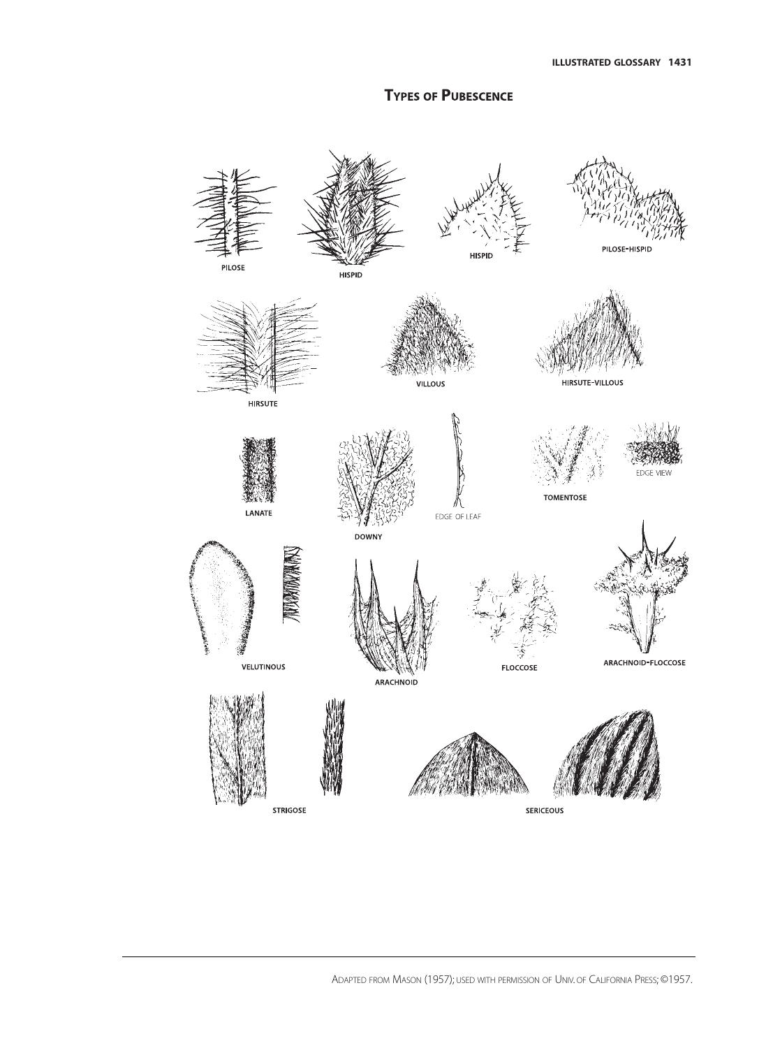## Types of Pubescence

PILOSE

HISPID

HISPID

PILOSE-HISPID

HIRSUTE

VILLOUS

HIRSUTE-VILLOUS

LANATE

DOWNY

EDGE OF LEAF

TOMENTOSE

EDGE VIEW

VELUTINOUS

ARACHNOID

FLOCCOSE

ARACHNOID-FLOCCOSE

STRIGOSE

SERICEOUS

Adapted from Mason (1957); used with permission of Univ. of California Press; ©1957.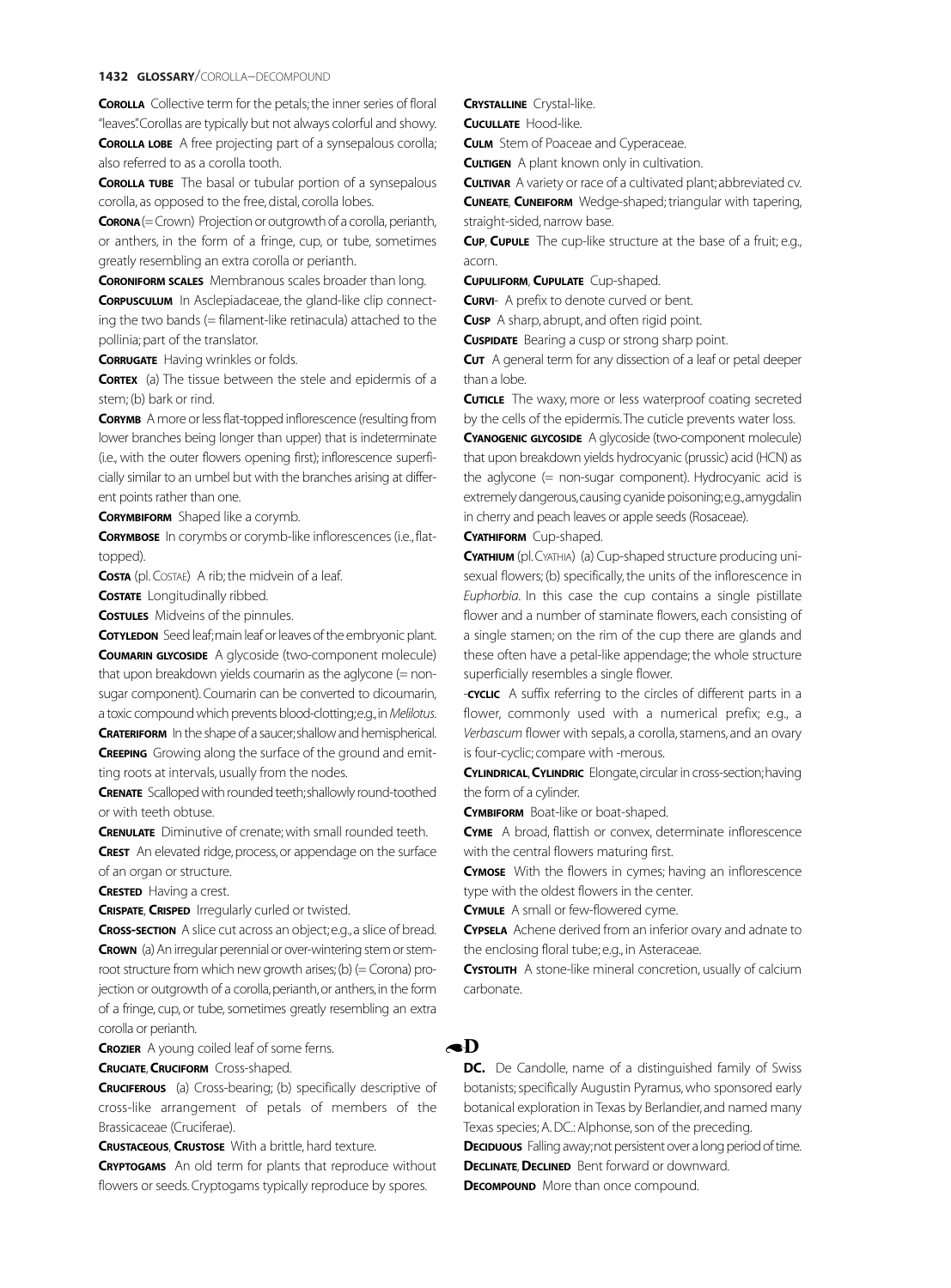**Corolla** Collective term for the petals; the inner series of floral "leaves". Corollas are typically but not always colorful and showy.

**Corolla lobe** A free projecting part of a synsepalous corolla; also referred to as a corolla tooth.

**Corolla tube** The basal or tubular portion of a synsepalous corolla, as opposed to the free, distal, corolla lobes.

**Corona** (= Crown) Projection or outgrowth of a corolla, perianth, or anthers, in the form of a fringe, cup, or tube, sometimes greatly resembling an extra corolla or perianth.

**Coroniform scales** Membranous scales broader than long.

**Corpusculum** In Asclepiadaceae, the gland-like clip connecting the two bands (= filament-like retinacula) attached to the pollinia; part of the translator.

**Corrugate** Having wrinkles or folds.

**Cortex** (a) The tissue between the stele and epidermis of a stem; (b) bark or rind.

**Corymb** A more or less flat-topped inflorescence (resulting from lower branches being longer than upper) that is indeterminate (i.e., with the outer flowers opening first); inflorescence superficially similar to an umbel but with the branches arising at different points rather than one.

**Corymbiform** Shaped like a corymb.

**Corymbose** In corymbs or corymb-like inflorescences (i.e., flat-topped).

**Costa** (pl. Costae) A rib; the midvein of a leaf.

**Costate** Longitudinally ribbed.

**Costules** Midveins of the pinnules.

**Cotyledon** Seed leaf; main leaf or leaves of the embryonic plant.

**Coumarin glycoside** A glycoside (two-component molecule) that upon breakdown yields coumarin as the aglycone (= non-sugar component). Coumarin can be converted to dicoumarin, a toxic compound which prevents blood-clotting; e.g., in *Melilotus*.

**Crateriform** In the shape of a saucer; shallow and hemispherical.

**Creeping** Growing along the surface of the ground and emitting roots at intervals, usually from the nodes.

**Crenate** Scalloped with rounded teeth; shallowly round-toothed or with teeth obtuse.

**Crenulate** Diminutive of crenate; with small rounded teeth.

**Crest** An elevated ridge, process, or appendage on the surface of an organ or structure.

**Crested** Having a crest.

**Crispate, Crisped** Irregularly curled or twisted.

**Cross-section** A slice cut across an object; e.g., a slice of bread.

**Crown** (a) An irregular perennial or over-wintering stem or stem-root structure from which new growth arises; (b) (= Corona) projection or outgrowth of a corolla, perianth, or anthers, in the form of a fringe, cup, or tube, sometimes greatly resembling an extra corolla or perianth.

**Crozier** A young coiled leaf of some ferns.

**Cruciate, Cruciform** Cross-shaped.

**Cruciferous** (a) Cross-bearing; (b) specifically descriptive of cross-like arrangement of petals of members of the Brassicaceae (Cruciferae).

**Crustaceous, Crustose** With a brittle, hard texture.

**Cryptogams** An old term for plants that reproduce without flowers or seeds. Cryptogams typically reproduce by spores.

**Crystalline** Crystal-like.

**Cucullate** Hood-like.

**Culm** Stem of Poaceae and Cyperaceae.

**Cultigen** A plant known only in cultivation.

**Cultivar** A variety or race of a cultivated plant; abbreviated cv.

**Cuneate, Cuneiform** Wedge-shaped; triangular with tapering, straight-sided, narrow base.

**Cup, Cupule** The cup-like structure at the base of a fruit; e.g., acorn.

**Cupuliform, Cupulate** Cup-shaped.

**Curvi-** A prefix to denote curved or bent.

**Cusp** A sharp, abrupt, and often rigid point.

**Cuspidate** Bearing a cusp or strong sharp point.

**Cut** A general term for any dissection of a leaf or petal deeper than a lobe.

**Cuticle** The waxy, more or less waterproof coating secreted by the cells of the epidermis. The cuticle prevents water loss.

**Cyanogenic glycoside** A glycoside (two-component molecule) that upon breakdown yields hydrocyanic (prussic) acid (HCN) as the aglycone (= non-sugar component). Hydrocyanic acid is extremely dangerous, causing cyanide poisoning; e.g., amygdalin in cherry and peach leaves or apple seeds (Rosaceae).

**Cyathiform** Cup-shaped.

**Cyathium** (pl. Cyathia) (a) Cup-shaped structure producing unisexual flowers; (b) specifically, the units of the inflorescence in *Euphorbia*. In this case the cup contains a single pistillate flower and a number of staminate flowers, each consisting of a single stamen; on the rim of the cup there are glands and these often have a petal-like appendage; the whole structure superficially resembles a single flower.

**-cyclic** A suffix referring to the circles of different parts in a flower, commonly used with a numerical prefix; e.g., a *Verbascum* flower with sepals, a corolla, stamens, and an ovary is four-cyclic; compare with -merous.

**Cylindrical, Cylindric** Elongate, circular in cross-section; having the form of a cylinder.

**Cymbiform** Boat-like or boat-shaped.

**Cyme** A broad, flattish or convex, determinate inflorescence with the central flowers maturing first.

**Cymose** With the flowers in cymes; having an inflorescence type with the oldest flowers in the center.

**Cymule** A small or few-flowered cyme.

**Cypsela** Achene derived from an inferior ovary and adnate to the enclosing floral tube; e.g., in Asteraceae.

**Cystolith** A stone-like mineral concretion, usually of calcium carbonate.

## D

**DC.** De Candolle, name of a distinguished family of Swiss botanists; specifically Augustin Pyramus, who sponsored early botanical exploration in Texas by Berlandier, and named many Texas species; A. DC.: Alphonse, son of the preceding.

**Deciduous** Falling away; not persistent over a long period of time.

**Declinate, Declined** Bent forward or downward.

**Decompound** More than once compound.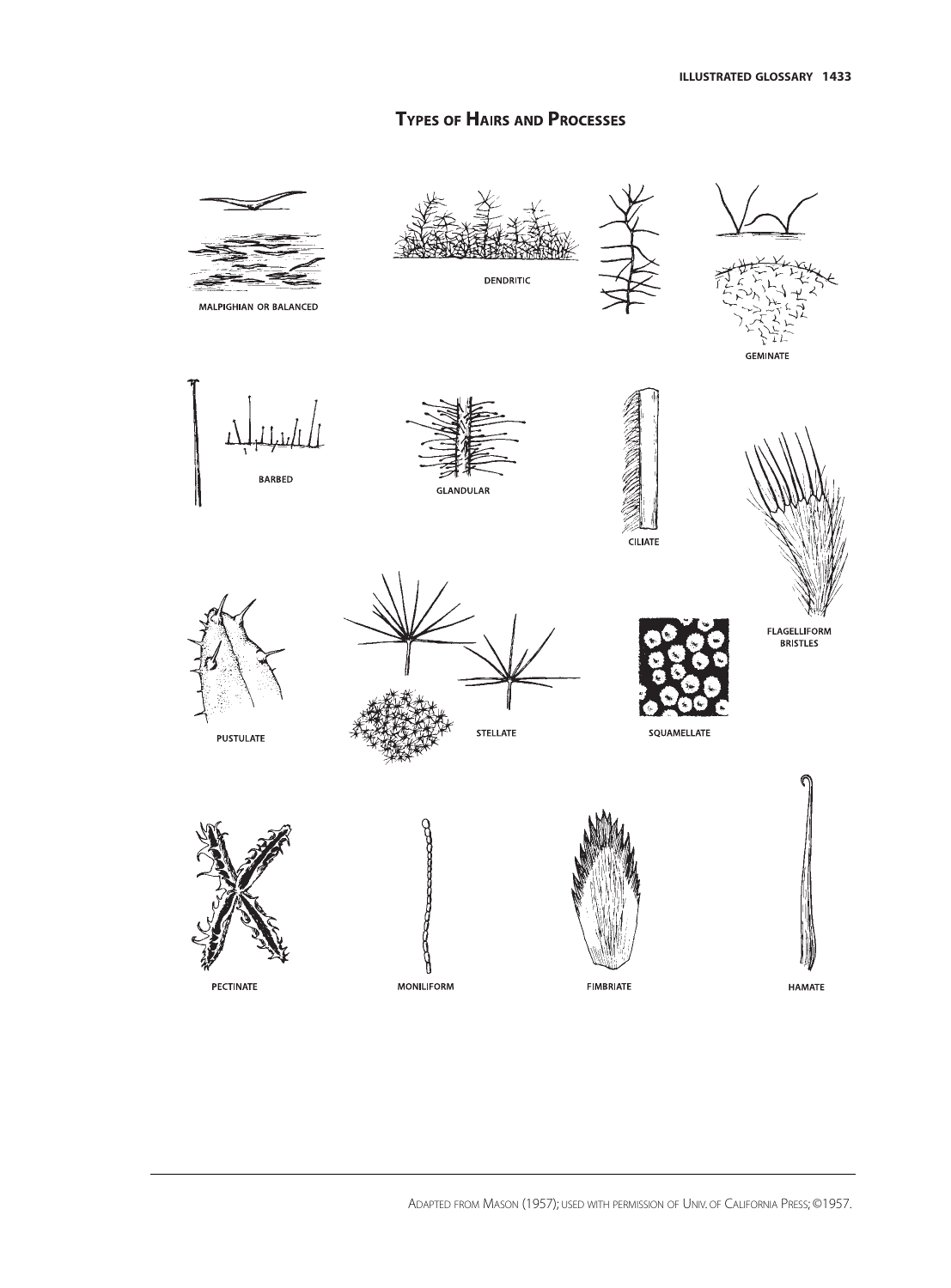# Types of Hairs and Processes

MALPIGHIAN OR BALANCED

DENDRITIC

GEMINATE

BARBED

GLANDULAR

CILIATE

FLAGELLIFORM BRISTLES

PUSTULATE

STELLATE

SQUAMELLATE

PECTINATE

MONILIFORM

FIMBRIATE

HAMATE

Adapted from Mason (1957); used with permission of Univ. of California Press; ©1957.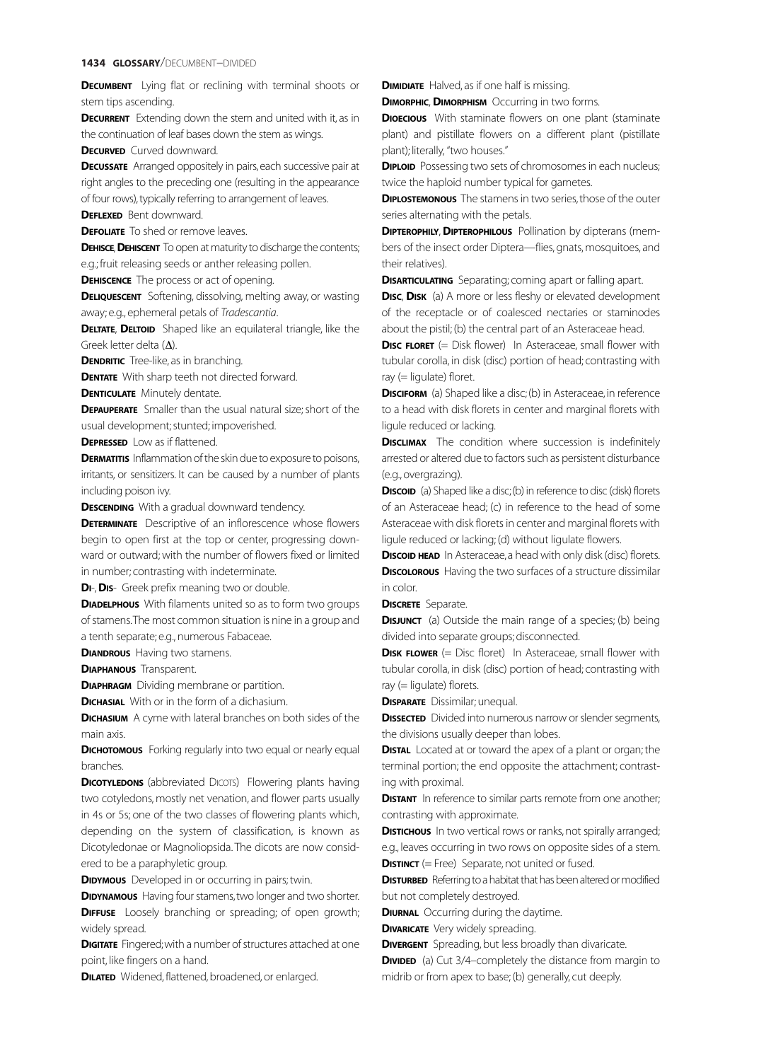**Decumbent** Lying flat or reclining with terminal shoots or stem tips ascending.

**Decurrent** Extending down the stem and united with it, as in the continuation of leaf bases down the stem as wings.

**Decurved** Curved downward.

**Decussate** Arranged oppositely in pairs, each successive pair at right angles to the preceding one (resulting in the appearance of four rows), typically referring to arrangement of leaves.

**Deflexed** Bent downward.

**Defoliate** To shed or remove leaves.

**Dehisce, Dehiscent** To open at maturity to discharge the contents; e.g., fruit releasing seeds or anther releasing pollen.

**Dehiscence** The process or act of opening.

**Deliquescent** Softening, dissolving, melting away, or wasting away; e.g., ephemeral petals of *Tradescantia*.

**Deltate, Deltoid** Shaped like an equilateral triangle, like the Greek letter delta (Δ).

**Dendritic** Tree-like, as in branching.

**Dentate** With sharp teeth not directed forward.

**Denticulate** Minutely dentate.

**Depauperate** Smaller than the usual natural size; short of the usual development; stunted; impoverished.

**Depressed** Low as if flattened.

**Dermatitis** Inflammation of the skin due to exposure to poisons, irritants, or sensitizers. It can be caused by a number of plants including poison ivy.

**Descending** With a gradual downward tendency.

**Determinate** Descriptive of an inflorescence whose flowers begin to open first at the top or center, progressing downward or outward; with the number of flowers fixed or limited in number; contrasting with indeterminate.

**Di-, Dis-** Greek prefix meaning two or double.

**Diadelphous** With filaments united so as to form two groups of stamens. The most common situation is nine in a group and a tenth separate; e.g., numerous Fabaceae.

**Diandrous** Having two stamens.

**Diaphanous** Transparent.

**Diaphragm** Dividing membrane or partition.

**Dichasial** With or in the form of a dichasium.

**Dichasium** A cyme with lateral branches on both sides of the main axis.

**Dichotomous** Forking regularly into two equal or nearly equal branches.

**Dicotyledons** (abbreviated Dicots) Flowering plants having two cotyledons, mostly net venation, and flower parts usually in 4s or 5s; one of the two classes of flowering plants which, depending on the system of classification, is known as Dicotyledonae or Magnoliopsida. The dicots are now considered to be a paraphyletic group.

**Didymous** Developed in or occurring in pairs; twin.

**Didynamous** Having four stamens, two longer and two shorter.

**Diffuse** Loosely branching or spreading; of open growth; widely spread.

**Digitate** Fingered; with a number of structures attached at one point, like fingers on a hand.

**Dilated** Widened, flattened, broadened, or enlarged.

**Dimidiate** Halved, as if one half is missing.

**Dimorphic, Dimorphism** Occurring in two forms.

**Dioecious** With staminate flowers on one plant (staminate plant) and pistillate flowers on a different plant (pistillate plant); literally, "two houses."

**Diploid** Possessing two sets of chromosomes in each nucleus; twice the haploid number typical for gametes.

**Diplostemonous** The stamens in two series, those of the outer series alternating with the petals.

**Dipterophily, Dipterophilous** Pollination by dipterans (members of the insect order Diptera—flies, gnats, mosquitoes, and their relatives).

**Disarticulating** Separating; coming apart or falling apart.

**Disc, Disk** (a) A more or less fleshy or elevated development of the receptacle or of coalesced nectaries or staminodes about the pistil; (b) the central part of an Asteraceae head.

**Disc floret** (= Disk flower) In Asteraceae, small flower with tubular corolla, in disk (disc) portion of head; contrasting with ray (= ligulate) floret.

**Disciform** (a) Shaped like a disc; (b) in Asteraceae, in reference to a head with disk florets in center and marginal florets with ligule reduced or lacking.

**Disclimax** The condition where succession is indefinitely arrested or altered due to factors such as persistent disturbance (e.g., overgrazing).

**Discoid** (a) Shaped like a disc; (b) in reference to disc (disk) florets of an Asteraceae head; (c) in reference to the head of some Asteraceae with disk florets in center and marginal florets with ligule reduced or lacking; (d) without ligulate flowers.

**Discoid head** In Asteraceae, a head with only disk (disc) florets.

**Discolorous** Having the two surfaces of a structure dissimilar in color.

**Discrete** Separate.

**Disjunct** (a) Outside the main range of a species; (b) being divided into separate groups; disconnected.

**Disk flower** (= Disc floret) In Asteraceae, small flower with tubular corolla, in disk (disc) portion of head; contrasting with ray (= ligulate) florets.

**Disparate** Dissimilar; unequal.

**Dissected** Divided into numerous narrow or slender segments, the divisions usually deeper than lobes.

**Distal** Located at or toward the apex of a plant or organ; the terminal portion; the end opposite the attachment; contrasting with proximal.

**Distant** In reference to similar parts remote from one another; contrasting with approximate.

**Distichous** In two vertical rows or ranks, not spirally arranged; e.g., leaves occurring in two rows on opposite sides of a stem.

**Distinct** (= Free) Separate, not united or fused.

**Disturbed** Referring to a habitat that has been altered or modified but not completely destroyed.

**Diurnal** Occurring during the daytime.

**Divaricate** Very widely spreading.

**Divergent** Spreading, but less broadly than divaricate.

**Divided** (a) Cut 3/4–completely the distance from margin to midrib or from apex to base; (b) generally, cut deeply.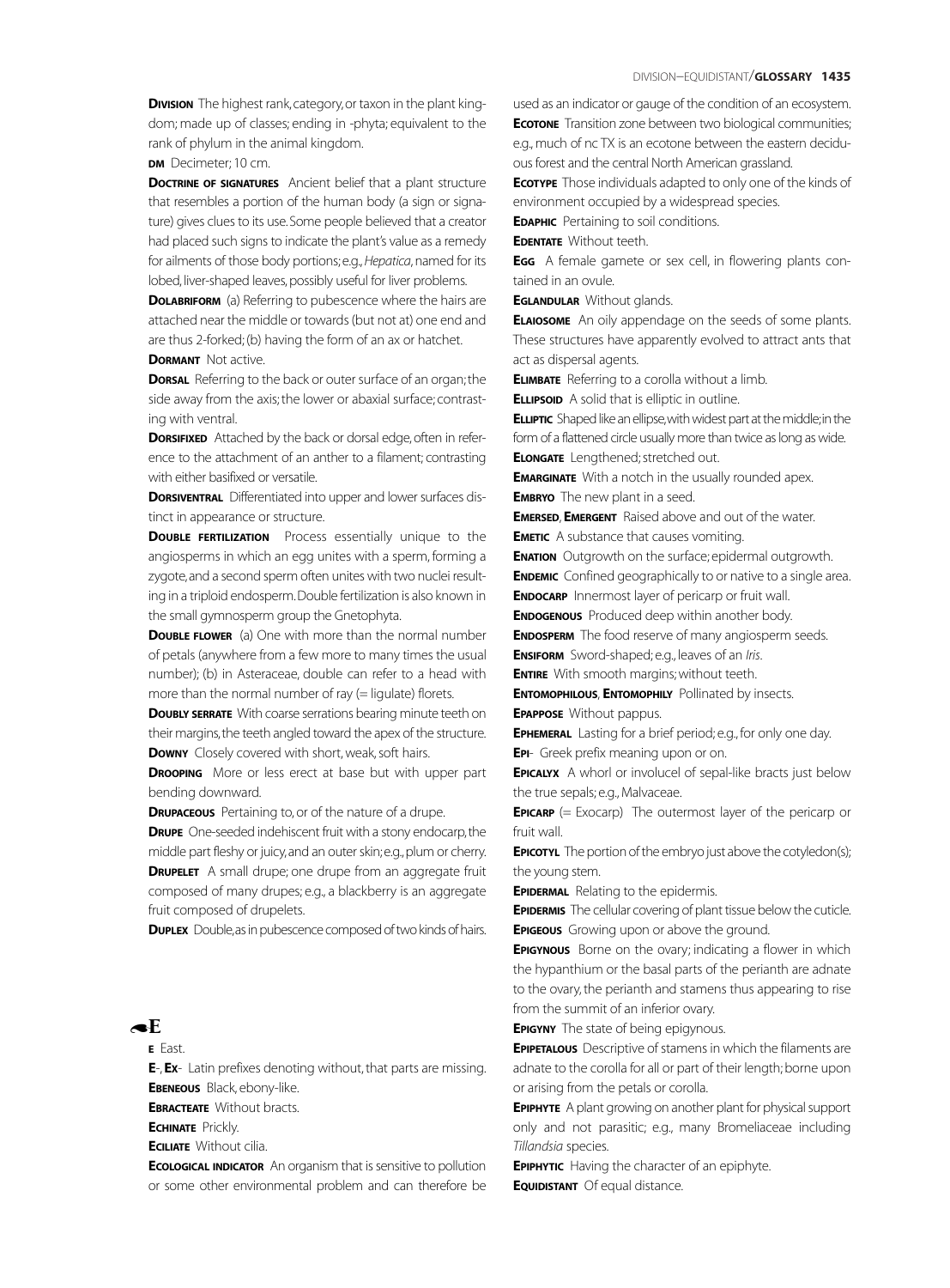**DIVISION** The highest rank, category, or taxon in the plant kingdom; made up of classes; ending in -phyta; equivalent to the rank of phylum in the animal kingdom.

**DM** Decimeter; 10 cm.

**DOCTRINE OF SIGNATURES** Ancient belief that a plant structure that resembles a portion of the human body (a sign or signature) gives clues to its use. Some people believed that a creator had placed such signs to indicate the plant's value as a remedy for ailments of those body portions; e.g., *Hepatica*, named for its lobed, liver-shaped leaves, possibly useful for liver problems.

**DOLABRIFORM** (a) Referring to pubescence where the hairs are attached near the middle or towards (but not at) one end and are thus 2-forked; (b) having the form of an ax or hatchet.

**DORMANT** Not active.

**DORSAL** Referring to the back or outer surface of an organ; the side away from the axis; the lower or abaxial surface; contrasting with ventral.

**DORSIFIXED** Attached by the back or dorsal edge, often in reference to the attachment of an anther to a filament; contrasting with either basifixed or versatile.

**DORSIVENTRAL** Differentiated into upper and lower surfaces distinct in appearance or structure.

**DOUBLE FERTILIZATION** Process essentially unique to the angiosperms in which an egg unites with a sperm, forming a zygote, and a second sperm often unites with two nuclei resulting in a triploid endosperm. Double fertilization is also known in the small gymnosperm group the Gnetophyta.

**DOUBLE FLOWER** (a) One with more than the normal number of petals (anywhere from a few more to many times the usual number); (b) in Asteraceae, double can refer to a head with more than the normal number of ray (= ligulate) florets.

**DOUBLY SERRATE** With coarse serrations bearing minute teeth on their margins, the teeth angled toward the apex of the structure.

**DOWNY** Closely covered with short, weak, soft hairs.

**DROOPING** More or less erect at base but with upper part bending downward.

**DRUPACEOUS** Pertaining to, or of the nature of a drupe.

**DRUPE** One-seeded indehiscent fruit with a stony endocarp, the middle part fleshy or juicy, and an outer skin; e.g., plum or cherry.

**DRUPELET** A small drupe; one drupe from an aggregate fruit composed of many drupes; e.g., a blackberry is an aggregate fruit composed of drupelets.

**DUPLEX** Double, as in pubescence composed of two kinds of hairs.

## E

**E** East.

**E-, EX-** Latin prefixes denoting without, that parts are missing.

**EBENEOUS** Black, ebony-like.

**EBRACTEATE** Without bracts.

**ECHINATE** Prickly.

**ECILIATE** Without cilia.

**ECOLOGICAL INDICATOR** An organism that is sensitive to pollution or some other environmental problem and can therefore be used as an indicator or gauge of the condition of an ecosystem.

**ECOTONE** Transition zone between two biological communities; e.g., much of nc TX is an ecotone between the eastern deciduous forest and the central North American grassland.

**ECOTYPE** Those individuals adapted to only one of the kinds of environment occupied by a widespread species.

**EDAPHIC** Pertaining to soil conditions.

**EDENTATE** Without teeth.

**EGG** A female gamete or sex cell, in flowering plants contained in an ovule.

**EGLANDULAR** Without glands.

**ELAIOSOME** An oily appendage on the seeds of some plants. These structures have apparently evolved to attract ants that act as dispersal agents.

**ELIMBATE** Referring to a corolla without a limb.

**ELLIPSOID** A solid that is elliptic in outline.

**ELLIPTIC** Shaped like an ellipse, with widest part at the middle; in the form of a flattened circle usually more than twice as long as wide.

**ELONGATE** Lengthened; stretched out.

**EMARGINATE** With a notch in the usually rounded apex.

**EMBRYO** The new plant in a seed.

**EMERSED, EMERGENT** Raised above and out of the water.

**EMETIC** A substance that causes vomiting.

**ENATION** Outgrowth on the surface; epidermal outgrowth.

**ENDEMIC** Confined geographically to or native to a single area.

**ENDOCARP** Innermost layer of pericarp or fruit wall.

**ENDOGENOUS** Produced deep within another body.

**ENDOSPERM** The food reserve of many angiosperm seeds.

**ENSIFORM** Sword-shaped; e.g., leaves of an *Iris*.

**ENTIRE** With smooth margins; without teeth.

**ENTOMOPHILOUS, ENTOMOPHILY** Pollinated by insects.

**EPAPPOSE** Without pappus.

**EPHEMERAL** Lasting for a brief period; e.g., for only one day.

**EPI-** Greek prefix meaning upon or on.

**EPICALYX** A whorl or involucel of sepal-like bracts just below the true sepals; e.g., Malvaceae.

**EPICARP** (= Exocarp) The outermost layer of the pericarp or fruit wall.

**EPICOTYL** The portion of the embryo just above the cotyledon(s); the young stem.

**EPIDERMAL** Relating to the epidermis.

**EPIDERMIS** The cellular covering of plant tissue below the cuticle.

**EPIGEOUS** Growing upon or above the ground.

**EPIGYNOUS** Borne on the ovary; indicating a flower in which the hypanthium or the basal parts of the perianth are adnate to the ovary, the perianth and stamens thus appearing to rise from the summit of an inferior ovary.

**EPIGYNY** The state of being epigynous.

**EPIPETALOUS** Descriptive of stamens in which the filaments are adnate to the corolla for all or part of their length; borne upon or arising from the petals or corolla.

**EPIPHYTE** A plant growing on another plant for physical support only and not parasitic; e.g., many Bromeliaceae including *Tillandsia* species.

**EPIPHYTIC** Having the character of an epiphyte.

**EQUIDISTANT** Of equal distance.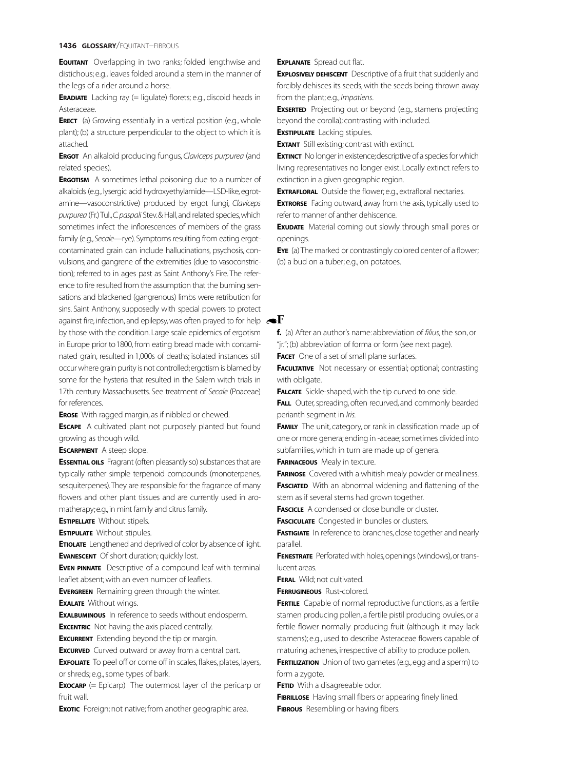**Equitant** Overlapping in two ranks; folded lengthwise and distichous; e.g., leaves folded around a stem in the manner of the legs of a rider around a horse.

**Eradiate** Lacking ray (= ligulate) florets; e.g., discoid heads in Asteraceae.

**Erect** (a) Growing essentially in a vertical position (e.g., whole plant); (b) a structure perpendicular to the object to which it is attached.

**Ergot** An alkaloid producing fungus, *Claviceps purpurea* (and related species).

**Ergotism** A sometimes lethal poisoning due to a number of alkaloids (e.g., lysergic acid hydroxyethylamide—LSD-like, egrotamine—vasoconstrictive) produced by ergot fungi, *Claviceps purpurea* (Fr.) Tul., *C. paspali* Stev. & Hall, and related species, which sometimes infect the inflorescences of members of the grass family (e.g., *Secale*—rye). Symptoms resulting from eating ergot-contaminated grain can include hallucinations, psychosis, convulsions, and gangrene of the extremities (due to vasoconstriction); referred to in ages past as Saint Anthony's Fire. The reference to fire resulted from the assumption that the burning sensations and blackened (gangrenous) limbs were retribution for sins. Saint Anthony, supposedly with special powers to protect against fire, infection, and epilepsy, was often prayed to for help by those with the condition. Large scale epidemics of ergotism in Europe prior to 1800, from eating bread made with contaminated grain, resulted in 1,000s of deaths; isolated instances still occur where grain purity is not controlled; ergotism is blamed by some for the hysteria that resulted in the Salem witch trials in 17th century Massachusetts. See treatment of *Secale* (Poaceae) for references.

**Erose** With ragged margin, as if nibbled or chewed.

**Escape** A cultivated plant not purposely planted but found growing as though wild.

**Escarpment** A steep slope.

**Essential oils** Fragrant (often pleasantly so) substances that are typically rather simple terpenoid compounds (monoterpenes, sesquiterpenes). They are responsible for the fragrance of many flowers and other plant tissues and are currently used in aromatherapy; e.g., in mint family and citrus family.

**Estipellate** Without stipels.

**Estipulate** Without stipules.

**Etiolate** Lengthened and deprived of color by absence of light.

**Evanescent** Of short duration; quickly lost.

**Even-pinnate** Descriptive of a compound leaf with terminal leaflet absent; with an even number of leaflets.

**Evergreen** Remaining green through the winter.

**Exalate** Without wings.

**Exalbuminous** In reference to seeds without endosperm.

**Excentric** Not having the axis placed centrally.

**Excurrent** Extending beyond the tip or margin.

**Excurved** Curved outward or away from a central part.

**Exfoliate** To peel off or come off in scales, flakes, plates, layers, or shreds; e.g., some types of bark.

**Exocarp** (= Epicarp) The outermost layer of the pericarp or fruit wall.

**Exotic** Foreign; not native; from another geographic area.

**Explanate** Spread out flat.

**Explosively dehiscent** Descriptive of a fruit that suddenly and forcibly dehisces its seeds, with the seeds being thrown away from the plant; e.g., *Impatiens*.

**Exserted** Projecting out or beyond (e.g., stamens projecting beyond the corolla); contrasting with included.

**Exstipulate** Lacking stipules.

**Extant** Still existing; contrast with extinct.

**Extinct** No longer in existence; descriptive of a species for which living representatives no longer exist. Locally extinct refers to extinction in a given geographic region.

**Extrafloral** Outside the flower; e.g., extrafloral nectaries.

**Extrorse** Facing outward, away from the axis, typically used to refer to manner of anther dehiscence.

**Exudate** Material coming out slowly through small pores or openings.

**Eye** (a) The marked or contrastingly colored center of a flower; (b) a bud on a tuber; e.g., on potatoes.

## F

**f.** (a) After an author's name: abbreviation of *filius*, the son, or "jr."; (b) abbreviation of forma or form (see next page).

**Facet** One of a set of small plane surfaces.

**Facultative** Not necessary or essential; optional; contrasting with obligate.

**Falcate** Sickle-shaped, with the tip curved to one side.

**Fall** Outer, spreading, often recurved, and commonly bearded perianth segment in *Iris*.

**Family** The unit, category, or rank in classification made up of one or more genera; ending in -aceae; sometimes divided into subfamilies, which in turn are made up of genera.

**Farinaceous** Mealy in texture.

**Farinose** Covered with a whitish mealy powder or mealiness.

**Fasciated** With an abnormal widening and flattening of the stem as if several stems had grown together.

**Fascicle** A condensed or close bundle or cluster.

**Fasciculate** Congested in bundles or clusters.

**Fastigiate** In reference to branches, close together and nearly parallel.

**Fenestrate** Perforated with holes, openings (windows), or translucent areas.

**Feral** Wild; not cultivated.

**Ferrugineous** Rust-colored.

**Fertile** Capable of normal reproductive functions, as a fertile stamen producing pollen, a fertile pistil producing ovules, or a fertile flower normally producing fruit (although it may lack stamens); e.g., used to describe Asteraceae flowers capable of maturing achenes, irrespective of ability to produce pollen.

**Fertilization** Union of two gametes (e.g., egg and a sperm) to form a zygote.

**Fetid** With a disagreeable odor.

**Fibrillose** Having small fibers or appearing finely lined.

**Fibrous** Resembling or having fibers.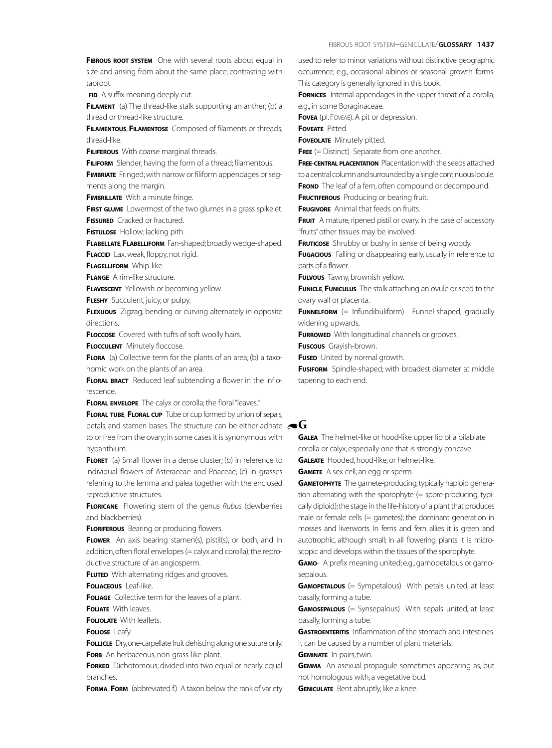**Fibrous root system** One with several roots about equal in size and arising from about the same place; contrasting with taproot.

**-fid** A suffix meaning deeply cut.

**Filament** (a) The thread-like stalk supporting an anther; (b) a thread or thread-like structure.

**Filamentous, Filamentose** Composed of filaments or threads; thread-like.

**Filiferous** With coarse marginal threads.

**Filiform** Slender; having the form of a thread; filamentous.

**Fimbriate** Fringed; with narrow or filiform appendages or segments along the margin.

**Fimbrillate** With a minute fringe.

**First glume** Lowermost of the two glumes in a grass spikelet.

**Fissured** Cracked or fractured.

**Fistulose** Hollow; lacking pith.

**Flabellate, Flabelliform** Fan-shaped; broadly wedge-shaped.

**Flaccid** Lax, weak, floppy, not rigid.

**Flagelliform** Whip-like.

**Flange** A rim-like structure.

**Flavescent** Yellowish or becoming yellow.

**Fleshy** Succulent, juicy, or pulpy.

**Flexuous** Zigzag; bending or curving alternately in opposite directions.

**Floccose** Covered with tufts of soft woolly hairs.

**Flocculent** Minutely floccose.

**Flora** (a) Collective term for the plants of an area; (b) a taxonomic work on the plants of an area.

**Floral bract** Reduced leaf subtending a flower in the inflorescence.

**Floral envelope** The calyx or corolla; the floral "leaves."

**Floral tube, Floral cup** Tube or cup formed by union of sepals, petals, and stamen bases. The structure can be either adnate to or free from the ovary; in some cases it is synonymous with hypanthium.

**Floret** (a) Small flower in a dense cluster; (b) in reference to individual flowers of Asteraceae and Poaceae; (c) in grasses referring to the lemma and palea together with the enclosed reproductive structures.

**Floricane** Flowering stem of the genus *Rubus* (dewberries and blackberries).

**Floriferous** Bearing or producing flowers.

**Flower** An axis bearing stamen(s), pistil(s), or both, and in addition, often floral envelopes (= calyx and corolla); the reproductive structure of an angiosperm.

**Fluted** With alternating ridges and grooves.

**Foliaceous** Leaf-like.

**Foliage** Collective term for the leaves of a plant.

**Foliate** With leaves.

**Foliolate** With leaflets.

**Foliose** Leafy.

**Follicle** Dry, one-carpellate fruit dehiscing along one suture only.

**Forb** An herbaceous, non-grass-like plant.

**Forked** Dichotomous; divided into two equal or nearly equal branches.

**Forma, Form** (abbreviated f.) A taxon below the rank of variety used to refer to minor variations without distinctive geographic occurrence; e.g., occasional albinos or seasonal growth forms. This category is generally ignored in this book.

**Fornices** Internal appendages in the upper throat of a corolla; e.g., in some Boraginaceae.

**Fovea** (pl. Foveae). A pit or depression.

**Foveate** Pitted.

**Foveolate** Minutely pitted.

**Free** (= Distinct) Separate from one another.

**Free-central placentation** Placentation with the seeds attached to a central column and surrounded by a single continuous locule.

**Frond** The leaf of a fern, often compound or decompound.

**Fructiferous** Producing or bearing fruit.

**Frugivore** Animal that feeds on fruits.

**Fruit** A mature, ripened pistil or ovary. In the case of accessory "fruits" other tissues may be involved.

**Fruticose** Shrubby or bushy in sense of being woody.

**Fugacious** Falling or disappearing early, usually in reference to parts of a flower.

**Fulvous** Tawny, brownish yellow.

**Funicle, Funiculus** The stalk attaching an ovule or seed to the ovary wall or placenta.

**Funnelform** (= Infundibuliform) Funnel-shaped; gradually widening upwards.

**Furrowed** With longitudinal channels or grooves.

**Fuscous** Grayish-brown.

**Fused** United by normal growth.

**Fusiform** Spindle-shaped; with broadest diameter at middle tapering to each end.

## G

**Galea** The helmet-like or hood-like upper lip of a bilabiate corolla or calyx, especially one that is strongly concave.

**Galeate** Hooded, hood-like, or helmet-like.

**Gamete** A sex cell; an egg or sperm.

**Gametophyte** The gamete-producing, typically haploid generation alternating with the sporophyte (= spore-producing, typically diploid); the stage in the life-history of a plant that produces male or female cells (= gametes); the dominant generation in mosses and liverworts. In ferns and fern allies it is green and autotrophic, although small; in all flowering plants it is microscopic and develops within the tissues of the sporophyte.

**Gamo-** A prefix meaning united; e.g., gamopetalous or gamosepalous.

**Gamopetalous** (= Sympetalous) With petals united, at least basally, forming a tube.

**Gamosepalous** (= Synsepalous) With sepals united, at least basally, forming a tube.

**Gastroenteritis** Inflammation of the stomach and intestines. It can be caused by a number of plant materials.

**Geminate** In pairs; twin.

**Gemma** An asexual propagule sometimes appearing as, but not homologous with, a vegetative bud.

**Geniculate** Bent abruptly, like a knee.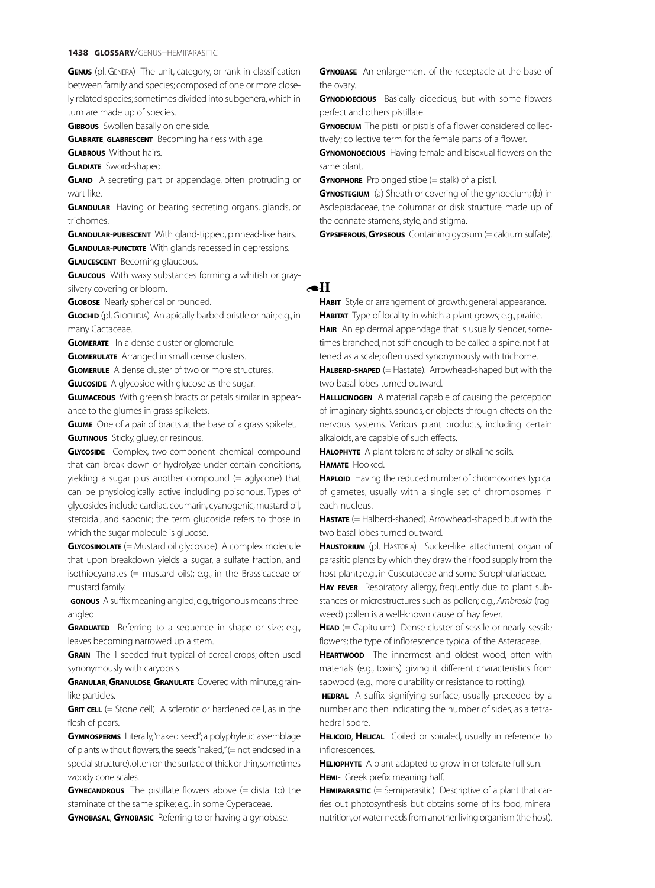**Genus** (pl. Genera) The unit, category, or rank in classification between family and species; composed of one or more closely related species; sometimes divided into subgenera, which in turn are made up of species.

**Gibbous** Swollen basally on one side.

**Glabrate**, **glabrescent** Becoming hairless with age.

**Glabrous** Without hairs.

**Gladiate** Sword-shaped.

**Gland** A secreting part or appendage, often protruding or wart-like.

**Glandular** Having or bearing secreting organs, glands, or trichomes.

**Glandular-pubescent** With gland-tipped, pinhead-like hairs.

**Glandular-punctate** With glands recessed in depressions.

**Glaucescent** Becoming glaucous.

**Glaucous** With waxy substances forming a whitish or gray-silvery covering or bloom.

**Globose** Nearly spherical or rounded.

**Glochid** (pl. Glochidia) An apically barbed bristle or hair; e.g., in many Cactaceae.

**Glomerate** In a dense cluster or glomerule.

**Glomerulate** Arranged in small dense clusters.

**Glomerule** A dense cluster of two or more structures.

**Glucoside** A glycoside with glucose as the sugar.

**Glumaceous** With greenish bracts or petals similar in appearance to the glumes in grass spikelets.

**Glume** One of a pair of bracts at the base of a grass spikelet.

**Glutinous** Sticky, gluey, or resinous.

**Glycoside** Complex, two-component chemical compound that can break down or hydrolyze under certain conditions, yielding a sugar plus another compound (= aglycone) that can be physiologically active including poisonous. Types of glycosides include cardiac, coumarin, cyanogenic, mustard oil, steroidal, and saponic; the term glucoside refers to those in which the sugar molecule is glucose.

**Glycosinolate** (= Mustard oil glycoside) A complex molecule that upon breakdown yields a sugar, a sulfate fraction, and isothiocyanates (= mustard oils); e.g., in the Brassicaceae or mustard family.

**-gonous** A suffix meaning angled; e.g., trigonous means three-angled.

**Graduated** Referring to a sequence in shape or size; e.g., leaves becoming narrowed up a stem.

**Grain** The 1-seeded fruit typical of cereal crops; often used synonymously with caryopsis.

**Granular**, **Granulose**, **Granulate** Covered with minute, grain-like particles.

**Grit cell** (= Stone cell) A sclerotic or hardened cell, as in the flesh of pears.

**Gymnosperms** Literally, "naked seed"; a polyphyletic assemblage of plants without flowers, the seeds "naked," (= not enclosed in a special structure), often on the surface of thick or thin, sometimes woody cone scales.

**Gynecandrous** The pistillate flowers above (= distal to) the staminate of the same spike; e.g., in some Cyperaceae.

**Gynobasal**, **Gynobasic** Referring to or having a gynobase.

**Gynobase** An enlargement of the receptacle at the base of the ovary.

**Gynodioecious** Basically dioecious, but with some flowers perfect and others pistillate.

**Gynoecium** The pistil or pistils of a flower considered collectively; collective term for the female parts of a flower.

**Gynomonoecious** Having female and bisexual flowers on the same plant.

**Gynophore** Prolonged stipe (= stalk) of a pistil.

**Gynostegium** (a) Sheath or covering of the gynoecium; (b) in Asclepiadaceae, the columnar or disk structure made up of the connate stamens, style, and stigma.

**Gypsiferous**, **Gypseous** Containing gypsum (= calcium sulfate).

## H

**Habit** Style or arrangement of growth; general appearance.

**Habitat** Type of locality in which a plant grows; e.g., prairie.

**Hair** An epidermal appendage that is usually slender, sometimes branched, not stiff enough to be called a spine, not flattened as a scale; often used synonymously with trichome.

**Halberd-shaped** (= Hastate). Arrowhead-shaped but with the two basal lobes turned outward.

**Hallucinogen** A material capable of causing the perception of imaginary sights, sounds, or objects through effects on the nervous systems. Various plant products, including certain alkaloids, are capable of such effects.

**Halophyte** A plant tolerant of salty or alkaline soils.

**Hamate** Hooked.

**Haploid** Having the reduced number of chromosomes typical of gametes; usually with a single set of chromosomes in each nucleus.

**Hastate** (= Halberd-shaped). Arrowhead-shaped but with the two basal lobes turned outward.

**Haustorium** (pl. Hastoria) Sucker-like attachment organ of parasitic plants by which they draw their food supply from the host-plant.; e.g., in Cuscutaceae and some Scrophulariaceae.

**Hay fever** Respiratory allergy, frequently due to plant substances or microstructures such as pollen; e.g., *Ambrosia* (ragweed) pollen is a well-known cause of hay fever.

**Head** (= Capitulum) Dense cluster of sessile or nearly sessile flowers; the type of inflorescence typical of the Asteraceae.

**Heartwood** The innermost and oldest wood, often with materials (e.g., toxins) giving it different characteristics from sapwood (e.g., more durability or resistance to rotting).

**-hedral** A suffix signifying surface, usually preceded by a number and then indicating the number of sides, as a tetrahedral spore.

**Helicoid**, **Helical** Coiled or spiraled, usually in reference to inflorescences.

**Heliophyte** A plant adapted to grow in or tolerate full sun.

**Hemi-** Greek prefix meaning half.

**Hemiparasitic** (= Semiparasitic) Descriptive of a plant that carries out photosynthesis but obtains some of its food, mineral nutrition, or water needs from another living organism (the host).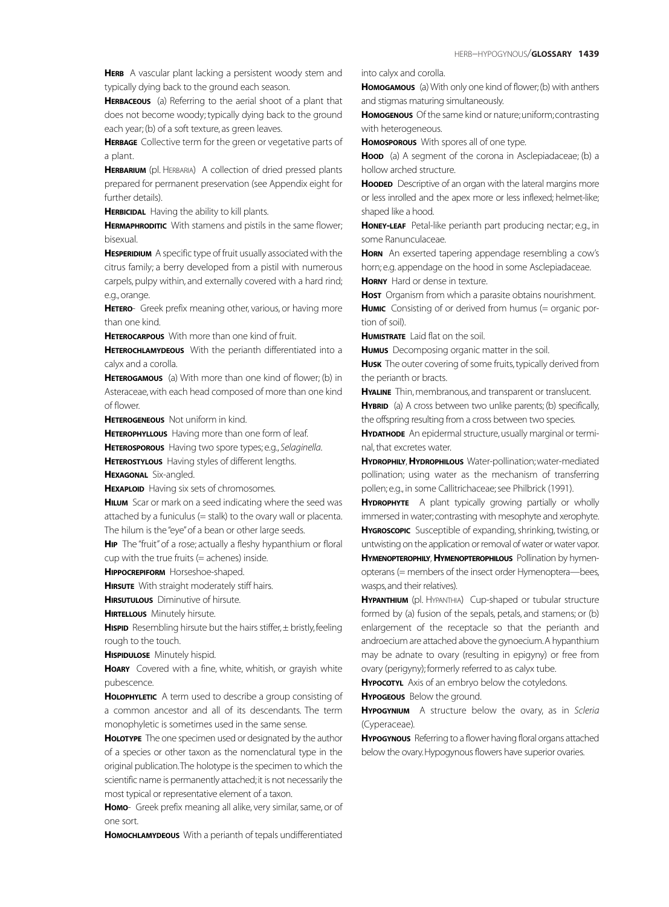**Herb** A vascular plant lacking a persistent woody stem and typically dying back to the ground each season.

**Herbaceous** (a) Referring to the aerial shoot of a plant that does not become woody; typically dying back to the ground each year; (b) of a soft texture, as green leaves.

**Herbage** Collective term for the green or vegetative parts of a plant.

**Herbarium** (pl. Herbaria) A collection of dried pressed plants prepared for permanent preservation (see Appendix eight for further details).

**Herbicidal** Having the ability to kill plants.

**Hermaphroditic** With stamens and pistils in the same flower; bisexual.

**Hesperidium** A specific type of fruit usually associated with the citrus family; a berry developed from a pistil with numerous carpels, pulpy within, and externally covered with a hard rind; e.g., orange.

**Hetero-** Greek prefix meaning other, various, or having more than one kind.

**Heterocarpous** With more than one kind of fruit.

**Heterochlamydeous** With the perianth differentiated into a calyx and a corolla.

**Heterogamous** (a) With more than one kind of flower; (b) in Asteraceae, with each head composed of more than one kind of flower.

**Heterogeneous** Not uniform in kind.

**Heterophyllous** Having more than one form of leaf.

**Heterosporous** Having two spore types; e.g., *Selaginella*.

**Heterostylous** Having styles of different lengths.

**Hexagonal** Six-angled.

**Hexaploid** Having six sets of chromosomes.

**Hilum** Scar or mark on a seed indicating where the seed was attached by a funiculus (= stalk) to the ovary wall or placenta. The hilum is the "eye" of a bean or other large seeds.

**Hip** The "fruit" of a rose; actually a fleshy hypanthium or floral cup with the true fruits (= achenes) inside.

**Hippocrepiform** Horseshoe-shaped.

**Hirsute** With straight moderately stiff hairs.

**Hirsutulous** Diminutive of hirsute.

**Hirtellous** Minutely hirsute.

**Hispid** Resembling hirsute but the hairs stiffer, ± bristly, feeling rough to the touch.

**Hispidulose** Minutely hispid.

**Hoary** Covered with a fine, white, whitish, or grayish white pubescence.

**Holophyletic** A term used to describe a group consisting of a common ancestor and all of its descendants. The term monophyletic is sometimes used in the same sense.

**Holotype** The one specimen used or designated by the author of a species or other taxon as the nomenclatural type in the original publication. The holotype is the specimen to which the scientific name is permanently attached; it is not necessarily the most typical or representative element of a taxon.

**Homo-** Greek prefix meaning all alike, very similar, same, or of one sort.

**Homochlamydeous** With a perianth of tepals undifferentiated into calyx and corolla.

**Homogamous** (a) With only one kind of flower; (b) with anthers and stigmas maturing simultaneously.

**Homogenous** Of the same kind or nature; uniform; contrasting with heterogeneous.

**Homosporous** With spores all of one type.

**Hood** (a) A segment of the corona in Asclepiadaceae; (b) a hollow arched structure.

**Hooded** Descriptive of an organ with the lateral margins more or less inrolled and the apex more or less inflexed; helmet-like; shaped like a hood.

**Honey-leaf** Petal-like perianth part producing nectar; e.g., in some Ranunculaceae.

**Horn** An exserted tapering appendage resembling a cow's horn; e.g. appendage on the hood in some Asclepiadaceae.

**Horny** Hard or dense in texture.

**Host** Organism from which a parasite obtains nourishment.

**Humic** Consisting of or derived from humus (= organic portion of soil).

**Humistrate** Laid flat on the soil.

**Humus** Decomposing organic matter in the soil.

**Husk** The outer covering of some fruits, typically derived from the perianth or bracts.

**Hyaline** Thin, membranous, and transparent or translucent.

**Hybrid** (a) A cross between two unlike parents; (b) specifically, the offspring resulting from a cross between two species.

**Hydathode** An epidermal structure, usually marginal or terminal, that excretes water.

**Hydrophily, Hydrophilous** Water-pollination; water-mediated pollination; using water as the mechanism of transferring pollen; e.g., in some Callitrichaceae; see Philbrick (1991).

**Hydrophyte** A plant typically growing partially or wholly immersed in water; contrasting with mesophyte and xerophyte.

**Hygroscopic** Susceptible of expanding, shrinking, twisting, or untwisting on the application or removal of water or water vapor.

**Hymenopterophily, Hymenopterophilous** Pollination by hymenopterans (= members of the insect order Hymenoptera—bees, wasps, and their relatives).

**Hypanthium** (pl. Hypanthia) Cup-shaped or tubular structure formed by (a) fusion of the sepals, petals, and stamens; or (b) enlargement of the receptacle so that the perianth and androecium are attached above the gynoecium. A hypanthium may be adnate to ovary (resulting in epigyny) or free from ovary (perigyny); formerly referred to as calyx tube.

**Hypocotyl** Axis of an embryo below the cotyledons.

**Hypogeous** Below the ground.

**Hypogynium** A structure below the ovary, as in *Scleria* (Cyperaceae).

**Hypogynous** Referring to a flower having floral organs attached below the ovary. Hypogynous flowers have superior ovaries.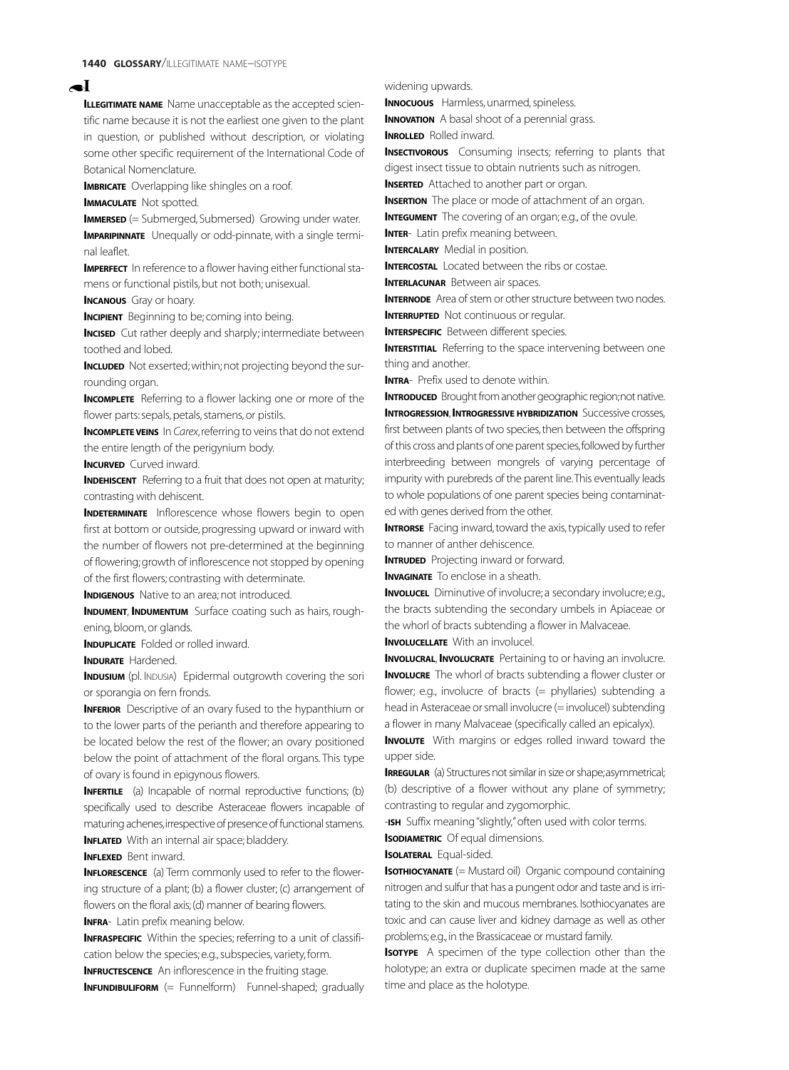# I

**Illegitimate name** Name unacceptable as the accepted scientific name because it is not the earliest one given to the plant in question, or published without description, or violating some other specific requirement of the International Code of Botanical Nomenclature.

**Imbricate** Overlapping like shingles on a roof.

**Immaculate** Not spotted.

**Immersed** (= Submerged, Submersed) Growing under water.

**Imparipinnate** Unequally or odd-pinnate, with a single terminal leaflet.

**Imperfect** In reference to a flower having either functional stamens or functional pistils, but not both; unisexual.

**Incanous** Gray or hoary.

**Incipient** Beginning to be; coming into being.

**Incised** Cut rather deeply and sharply; intermediate between toothed and lobed.

**Included** Not exserted; within; not projecting beyond the surrounding organ.

**Incomplete** Referring to a flower lacking one or more of the flower parts: sepals, petals, stamens, or pistils.

**Incomplete veins** In *Carex*, referring to veins that do not extend the entire length of the perigynium body.

**Incurved** Curved inward.

**Indehiscent** Referring to a fruit that does not open at maturity; contrasting with dehiscent.

**Indeterminate** Inflorescence whose flowers begin to open first at bottom or outside, progressing upward or inward with the number of flowers not pre-determined at the beginning of flowering; growth of inflorescence not stopped by opening of the first flowers; contrasting with determinate.

**Indigenous** Native to an area; not introduced.

**Indument**, **Indumentum** Surface coating such as hairs, roughening, bloom, or glands.

**Induplicate** Folded or rolled inward.

**Indurate** Hardened.

**Indusium** (pl. Indusia) Epidermal outgrowth covering the sori or sporangia on fern fronds.

**Inferior** Descriptive of an ovary fused to the hypanthium or to the lower parts of the perianth and therefore appearing to be located below the rest of the flower; an ovary positioned below the point of attachment of the floral organs. This type of ovary is found in epigynous flowers.

**Infertile** (a) Incapable of normal reproductive functions; (b) specifically used to describe Asteraceae flowers incapable of maturing achenes, irrespective of presence of functional stamens.

**Inflated** With an internal air space; bladdery.

**Inflexed** Bent inward.

**Inflorescence** (a) Term commonly used to refer to the flowering structure of a plant; (b) a flower cluster; (c) arrangement of flowers on the floral axis; (d) manner of bearing flowers.

**Infra-** Latin prefix meaning below.

**Infraspecific** Within the species; referring to a unit of classification below the species; e.g., subspecies, variety, form.

**Infructescence** An inflorescence in the fruiting stage.

**Infundibuliform** (= Funnelform) Funnel-shaped; gradually widening upwards.

**Innocuous** Harmless, unarmed, spineless.

**Innovation** A basal shoot of a perennial grass.

**Inrolled** Rolled inward.

**Insectivorous** Consuming insects; referring to plants that digest insect tissue to obtain nutrients such as nitrogen.

**Inserted** Attached to another part or organ.

**Insertion** The place or mode of attachment of an organ.

**Integument** The covering of an organ; e.g., of the ovule.

**Inter-** Latin prefix meaning between.

**Intercalary** Medial in position.

**Intercostal** Located between the ribs or costae.

**Interlacunar** Between air spaces.

**Internode** Area of stem or other structure between two nodes.

**Interrupted** Not continuous or regular.

**Interspecific** Between different species.

**Interstitial** Referring to the space intervening between one thing and another.

**Intra-** Prefix used to denote within.

**Introduced** Brought from another geographic region; not native.

**Introgression**, **Introgressive hybridization** Successive crosses, first between plants of two species, then between the offspring of this cross and plants of one parent species, followed by further interbreeding between mongrels of varying percentage of impurity with purebreds of the parent line. This eventually leads to whole populations of one parent species being contaminated with genes derived from the other.

**Introrse** Facing inward, toward the axis, typically used to refer to manner of anther dehiscence.

**Intruded** Projecting inward or forward.

**Invaginate** To enclose in a sheath.

**Involucel** Diminutive of involucre; a secondary involucre; e.g., the bracts subtending the secondary umbels in Apiaceae or the whorl of bracts subtending a flower in Malvaceae.

**Involucellate** With an involucel.

**Involucral**, **Involucrate** Pertaining to or having an involucre.

**Involucre** The whorl of bracts subtending a flower cluster or flower; e.g., involucre of bracts (= phyllaries) subtending a head in Asteraceae or small involucre (= involucel) subtending a flower in many Malvaceae (specifically called an epicalyx).

**Involute** With margins or edges rolled inward toward the upper side.

**Irregular** (a) Structures not similar in size or shape; asymmetrical; (b) descriptive of a flower without any plane of symmetry; contrasting to regular and zygomorphic.

**-ish** Suffix meaning "slightly," often used with color terms.

**Isodiametric** Of equal dimensions.

**Isolateral** Equal-sided.

**Isothiocyanate** (= Mustard oil) Organic compound containing nitrogen and sulfur that has a pungent odor and taste and is irritating to the skin and mucous membranes. Isothiocyanates are toxic and can cause liver and kidney damage as well as other problems; e.g., in the Brassicaceae or mustard family.

**Isotype** A specimen of the type collection other than the holotype; an extra or duplicate specimen made at the same time and place as the holotype.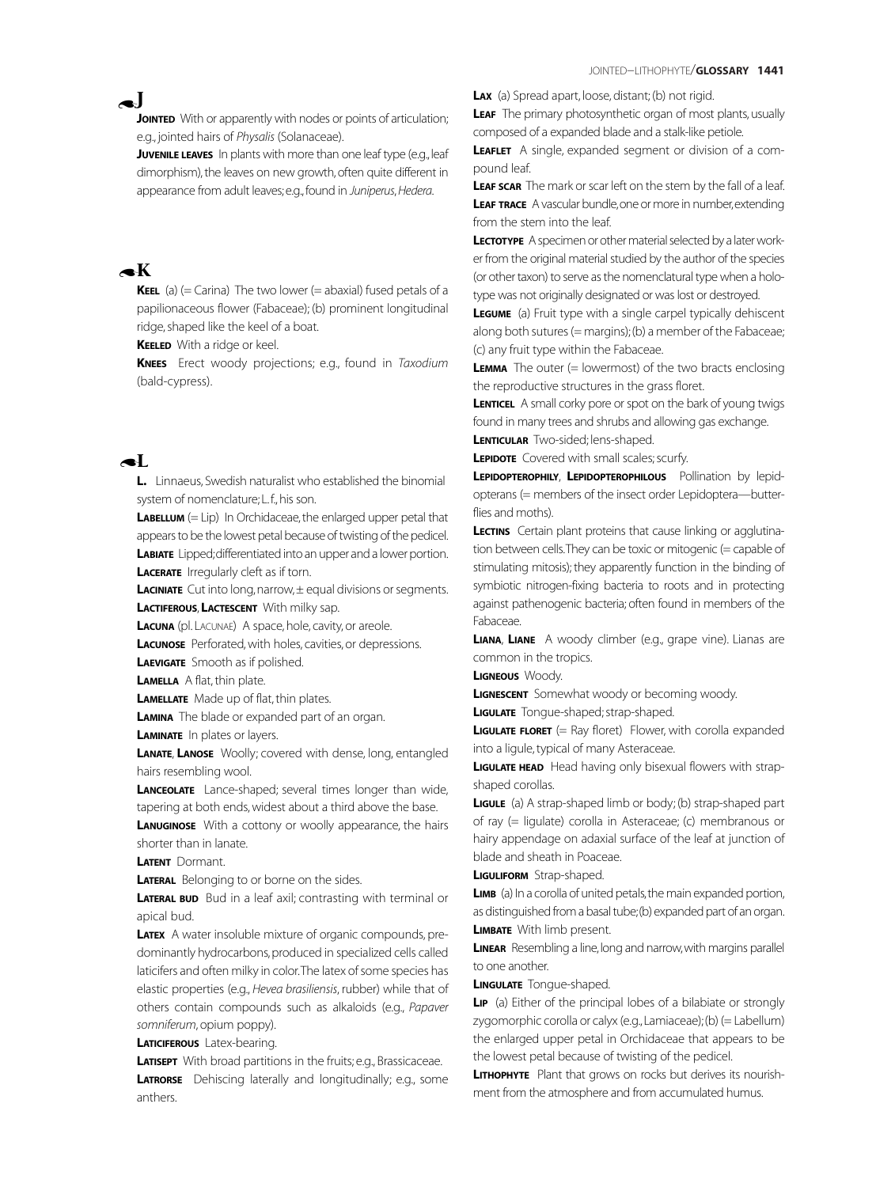## J

**Jointed** With or apparently with nodes or points of articulation; e.g., jointed hairs of *Physalis* (Solanaceae).

**Juvenile leaves** In plants with more than one leaf type (e.g., leaf dimorphism), the leaves on new growth, often quite different in appearance from adult leaves; e.g., found in *Juniperus*, *Hedera*.

## K

**Keel** (a) (= Carina) The two lower (= abaxial) fused petals of a papilionaceous flower (Fabaceae); (b) prominent longitudinal ridge, shaped like the keel of a boat.

**Keeled** With a ridge or keel.

**Knees** Erect woody projections; e.g., found in *Taxodium* (bald-cypress).

## L

**L.** Linnaeus, Swedish naturalist who established the binomial system of nomenclature; L. f., his son.

**Labellum** (= Lip) In Orchidaceae, the enlarged upper petal that appears to be the lowest petal because of twisting of the pedicel.

**Labiate** Lipped; differentiated into an upper and a lower portion.

**Lacerate** Irregularly cleft as if torn.

**Laciniate** Cut into long, narrow, ± equal divisions or segments.

**Lactiferous**, **Lactescent** With milky sap.

**Lacuna** (pl. Lacunae) A space, hole, cavity, or areole.

**Lacunose** Perforated, with holes, cavities, or depressions.

**Laevigate** Smooth as if polished.

**Lamella** A flat, thin plate.

**Lamellate** Made up of flat, thin plates.

**Lamina** The blade or expanded part of an organ.

**Laminate** In plates or layers.

**Lanate**, **Lanose** Woolly; covered with dense, long, entangled hairs resembling wool.

**Lanceolate** Lance-shaped; several times longer than wide, tapering at both ends, widest about a third above the base.

**Lanuginose** With a cottony or woolly appearance, the hairs shorter than in lanate.

**Latent** Dormant.

**Lateral** Belonging to or borne on the sides.

**Lateral bud** Bud in a leaf axil; contrasting with terminal or apical bud.

**Latex** A water insoluble mixture of organic compounds, predominantly hydrocarbons, produced in specialized cells called laticifers and often milky in color. The latex of some species has elastic properties (e.g., *Hevea brasiliensis*, rubber) while that of others contain compounds such as alkaloids (e.g., *Papaver somniferum*, opium poppy).

**Laticiferous** Latex-bearing.

**Latisept** With broad partitions in the fruits; e.g., Brassicaceae.

**Latrorse** Dehiscing laterally and longitudinally; e.g., some anthers.

**Lax** (a) Spread apart, loose, distant; (b) not rigid.

**Leaf** The primary photosynthetic organ of most plants, usually composed of a expanded blade and a stalk-like petiole.

**Leaflet** A single, expanded segment or division of a compound leaf.

**Leaf scar** The mark or scar left on the stem by the fall of a leaf.

**Leaf trace** A vascular bundle, one or more in number, extending from the stem into the leaf.

**Lectotype** A specimen or other material selected by a later worker from the original material studied by the author of the species (or other taxon) to serve as the nomenclatural type when a holotype was not originally designated or was lost or destroyed.

**Legume** (a) Fruit type with a single carpel typically dehiscent along both sutures (= margins); (b) a member of the Fabaceae; (c) any fruit type within the Fabaceae.

**Lemma** The outer (= lowermost) of the two bracts enclosing the reproductive structures in the grass floret.

**Lenticel** A small corky pore or spot on the bark of young twigs found in many trees and shrubs and allowing gas exchange.

**Lenticular** Two-sided; lens-shaped.

**Lepidote** Covered with small scales; scurfy.

**Lepidopterophily**, **Lepidopterophilous** Pollination by lepidopterans (= members of the insect order Lepidoptera—butterflies and moths).

**Lectins** Certain plant proteins that cause linking or agglutination between cells. They can be toxic or mitogenic (= capable of stimulating mitosis); they apparently function in the binding of symbiotic nitrogen-fixing bacteria to roots and in protecting against pathenogenic bacteria; often found in members of the Fabaceae.

**Liana**, **Liane** A woody climber (e.g., grape vine). Lianas are common in the tropics.

**Ligneous** Woody.

**Lignescent** Somewhat woody or becoming woody.

**Ligulate** Tongue-shaped; strap-shaped.

**Ligulate floret** (= Ray floret) Flower, with corolla expanded into a ligule, typical of many Asteraceae.

**Ligulate head** Head having only bisexual flowers with strap-shaped corollas.

**Ligule** (a) A strap-shaped limb or body; (b) strap-shaped part of ray (= ligulate) corolla in Asteraceae; (c) membranous or hairy appendage on adaxial surface of the leaf at junction of blade and sheath in Poaceae.

**Liguliform** Strap-shaped.

**Limb** (a) In a corolla of united petals, the main expanded portion, as distinguished from a basal tube; (b) expanded part of an organ.

**Limbate** With limb present.

**Linear** Resembling a line, long and narrow, with margins parallel to one another.

**Lingulate** Tongue-shaped.

**Lip** (a) Either of the principal lobes of a bilabiate or strongly zygomorphic corolla or calyx (e.g., Lamiaceae); (b) (= Labellum) the enlarged upper petal in Orchidaceae that appears to be the lowest petal because of twisting of the pedicel.

**Lithophyte** Plant that grows on rocks but derives its nourishment from the atmosphere and from accumulated humus.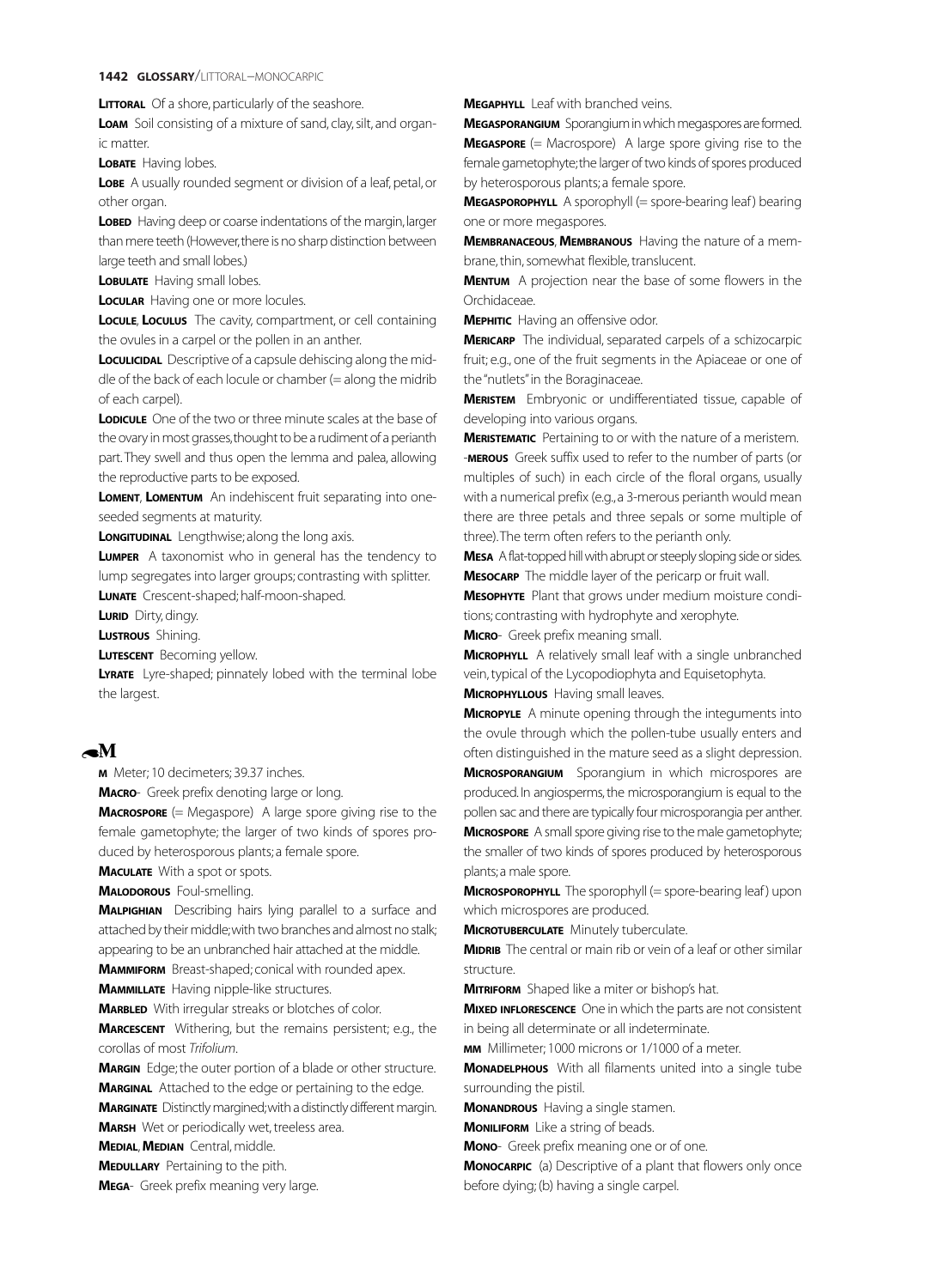**Littoral** Of a shore, particularly of the seashore.

**Loam** Soil consisting of a mixture of sand, clay, silt, and organic matter.

**Lobate** Having lobes.

**Lobe** A usually rounded segment or division of a leaf, petal, or other organ.

**Lobed** Having deep or coarse indentations of the margin, larger than mere teeth (However, there is no sharp distinction between large teeth and small lobes.)

**Lobulate** Having small lobes.

**Locular** Having one or more locules.

**Locule, Loculus** The cavity, compartment, or cell containing the ovules in a carpel or the pollen in an anther.

**Loculicidal** Descriptive of a capsule dehiscing along the middle of the back of each locule or chamber (= along the midrib of each carpel).

**Lodicule** One of the two or three minute scales at the base of the ovary in most grasses, thought to be a rudiment of a perianth part. They swell and thus open the lemma and palea, allowing the reproductive parts to be exposed.

**Loment, Lomentum** An indehiscent fruit separating into one-seeded segments at maturity.

**Longitudinal** Lengthwise; along the long axis.

**Lumper** A taxonomist who in general has the tendency to lump segregates into larger groups; contrasting with splitter.

**Lunate** Crescent-shaped; half-moon-shaped.

**Lurid** Dirty, dingy.

**Lustrous** Shining.

**Lutescent** Becoming yellow.

**Lyrate** Lyre-shaped; pinnately lobed with the terminal lobe the largest.

## M

**m** Meter; 10 decimeters; 39.37 inches.

**Macro-** Greek prefix denoting large or long.

**Macrospore** (= Megaspore) A large spore giving rise to the female gametophyte; the larger of two kinds of spores produced by heterosporous plants; a female spore.

**Maculate** With a spot or spots.

**Malodorous** Foul-smelling.

**Malpighian** Describing hairs lying parallel to a surface and attached by their middle; with two branches and almost no stalk; appearing to be an unbranched hair attached at the middle.

**Mammiform** Breast-shaped; conical with rounded apex.

**Mammillate** Having nipple-like structures.

**Marbled** With irregular streaks or blotches of color.

**Marcescent** Withering, but the remains persistent; e.g., the corollas of most *Trifolium*.

**Margin** Edge; the outer portion of a blade or other structure.

**Marginal** Attached to the edge or pertaining to the edge.

**Marginate** Distinctly margined; with a distinctly different margin.

**Marsh** Wet or periodically wet, treeless area.

**Medial, Median** Central, middle.

**Medullary** Pertaining to the pith.

**Mega-** Greek prefix meaning very large.

**Megaphyll** Leaf with branched veins.

**Megasporangium** Sporangium in which megaspores are formed.

**Megaspore** (= Macrospore) A large spore giving rise to the female gametophyte; the larger of two kinds of spores produced by heterosporous plants; a female spore.

**Megasporophyll** A sporophyll (= spore-bearing leaf) bearing one or more megaspores.

**Membranaceous, Membranous** Having the nature of a membrane, thin, somewhat flexible, translucent.

**Mentum** A projection near the base of some flowers in the Orchidaceae.

**Mephitic** Having an offensive odor.

**Mericarp** The individual, separated carpels of a schizocarpic fruit; e.g., one of the fruit segments in the Apiaceae or one of the "nutlets" in the Boraginaceae.

**Meristem** Embryonic or undifferentiated tissue, capable of developing into various organs.

**Meristematic** Pertaining to or with the nature of a meristem.

**-merous** Greek suffix used to refer to the number of parts (or multiples of such) in each circle of the floral organs, usually with a numerical prefix (e.g., a 3-merous perianth would mean there are three petals and three sepals or some multiple of three). The term often refers to the perianth only.

**Mesa** A flat-topped hill with abrupt or steeply sloping side or sides.

**Mesocarp** The middle layer of the pericarp or fruit wall.

**Mesophyte** Plant that grows under medium moisture conditions; contrasting with hydrophyte and xerophyte.

**Micro-** Greek prefix meaning small.

**Microphyll** A relatively small leaf with a single unbranched vein, typical of the Lycopodiophyta and Equisetophyta.

**Microphyllous** Having small leaves.

**Micropyle** A minute opening through the integuments into the ovule through which the pollen-tube usually enters and often distinguished in the mature seed as a slight depression.

**Microsporangium** Sporangium in which microspores are produced. In angiosperms, the microsporangium is equal to the pollen sac and there are typically four microsporangia per anther.

**Microspore** A small spore giving rise to the male gametophyte; the smaller of two kinds of spores produced by heterosporous plants; a male spore.

**Microsporophyll** The sporophyll (= spore-bearing leaf) upon which microspores are produced.

**Microtuberculate** Minutely tuberculate.

**Midrib** The central or main rib or vein of a leaf or other similar structure.

**Mitriform** Shaped like a miter or bishop's hat.

**Mixed inflorescence** One in which the parts are not consistent in being all determinate or all indeterminate.

**mm** Millimeter; 1000 microns or 1/1000 of a meter.

**Monadelphous** With all filaments united into a single tube surrounding the pistil.

**Monandrous** Having a single stamen.

**Moniliform** Like a string of beads.

**Mono-** Greek prefix meaning one or of one.

**Monocarpic** (a) Descriptive of a plant that flowers only once before dying; (b) having a single carpel.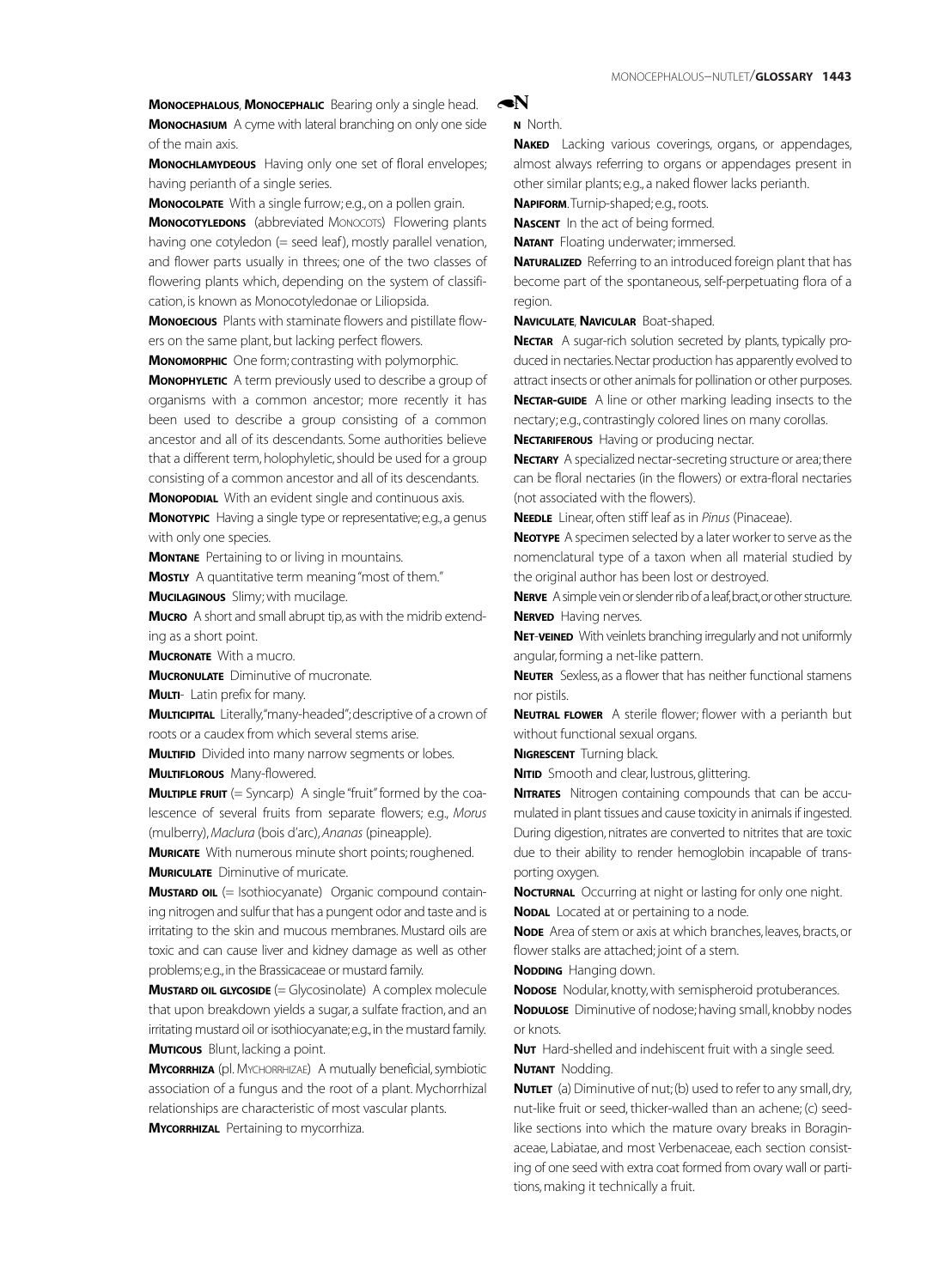**Monocephalous**, **Monocephalic** Bearing only a single head.

**Monochasium** A cyme with lateral branching on only one side of the main axis.

**Monochlamydeous** Having only one set of floral envelopes; having perianth of a single series.

**Monocolpate** With a single furrow; e.g., on a pollen grain.

**Monocotyledons** (abbreviated Monocots) Flowering plants having one cotyledon (= seed leaf), mostly parallel venation, and flower parts usually in threes; one of the two classes of flowering plants which, depending on the system of classification, is known as Monocotyledonae or Liliopsida.

**Monoecious** Plants with staminate flowers and pistillate flowers on the same plant, but lacking perfect flowers.

**Monomorphic** One form; contrasting with polymorphic.

**Monophyletic** A term previously used to describe a group of organisms with a common ancestor; more recently it has been used to describe a group consisting of a common ancestor and all of its descendants. Some authorities believe that a different term, holophyletic, should be used for a group consisting of a common ancestor and all of its descendants.

**Monopodial** With an evident single and continuous axis.

**Monotypic** Having a single type or representative; e.g., a genus with only one species.

**Montane** Pertaining to or living in mountains.

**Mostly** A quantitative term meaning "most of them."

**Mucilaginous** Slimy; with mucilage.

**Mucro** A short and small abrupt tip, as with the midrib extending as a short point.

**Mucronate** With a mucro.

**Mucronulate** Diminutive of mucronate.

**Multi-** Latin prefix for many.

**Multicipital** Literally, "many-headed"; descriptive of a crown of roots or a caudex from which several stems arise.

**Multifid** Divided into many narrow segments or lobes.

**Multiflorous** Many-flowered.

**Multiple fruit** (= Syncarp) A single "fruit" formed by the coalescence of several fruits from separate flowers; e.g., *Morus* (mulberry), *Maclura* (bois d'arc), *Ananas* (pineapple).

**Muricate** With numerous minute short points; roughened.

**Muriculate** Diminutive of muricate.

**Mustard oil** (= Isothiocyanate) Organic compound containing nitrogen and sulfur that has a pungent odor and taste and is irritating to the skin and mucous membranes. Mustard oils are toxic and can cause liver and kidney damage as well as other problems; e.g., in the Brassicaceae or mustard family.

**Mustard oil glycoside** (= Glycosinolate) A complex molecule that upon breakdown yields a sugar, a sulfate fraction, and an irritating mustard oil or isothiocyanate; e.g., in the mustard family.

**Muticous** Blunt, lacking a point.

**Mycorrhiza** (pl. Mychorrhizae) A mutually beneficial, symbiotic association of a fungus and the root of a plant. Mychorrhizal relationships are characteristic of most vascular plants.

**Mycorrhizal** Pertaining to mycorrhiza.

## N

**N** North.

**Naked** Lacking various coverings, organs, or appendages, almost always referring to organs or appendages present in other similar plants; e.g., a naked flower lacks perianth.

**Napiform**. Turnip-shaped; e.g., roots.

**Nascent** In the act of being formed.

**Natant** Floating underwater; immersed.

**Naturalized** Referring to an introduced foreign plant that has become part of the spontaneous, self-perpetuating flora of a region.

**Naviculate**, **Navicular** Boat-shaped.

**Nectar** A sugar-rich solution secreted by plants, typically produced in nectaries. Nectar production has apparently evolved to attract insects or other animals for pollination or other purposes.

**Nectar-guide** A line or other marking leading insects to the nectary; e.g., contrastingly colored lines on many corollas.

**Nectariferous** Having or producing nectar.

**Nectary** A specialized nectar-secreting structure or area; there can be floral nectaries (in the flowers) or extra-floral nectaries (not associated with the flowers).

**Needle** Linear, often stiff leaf as in *Pinus* (Pinaceae).

**Neotype** A specimen selected by a later worker to serve as the nomenclatural type of a taxon when all material studied by the original author has been lost or destroyed.

**Nerve** A simple vein or slender rib of a leaf, bract, or other structure.

**Nerved** Having nerves.

**Net-veined** With veinlets branching irregularly and not uniformly angular, forming a net-like pattern.

**Neuter** Sexless, as a flower that has neither functional stamens nor pistils.

**Neutral flower** A sterile flower; flower with a perianth but without functional sexual organs.

**Nigrescent** Turning black.

**Nitid** Smooth and clear, lustrous, glittering.

**Nitrates** Nitrogen containing compounds that can be accumulated in plant tissues and cause toxicity in animals if ingested. During digestion, nitrates are converted to nitrites that are toxic due to their ability to render hemoglobin incapable of transporting oxygen.

**Nocturnal** Occurring at night or lasting for only one night.

**Nodal** Located at or pertaining to a node.

**Node** Area of stem or axis at which branches, leaves, bracts, or flower stalks are attached; joint of a stem.

**Nodding** Hanging down.

**Nodose** Nodular, knotty, with semispheroid protuberances.

**Nodulose** Diminutive of nodose; having small, knobby nodes or knots.

**Nut** Hard-shelled and indehiscent fruit with a single seed.

**Nutant** Nodding.

**Nutlet** (a) Diminutive of nut; (b) used to refer to any small, dry, nut-like fruit or seed, thicker-walled than an achene; (c) seed-like sections into which the mature ovary breaks in Boraginaceae, Labiatae, and most Verbenaceae, each section consisting of one seed with extra coat formed from ovary wall or partitions, making it technically a fruit.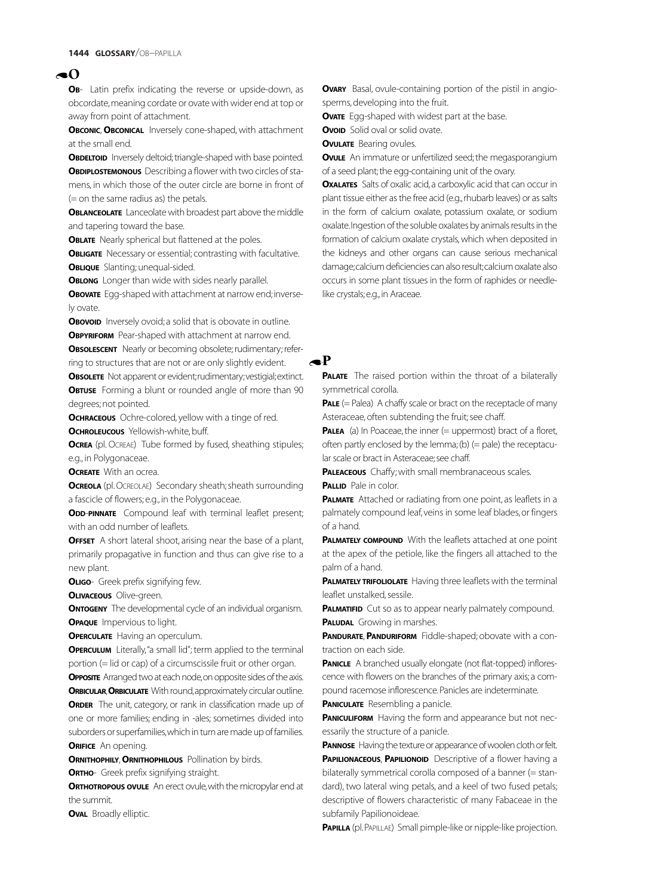## O

**Ob-** Latin prefix indicating the reverse or upside-down, as obcordate, meaning cordate or ovate with wider end at top or away from point of attachment.

**Obconic, Obconical** Inversely cone-shaped, with attachment at the small end.

**Obdeltoid** Inversely deltoid; triangle-shaped with base pointed.

**Obdiplostemonous** Describing a flower with two circles of stamens, in which those of the outer circle are borne in front of (= on the same radius as) the petals.

**Oblanceolate** Lanceolate with broadest part above the middle and tapering toward the base.

**Oblate** Nearly spherical but flattened at the poles.

**Obligate** Necessary or essential; contrasting with facultative.

**Oblique** Slanting; unequal-sided.

**Oblong** Longer than wide with sides nearly parallel.

**Obovate** Egg-shaped with attachment at narrow end; inversely ovate.

**Obovoid** Inversely ovoid; a solid that is obovate in outline.

**Obpyriform** Pear-shaped with attachment at narrow end.

**Obsolescent** Nearly or becoming obsolete; rudimentary; referring to structures that are not or are only slightly evident.

**Obsolete** Not apparent or evident; rudimentary; vestigial; extinct.

**Obtuse** Forming a blunt or rounded angle of more than 90 degrees; not pointed.

**Ochraceous** Ochre-colored, yellow with a tinge of red.

**Ochroleucous** Yellowish-white, buff.

**Ocrea** (pl. Ocreae) Tube formed by fused, sheathing stipules; e.g., in Polygonaceae.

**Ocreate** With an ocrea.

**Ocreola** (pl. Ocreolae) Secondary sheath; sheath surrounding a fascicle of flowers; e.g., in the Polygonaceae.

**Odd-pinnate** Compound leaf with terminal leaflet present; with an odd number of leaflets.

**Offset** A short lateral shoot, arising near the base of a plant, primarily propagative in function and thus can give rise to a new plant.

**Oligo-** Greek prefix signifying few.

**Olivaceous** Olive-green.

**Ontogeny** The developmental cycle of an individual organism.

**Opaque** Impervious to light.

**Operculate** Having an operculum.

**Operculum** Literally, "a small lid"; term applied to the terminal portion (= lid or cap) of a circumscissile fruit or other organ.

**Opposite** Arranged two at each node, on opposite sides of the axis.

**Orbicular, Orbiculate** With round, approximately circular outline.

**Order** The unit, category, or rank in classification made up of one or more families; ending in -ales; sometimes divided into suborders or superfamilies, which in turn are made up of families.

**Orifice** An opening.

**Ornithophily, Ornithophilous** Pollination by birds.

**Ortho-** Greek prefix signifying straight.

**Orthotropous ovule** An erect ovule, with the micropylar end at the summit.

**Oval** Broadly elliptic.

**Ovary** Basal, ovule-containing portion of the pistil in angiosperms, developing into the fruit.

**Ovate** Egg-shaped with widest part at the base.

**Ovoid** Solid oval or solid ovate.

**Ovulate** Bearing ovules.

**Ovule** An immature or unfertilized seed; the megasporangium of a seed plant; the egg-containing unit of the ovary.

**Oxalates** Salts of oxalic acid, a carboxylic acid that can occur in plant tissue either as the free acid (e.g., rhubarb leaves) or as salts in the form of calcium oxalate, potassium oxalate, or sodium oxalate. Ingestion of the soluble oxalates by animals results in the formation of calcium oxalate crystals, which when deposited in the kidneys and other organs can cause serious mechanical damage; calcium deficiencies can also result; calcium oxalate also occurs in some plant tissues in the form of raphides or needle-like crystals; e.g., in Araceae.

## P

**Palate** The raised portion within the throat of a bilaterally symmetrical corolla.

**Pale** (= Palea) A chaffy scale or bract on the receptacle of many Asteraceae, often subtending the fruit; see chaff.

**Palea** (a) In Poaceae, the inner (= uppermost) bract of a floret, often partly enclosed by the lemma; (b) (= pale) the receptacular scale or bract in Asteraceae; see chaff.

**Paleaceous** Chaffy; with small membranaceous scales.

**Pallid** Pale in color.

**Palmate** Attached or radiating from one point, as leaflets in a palmately compound leaf, veins in some leaf blades, or fingers of a hand.

**Palmately compound** With the leaflets attached at one point at the apex of the petiole, like the fingers all attached to the palm of a hand.

**Palmately trifoliolate** Having three leaflets with the terminal leaflet unstalked, sessile.

**Palmatifid** Cut so as to appear nearly palmately compound.

**Paludal** Growing in marshes.

**Pandurate, Panduriform** Fiddle-shaped; obovate with a contraction on each side.

**Panicle** A branched usually elongate (not flat-topped) inflorescence with flowers on the branches of the primary axis; a compound racemose inflorescence. Panicles are indeterminate.

**Paniculate** Resembling a panicle.

**Paniculiform** Having the form and appearance but not necessarily the structure of a panicle.

**Pannose** Having the texture or appearance of woolen cloth or felt.

**Papilionaceous, Papilionoid** Descriptive of a flower having a bilaterally symmetrical corolla composed of a banner (= standard), two lateral wing petals, and a keel of two fused petals; descriptive of flowers characteristic of many Fabaceae in the subfamily Papilionoideae.

**Papilla** (pl. Papillae) Small pimple-like or nipple-like projection.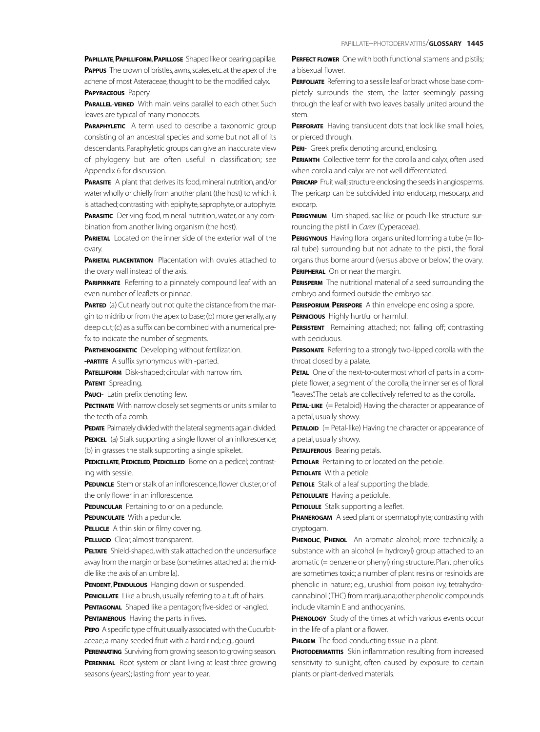**Papillate, Papilliform, Papillose** Shaped like or bearing papillae.

**Pappus** The crown of bristles, awns, scales, etc. at the apex of the achene of most Asteraceae, thought to be the modified calyx.

**Papyraceous** Papery.

**Parallel-veined** With main veins parallel to each other. Such leaves are typical of many monocots.

**Paraphyletic** A term used to describe a taxonomic group consisting of an ancestral species and some but not all of its descendants. Paraphyletic groups can give an inaccurate view of phylogeny but are often useful in classification; see Appendix 6 for discussion.

**Parasite** A plant that derives its food, mineral nutrition, and/or water wholly or chiefly from another plant (the host) to which it is attached; contrasting with epiphyte, saprophyte, or autophyte.

**Parasitic** Deriving food, mineral nutrition, water, or any combination from another living organism (the host).

**Parietal** Located on the inner side of the exterior wall of the ovary.

**Parietal placentation** Placentation with ovules attached to the ovary wall instead of the axis.

**Paripinnate** Referring to a pinnately compound leaf with an even number of leaflets or pinnae.

**Parted** (a) Cut nearly but not quite the distance from the margin to midrib or from the apex to base; (b) more generally, any deep cut; (c) as a suffix can be combined with a numerical prefix to indicate the number of segments.

**Parthenogenetic** Developing without fertilization.

**-partite** A suffix synonymous with -parted.

**Patelliform** Disk-shaped; circular with narrow rim.

**Patent** Spreading.

**Pauci-** Latin prefix denoting few.

**Pectinate** With narrow closely set segments or units similar to the teeth of a comb.

**Pedate** Palmately divided with the lateral segments again divided.

**Pedicel** (a) Stalk supporting a single flower of an inflorescence; (b) in grasses the stalk supporting a single spikelet.

**Pedicellate, Pediceled, Pedicelled** Borne on a pedicel; contrasting with sessile.

**Peduncle** Stem or stalk of an inflorescence, flower cluster, or of the only flower in an inflorescence.

**Peduncular** Pertaining to or on a peduncle.

**Pedunculate** With a peduncle.

**Pellicle** A thin skin or filmy covering.

**Pellucid** Clear, almost transparent.

**Peltate** Shield-shaped, with stalk attached on the undersurface away from the margin or base (sometimes attached at the middle like the axis of an umbrella).

**Pendent, Pendulous** Hanging down or suspended.

**Penicillate** Like a brush, usually referring to a tuft of hairs.

**Pentagonal** Shaped like a pentagon; five-sided or -angled.

**Pentamerous** Having the parts in fives.

**Pepo** A specific type of fruit usually associated with the Cucurbitaceae; a many-seeded fruit with a hard rind; e.g., gourd.

**Perennating** Surviving from growing season to growing season.

**Perennial** Root system or plant living at least three growing seasons (years); lasting from year to year.

**Perfect flower** One with both functional stamens and pistils; a bisexual flower.

**Perfoliate** Referring to a sessile leaf or bract whose base completely surrounds the stem, the latter seemingly passing through the leaf or with two leaves basally united around the stem.

**Perforate** Having translucent dots that look like small holes, or pierced through.

**Peri-** Greek prefix denoting around, enclosing.

**Perianth** Collective term for the corolla and calyx, often used when corolla and calyx are not well differentiated.

**Pericarp** Fruit wall; structure enclosing the seeds in angiosperms. The pericarp can be subdivided into endocarp, mesocarp, and exocarp.

**Perigynium** Urn-shaped, sac-like or pouch-like structure surrounding the pistil in *Carex* (Cyperaceae).

**Perigynous** Having floral organs united forming a tube (= floral tube) surrounding but not adnate to the pistil, the floral organs thus borne around (versus above or below) the ovary.

**Peripheral** On or near the margin.

**Perisperm** The nutritional material of a seed surrounding the embryo and formed outside the embryo sac.

**Perisporium, Perispore** A thin envelope enclosing a spore.

**Pernicious** Highly hurtful or harmful.

**Persistent** Remaining attached; not falling off; contrasting with deciduous.

**Personate** Referring to a strongly two-lipped corolla with the throat closed by a palate.

**Petal** One of the next-to-outermost whorl of parts in a complete flower; a segment of the corolla; the inner series of floral "leaves." The petals are collectively referred to as the corolla.

**Petal-like** (= Petaloid) Having the character or appearance of a petal, usually showy.

**Petaloid** (= Petal-like) Having the character or appearance of a petal, usually showy.

**Petaliferous** Bearing petals.

**Petiolar** Pertaining to or located on the petiole.

**Petiolate** With a petiole.

**Petiole** Stalk of a leaf supporting the blade.

**Petiolulate** Having a petiolule.

**Petiolule** Stalk supporting a leaflet.

**Phanerogam** A seed plant or spermatophyte; contrasting with cryptogam.

**Phenolic, Phenol** An aromatic alcohol; more technically, a substance with an alcohol (= hydroxyl) group attached to an aromatic (= benzene or phenyl) ring structure. Plant phenolics are sometimes toxic; a number of plant resins or resinoids are phenolic in nature; e.g., urushiol from poison ivy, tetrahydrocannabinol (THC) from marijuana; other phenolic compounds include vitamin E and anthocyanins.

**Phenology** Study of the times at which various events occur in the life of a plant or a flower.

**Phloem** The food-conducting tissue in a plant.

**Photodermatitis** Skin inflammation resulting from increased sensitivity to sunlight, often caused by exposure to certain plants or plant-derived materials.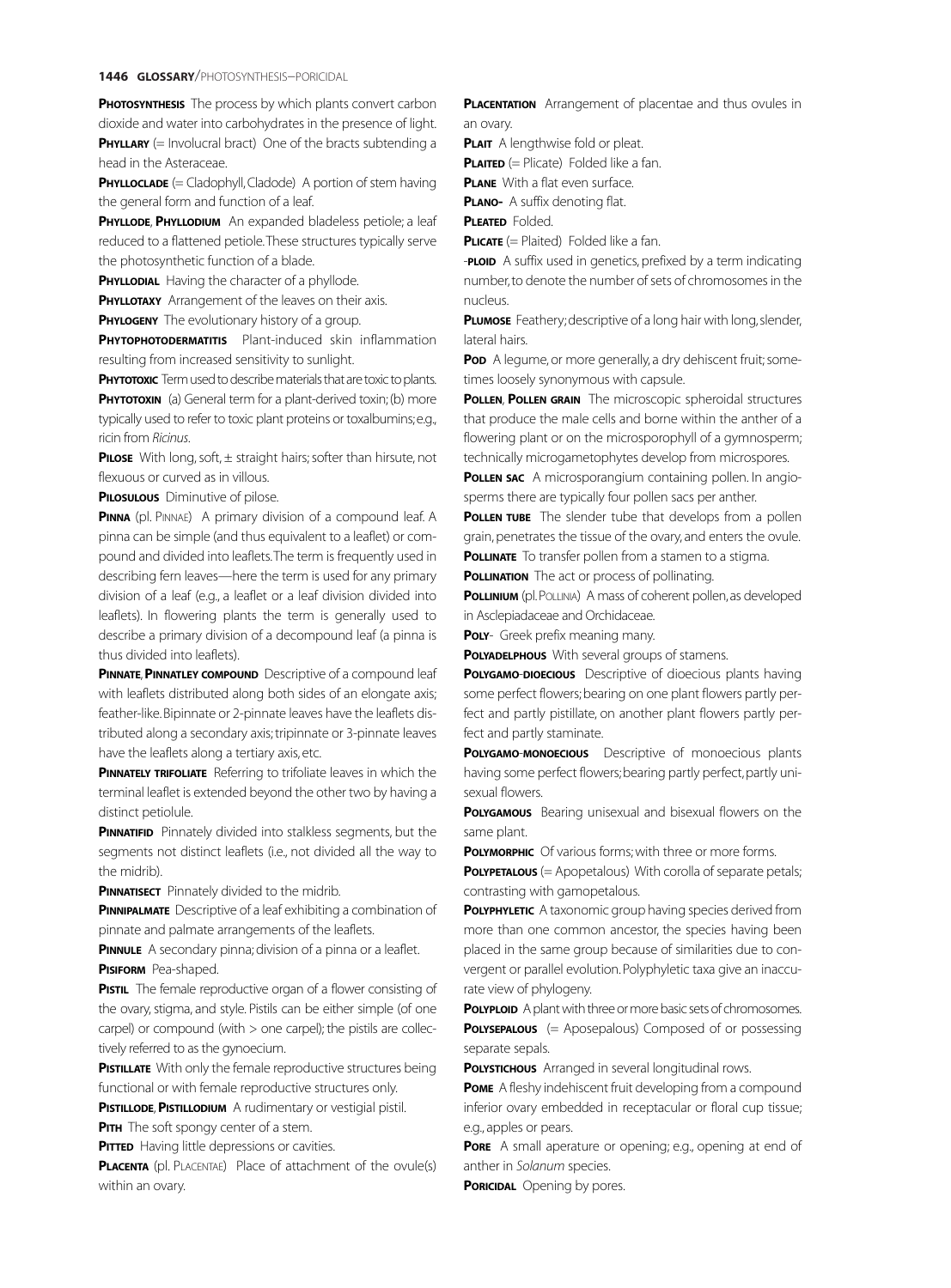**Photosynthesis** The process by which plants convert carbon dioxide and water into carbohydrates in the presence of light.

**Phyllary** (= Involucral bract) One of the bracts subtending a head in the Asteraceae.

**Phylloclade** (= Cladophyll, Cladode) A portion of stem having the general form and function of a leaf.

**Phyllode**, **Phyllodium** An expanded bladeless petiole; a leaf reduced to a flattened petiole. These structures typically serve the photosynthetic function of a blade.

**Phyllodial** Having the character of a phyllode.

**Phyllotaxy** Arrangement of the leaves on their axis.

**Phylogeny** The evolutionary history of a group.

**Phytophotodermatitis** Plant-induced skin inflammation resulting from increased sensitivity to sunlight.

**Phytotoxic** Term used to describe materials that are toxic to plants.

**Phytotoxin** (a) General term for a plant-derived toxin; (b) more typically used to refer to toxic plant proteins or toxalbumins; e.g., ricin from *Ricinus*.

**Pilose** With long, soft, ± straight hairs; softer than hirsute, not flexuous or curved as in villous.

**Pilosulous** Diminutive of pilose.

**Pinna** (pl. Pinnae) A primary division of a compound leaf. A pinna can be simple (and thus equivalent to a leaflet) or compound and divided into leaflets. The term is frequently used in describing fern leaves—here the term is used for any primary division of a leaf (e.g., a leaflet or a leaf division divided into leaflets). In flowering plants the term is generally used to describe a primary division of a decompound leaf (a pinna is thus divided into leaflets).

**Pinnate**, **Pinnatley compound** Descriptive of a compound leaf with leaflets distributed along both sides of an elongate axis; feather-like. Bipinnate or 2-pinnate leaves have the leaflets distributed along a secondary axis; tripinnate or 3-pinnate leaves have the leaflets along a tertiary axis, etc.

**Pinnately trifoliate** Referring to trifoliate leaves in which the terminal leaflet is extended beyond the other two by having a distinct petiolule.

**Pinnatifid** Pinnately divided into stalkless segments, but the segments not distinct leaflets (i.e., not divided all the way to the midrib).

**Pinnatisect** Pinnately divided to the midrib.

**Pinnipalmate** Descriptive of a leaf exhibiting a combination of pinnate and palmate arrangements of the leaflets.

**Pinnule** A secondary pinna; division of a pinna or a leaflet.

**Pisiform** Pea-shaped.

**Pistil** The female reproductive organ of a flower consisting of the ovary, stigma, and style. Pistils can be either simple (of one carpel) or compound (with > one carpel); the pistils are collectively referred to as the gynoecium.

**Pistillate** With only the female reproductive structures being functional or with female reproductive structures only.

**Pistillode**, **Pistillodium** A rudimentary or vestigial pistil.

**Pith** The soft spongy center of a stem.

**Pitted** Having little depressions or cavities.

**Placenta** (pl. Placentae) Place of attachment of the ovule(s) within an ovary.

**Placentation** Arrangement of placentae and thus ovules in an ovary.

**Plait** A lengthwise fold or pleat.

**Plaited** (= Plicate) Folded like a fan.

**Plane** With a flat even surface.

**Plano-** A suffix denoting flat.

**Pleated** Folded.

**Plicate** (= Plaited) Folded like a fan.

**-ploid** A suffix used in genetics, prefixed by a term indicating number, to denote the number of sets of chromosomes in the nucleus.

**Plumose** Feathery; descriptive of a long hair with long, slender, lateral hairs.

**Pod** A legume, or more generally, a dry dehiscent fruit; sometimes loosely synonymous with capsule.

**Pollen**, **Pollen grain** The microscopic spheroidal structures that produce the male cells and borne within the anther of a flowering plant or on the microsporophyll of a gymnosperm; technically microgametophytes develop from microspores.

**Pollen sac** A microsporangium containing pollen. In angiosperms there are typically four pollen sacs per anther.

**Pollen tube** The slender tube that develops from a pollen grain, penetrates the tissue of the ovary, and enters the ovule.

**Pollinate** To transfer pollen from a stamen to a stigma.

**Pollination** The act or process of pollinating.

**Pollinium** (pl. Pollinia) A mass of coherent pollen, as developed in Asclepiadaceae and Orchidaceae.

**Poly-** Greek prefix meaning many.

**Polyadelphous** With several groups of stamens.

**Polygamo-dioecious** Descriptive of dioecious plants having some perfect flowers; bearing on one plant flowers partly perfect and partly pistillate, on another plant flowers partly perfect and partly staminate.

**Polygamo-monoecious** Descriptive of monoecious plants having some perfect flowers; bearing partly perfect, partly unisexual flowers.

**Polygamous** Bearing unisexual and bisexual flowers on the same plant.

**Polymorphic** Of various forms; with three or more forms.

**Polypetalous** (= Apopetalous) With corolla of separate petals; contrasting with gamopetalous.

**Polyphyletic** A taxonomic group having species derived from more than one common ancestor, the species having been placed in the same group because of similarities due to convergent or parallel evolution. Polyphyletic taxa give an inaccurate view of phylogeny.

**Polyploid** A plant with three or more basic sets of chromosomes.

**Polysepalous** (= Aposepalous) Composed of or possessing separate sepals.

**Polystichous** Arranged in several longitudinal rows.

**Pome** A fleshy indehiscent fruit developing from a compound inferior ovary embedded in receptacular or floral cup tissue; e.g., apples or pears.

**Pore** A small aperature or opening; e.g., opening at end of anther in *Solanum* species.

**Poricidal** Opening by pores.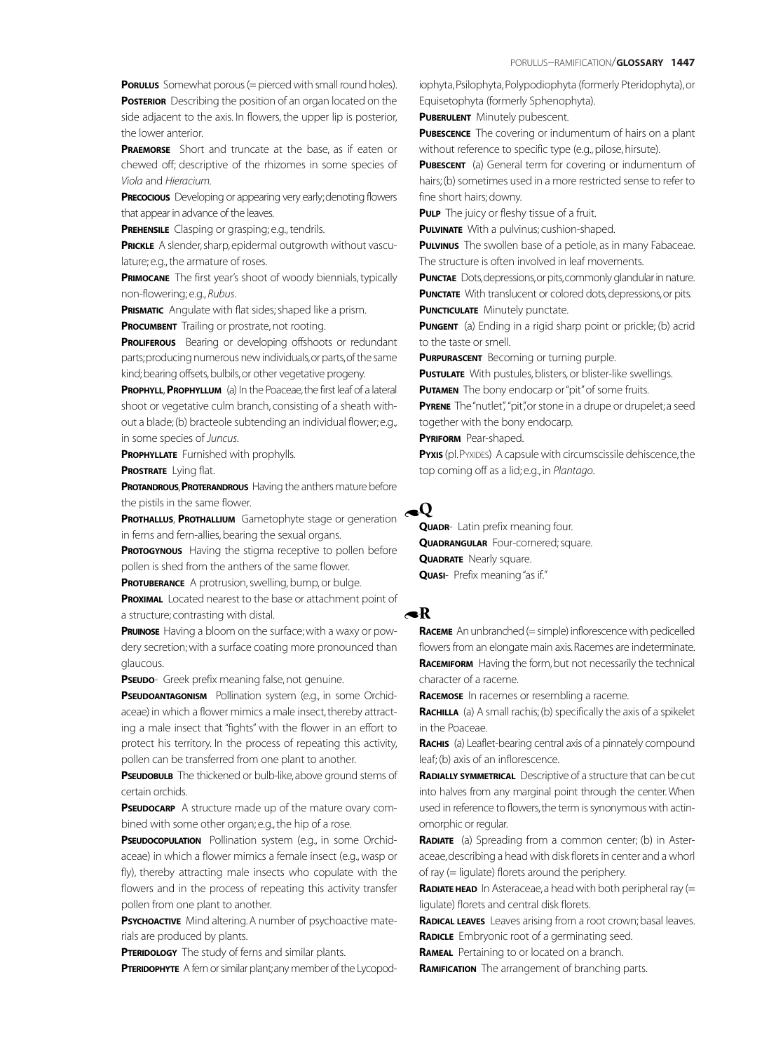**Porulus** Somewhat porous (= pierced with small round holes).

**Posterior** Describing the position of an organ located on the side adjacent to the axis. In flowers, the upper lip is posterior, the lower anterior.

**Praemorse** Short and truncate at the base, as if eaten or chewed off; descriptive of the rhizomes in some species of *Viola* and *Hieracium*.

**Precocious** Developing or appearing very early; denoting flowers that appear in advance of the leaves.

**Prehensile** Clasping or grasping; e.g., tendrils.

**Prickle** A slender, sharp, epidermal outgrowth without vasculature; e.g., the armature of roses.

**Primocane** The first year's shoot of woody biennials, typically non-flowering; e.g., *Rubus*.

**Prismatic** Angulate with flat sides; shaped like a prism.

**Procumbent** Trailing or prostrate, not rooting.

**Proliferous** Bearing or developing offshoots or redundant parts; producing numerous new individuals, or parts, of the same kind; bearing offsets, bulbils, or other vegetative progeny.

**Prophyll, Prophyllum** (a) In the Poaceae, the first leaf of a lateral shoot or vegetative culm branch, consisting of a sheath without a blade; (b) bracteole subtending an individual flower; e.g., in some species of *Juncus*.

**Prophyllate** Furnished with prophylls.

**Prostrate** Lying flat.

**Protandrous, Proterandrous** Having the anthers mature before the pistils in the same flower.

**Prothallus, Prothallium** Gametophyte stage or generation in ferns and fern-allies, bearing the sexual organs.

**Protogynous** Having the stigma receptive to pollen before pollen is shed from the anthers of the same flower.

**Protuberance** A protrusion, swelling, bump, or bulge.

**Proximal** Located nearest to the base or attachment point of a structure; contrasting with distal.

**Pruinose** Having a bloom on the surface; with a waxy or powdery secretion; with a surface coating more pronounced than glaucous.

**Pseudo-** Greek prefix meaning false, not genuine.

**Pseudoantagonism** Pollination system (e.g., in some Orchidaceae) in which a flower mimics a male insect, thereby attracting a male insect that "fights" with the flower in an effort to protect his territory. In the process of repeating this activity, pollen can be transferred from one plant to another.

**Pseudobulb** The thickened or bulb-like, above ground stems of certain orchids.

**Pseudocarp** A structure made up of the mature ovary combined with some other organ; e.g., the hip of a rose.

**Pseudocopulation** Pollination system (e.g., in some Orchidaceae) in which a flower mimics a female insect (e.g., wasp or fly), thereby attracting male insects who copulate with the flowers and in the process of repeating this activity transfer pollen from one plant to another.

**Psychoactive** Mind altering. A number of psychoactive materials are produced by plants.

**Pteridology** The study of ferns and similar plants.

**Pteridophyte** A fern or similar plant; any member of the Lycopodiophyta, Psilophyta, Polypodiophyta (formerly Pteridophyta), or Equisetophyta (formerly Sphenophyta).

**Puberulent** Minutely pubescent.

**Pubescence** The covering or indumentum of hairs on a plant without reference to specific type (e.g., pilose, hirsute).

**Pubescent** (a) General term for covering or indumentum of hairs; (b) sometimes used in a more restricted sense to refer to fine short hairs; downy.

**Pulp** The juicy or fleshy tissue of a fruit.

**Pulvinate** With a pulvinus; cushion-shaped.

**Pulvinus** The swollen base of a petiole, as in many Fabaceae. The structure is often involved in leaf movements.

**Punctae** Dots, depressions, or pits, commonly glandular in nature.

**Punctate** With translucent or colored dots, depressions, or pits.

**Puncticulate** Minutely punctate.

**Pungent** (a) Ending in a rigid sharp point or prickle; (b) acrid to the taste or smell.

**Purpurascent** Becoming or turning purple.

**Pustulate** With pustules, blisters, or blister-like swellings.

**Putamen** The bony endocarp or "pit" of some fruits.

**Pyrene** The "nutlet," "pit," or stone in a drupe or drupelet; a seed together with the bony endocarp.

**Pyriform** Pear-shaped.

**Pyxis** (pl. Pyxides) A capsule with circumscissile dehiscence, the top coming off as a lid; e.g., in *Plantago*.

## Q

**Quadr-** Latin prefix meaning four.

**Quadrangular** Four-cornered; square.

**Quadrate** Nearly square.

**Quasi-** Prefix meaning "as if."

## R

**Raceme** An unbranched (= simple) inflorescence with pedicelled flowers from an elongate main axis. Racemes are indeterminate.

**Racemiform** Having the form, but not necessarily the technical character of a raceme.

**Racemose** In racemes or resembling a raceme.

**Rachilla** (a) A small rachis; (b) specifically the axis of a spikelet in the Poaceae.

**Rachis** (a) Leaflet-bearing central axis of a pinnately compound leaf; (b) axis of an inflorescence.

**Radially symmetrical** Descriptive of a structure that can be cut into halves from any marginal point through the center. When used in reference to flowers, the term is synonymous with actinomorphic or regular.

**Radiate** (a) Spreading from a common center; (b) in Asteraceae, describing a head with disk florets in center and a whorl of ray (= ligulate) florets around the periphery.

**Radiate head** In Asteraceae, a head with both peripheral ray (= ligulate) florets and central disk florets.

**Radical leaves** Leaves arising from a root crown; basal leaves.

**Radicle** Embryonic root of a germinating seed.

**Rameal** Pertaining to or located on a branch.

**Ramification** The arrangement of branching parts.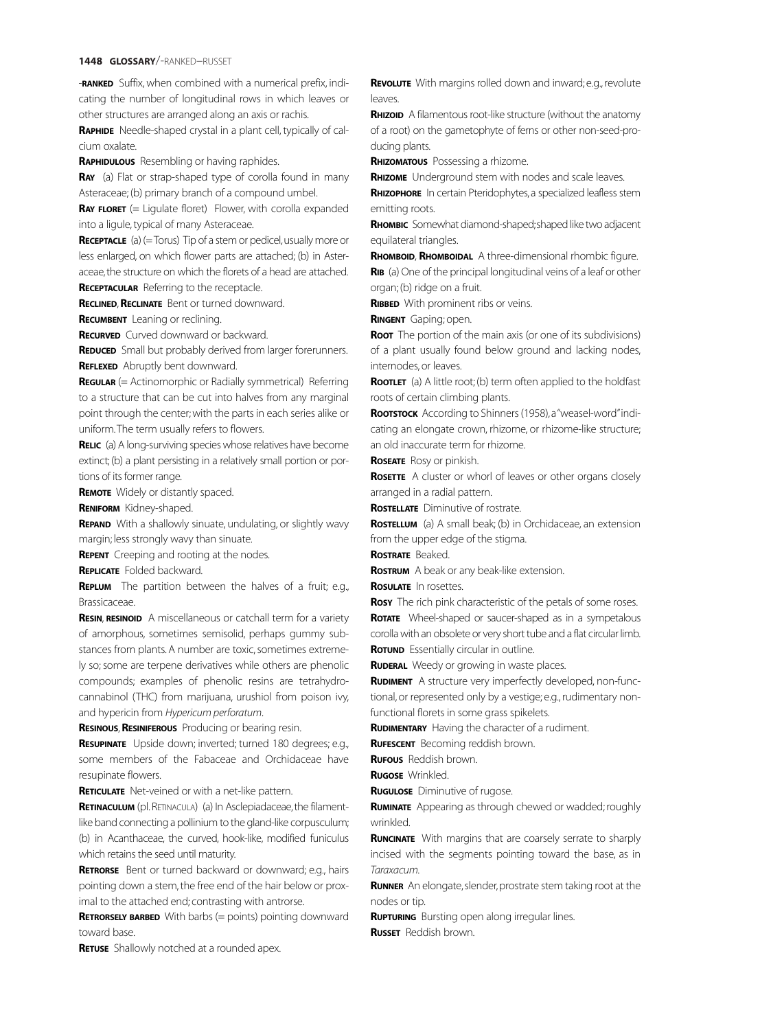**-ranked** Suffix, when combined with a numerical prefix, indicating the number of longitudinal rows in which leaves or other structures are arranged along an axis or rachis.

**Raphide** Needle-shaped crystal in a plant cell, typically of calcium oxalate.

**Raphidulous** Resembling or having raphides.

**Ray** (a) Flat or strap-shaped type of corolla found in many Asteraceae; (b) primary branch of a compound umbel.

**Ray floret** (= Ligulate floret) Flower, with corolla expanded into a ligule, typical of many Asteraceae.

**Receptacle** (a) (= Torus) Tip of a stem or pedicel, usually more or less enlarged, on which flower parts are attached; (b) in Asteraceae, the structure on which the florets of a head are attached.

**Receptacular** Referring to the receptacle.

**Reclined, Reclinate** Bent or turned downward.

**Recumbent** Leaning or reclining.

**Recurved** Curved downward or backward.

**Reduced** Small but probably derived from larger forerunners.

**Reflexed** Abruptly bent downward.

**Regular** (= Actinomorphic or Radially symmetrical) Referring to a structure that can be cut into halves from any marginal point through the center; with the parts in each series alike or uniform. The term usually refers to flowers.

**Relic** (a) A long-surviving species whose relatives have become extinct; (b) a plant persisting in a relatively small portion or portions of its former range.

**Remote** Widely or distantly spaced.

**Reniform** Kidney-shaped.

**Repand** With a shallowly sinuate, undulating, or slightly wavy margin; less strongly wavy than sinuate.

**Repent** Creeping and rooting at the nodes.

**Replicate** Folded backward.

**Replum** The partition between the halves of a fruit; e.g., Brassicaceae.

**Resin, resinoid** A miscellaneous or catchall term for a variety of amorphous, sometimes semisolid, perhaps gummy substances from plants. A number are toxic, sometimes extremely so; some are terpene derivatives while others are phenolic compounds; examples of phenolic resins are tetrahydrocannabinol (THC) from marijuana, urushiol from poison ivy, and hypericin from *Hypericum perforatum*.

**Resinous, Resiniferous** Producing or bearing resin.

**Resupinate** Upside down; inverted; turned 180 degrees; e.g., some members of the Fabaceae and Orchidaceae have resupinate flowers.

**Reticulate** Net-veined or with a net-like pattern.

**Retinaculum** (pl. Retinacula) (a) In Asclepiadaceae, the filament-like band connecting a pollinium to the gland-like corpusculum; (b) in Acanthaceae, the curved, hook-like, modified funiculus which retains the seed until maturity.

**Retrorse** Bent or turned backward or downward; e.g., hairs pointing down a stem, the free end of the hair below or proximal to the attached end; contrasting with antrorse.

**Retrorsely barbed** With barbs (= points) pointing downward toward base.

**Retuse** Shallowly notched at a rounded apex.

**Revolute** With margins rolled down and inward; e.g., revolute leaves.

**Rhizoid** A filamentous root-like structure (without the anatomy of a root) on the gametophyte of ferns or other non-seed-producing plants.

**Rhizomatous** Possessing a rhizome.

**Rhizome** Underground stem with nodes and scale leaves.

**Rhizophore** In certain Pteridophytes, a specialized leafless stem emitting roots.

**Rhombic** Somewhat diamond-shaped; shaped like two adjacent equilateral triangles.

**Rhomboid, Rhomboidal** A three-dimensional rhombic figure.

**Rib** (a) One of the principal longitudinal veins of a leaf or other organ; (b) ridge on a fruit.

**Ribbed** With prominent ribs or veins.

**Ringent** Gaping; open.

**Root** The portion of the main axis (or one of its subdivisions) of a plant usually found below ground and lacking nodes, internodes, or leaves.

**Rootlet** (a) A little root; (b) term often applied to the holdfast roots of certain climbing plants.

**Rootstock** According to Shinners (1958), a "weasel-word" indicating an elongate crown, rhizome, or rhizome-like structure; an old inaccurate term for rhizome.

**Roseate** Rosy or pinkish.

**Rosette** A cluster or whorl of leaves or other organs closely arranged in a radial pattern.

**Rostellate** Diminutive of rostrate.

**Rostellum** (a) A small beak; (b) in Orchidaceae, an extension from the upper edge of the stigma.

**Rostrate** Beaked.

**Rostrum** A beak or any beak-like extension.

**Rosulate** In rosettes.

**Rosy** The rich pink characteristic of the petals of some roses.

**Rotate** Wheel-shaped or saucer-shaped as in a sympetalous corolla with an obsolete or very short tube and a flat circular limb.

**Rotund** Essentially circular in outline.

**Ruderal** Weedy or growing in waste places.

**Rudiment** A structure very imperfectly developed, non-functional, or represented only by a vestige; e.g., rudimentary non-functional florets in some grass spikelets.

**Rudimentary** Having the character of a rudiment.

**Rufescent** Becoming reddish brown.

**Rufous** Reddish brown.

**Rugose** Wrinkled.

**Rugulose** Diminutive of rugose.

**Ruminate** Appearing as through chewed or wadded; roughly wrinkled.

**Runcinate** With margins that are coarsely serrate to sharply incised with the segments pointing toward the base, as in *Taraxacum*.

**Runner** An elongate, slender, prostrate stem taking root at the nodes or tip.

**Rupturing** Bursting open along irregular lines.

**Russet** Reddish brown.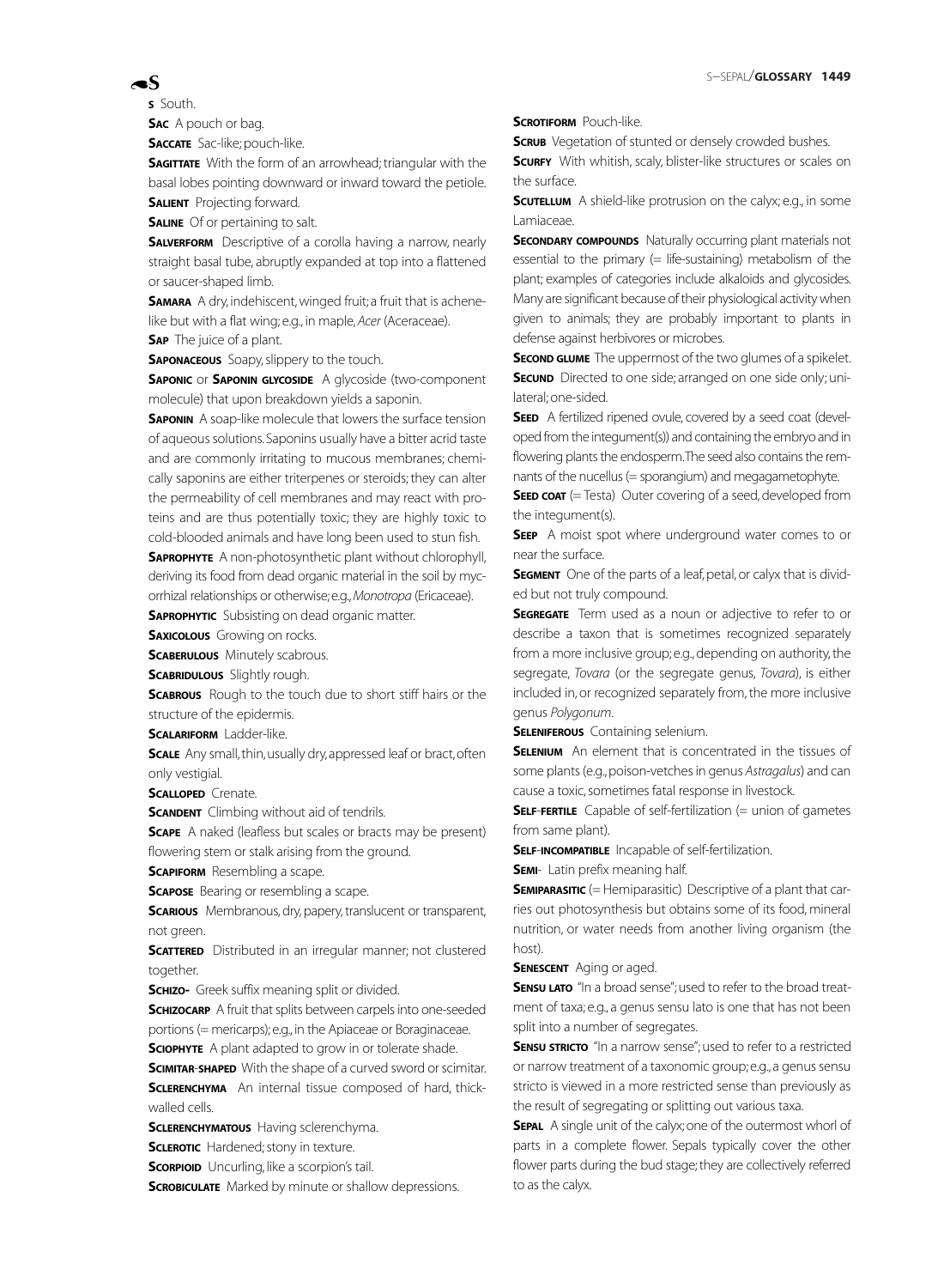# S

**s** South.

**Sac** A pouch or bag.

**Saccate** Sac-like; pouch-like.

**Sagittate** With the form of an arrowhead; triangular with the basal lobes pointing downward or inward toward the petiole.

**Salient** Projecting forward.

**Saline** Of or pertaining to salt.

**Salverform** Descriptive of a corolla having a narrow, nearly straight basal tube, abruptly expanded at top into a flattened or saucer-shaped limb.

**Samara** A dry, indehiscent, winged fruit; a fruit that is achene-like but with a flat wing; e.g., in maple, *Acer* (Aceraceae).

**Sap** The juice of a plant.

**Saponaceous** Soapy, slippery to the touch.

**Saponic** or **Saponin glycoside** A glycoside (two-component molecule) that upon breakdown yields a saponin.

**Saponin** A soap-like molecule that lowers the surface tension of aqueous solutions. Saponins usually have a bitter acrid taste and are commonly irritating to mucous membranes; chemically saponins are either triterpenes or steroids; they can alter the permeability of cell membranes and may react with proteins and are thus potentially toxic; they are highly toxic to cold-blooded animals and have long been used to stun fish.

**Saprophyte** A non-photosynthetic plant without chlorophyll, deriving its food from dead organic material in the soil by mycorrhizal relationships or otherwise; e.g., *Monotropa* (Ericaceae).

**Saprophytic** Subsisting on dead organic matter.

**Saxicolous** Growing on rocks.

**Scaberulous** Minutely scabrous.

**Scabridulous** Slightly rough.

**Scabrous** Rough to the touch due to short stiff hairs or the structure of the epidermis.

**Scalariform** Ladder-like.

**Scale** Any small, thin, usually dry, appressed leaf or bract, often only vestigial.

**Scalloped** Crenate.

**Scandent** Climbing without aid of tendrils.

**Scape** A naked (leafless but scales or bracts may be present) flowering stem or stalk arising from the ground.

**Scapiform** Resembling a scape.

**Scapose** Bearing or resembling a scape.

**Scarious** Membranous, dry, papery, translucent or transparent, not green.

**Scattered** Distributed in an irregular manner; not clustered together.

**Schizo-** Greek suffix meaning split or divided.

**Schizocarp** A fruit that splits between carpels into one-seeded portions (= mericarps); e.g., in the Apiaceae or Boraginaceae.

**Sciophyte** A plant adapted to grow in or tolerate shade.

**Scimitar-shaped** With the shape of a curved sword or scimitar.

**Sclerenchyma** An internal tissue composed of hard, thick-walled cells.

**Sclerenchymatous** Having sclerenchyma.

**Sclerotic** Hardened; stony in texture.

**Scorpioid** Uncurling, like a scorpion's tail.

**Scrobiculate** Marked by minute or shallow depressions.

**Scrotiform** Pouch-like.

**Scrub** Vegetation of stunted or densely crowded bushes.

**Scurfy** With whitish, scaly, blister-like structures or scales on the surface.

**Scutellum** A shield-like protrusion on the calyx; e.g., in some Lamiaceae.

**Secondary compounds** Naturally occurring plant materials not essential to the primary (= life-sustaining) metabolism of the plant; examples of categories include alkaloids and glycosides. Many are significant because of their physiological activity when given to animals; they are probably important to plants in defense against herbivores or microbes.

**Second glume** The uppermost of the two glumes of a spikelet.

**Secund** Directed to one side; arranged on one side only; unilateral; one-sided.

**Seed** A fertilized ripened ovule, covered by a seed coat (developed from the integument(s)) and containing the embryo and in flowering plants the endosperm. The seed also contains the remnants of the nucellus (= sporangium) and megagametophyte.

**Seed coat** (= Testa) Outer covering of a seed, developed from the integument(s).

**Seep** A moist spot where underground water comes to or near the surface.

**Segment** One of the parts of a leaf, petal, or calyx that is divided but not truly compound.

**Segregate** Term used as a noun or adjective to refer to or describe a taxon that is sometimes recognized separately from a more inclusive group; e.g., depending on authority, the segregate, *Tovara* (or the segregate genus, *Tovara*), is either included in, or recognized separately from, the more inclusive genus *Polygonum*.

**Seleniferous** Containing selenium.

**Selenium** An element that is concentrated in the tissues of some plants (e.g., poison-vetches in genus *Astragalus*) and can cause a toxic, sometimes fatal response in livestock.

**Self-fertile** Capable of self-fertilization (= union of gametes from same plant).

**Self-incompatible** Incapable of self-fertilization.

**Semi-** Latin prefix meaning half.

**Semiparasitic** (= Hemiparasitic) Descriptive of a plant that carries out photosynthesis but obtains some of its food, mineral nutrition, or water needs from another living organism (the host).

**Senescent** Aging or aged.

**Sensu lato** "In a broad sense"; used to refer to the broad treatment of taxa; e.g., a genus sensu lato is one that has not been split into a number of segregates.

**Sensu stricto** "In a narrow sense"; used to refer to a restricted or narrow treatment of a taxonomic group; e.g., a genus sensu stricto is viewed in a more restricted sense than previously as the result of segregating or splitting out various taxa.

**Sepal** A single unit of the calyx; one of the outermost whorl of parts in a complete flower. Sepals typically cover the other flower parts during the bud stage; they are collectively referred to as the calyx.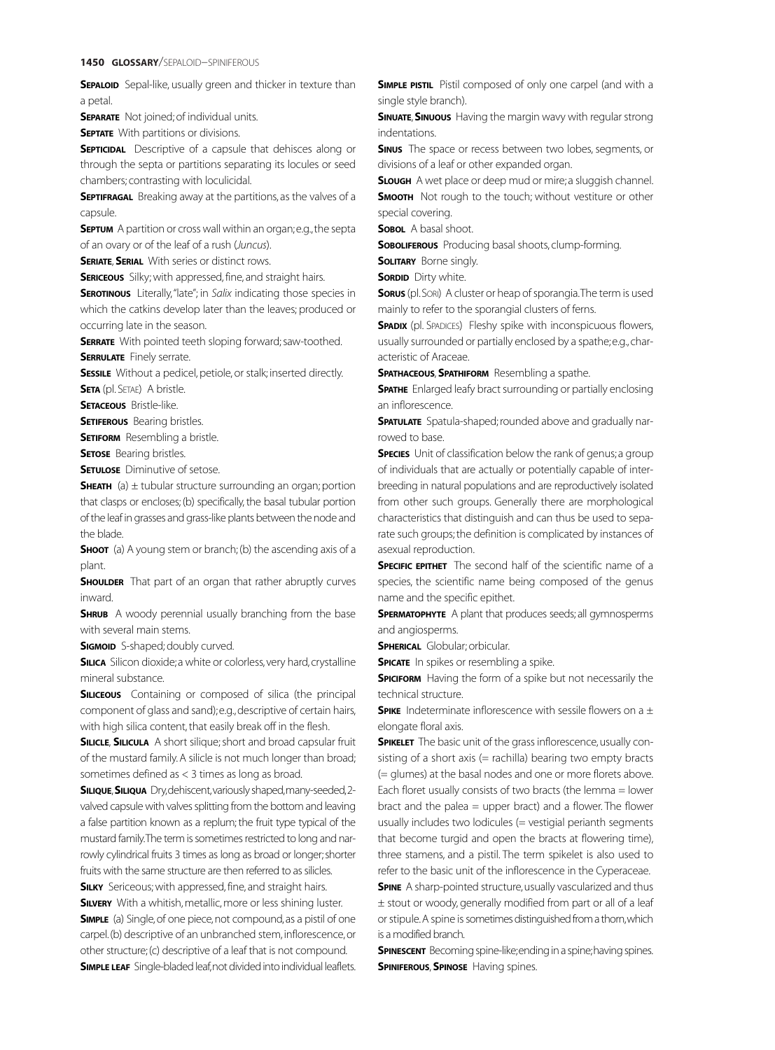**Sepaloid** Sepal-like, usually green and thicker in texture than a petal.

**Separate** Not joined; of individual units.

**Septate** With partitions or divisions.

**Septicidal** Descriptive of a capsule that dehisces along or through the septa or partitions separating its locules or seed chambers; contrasting with loculicidal.

**Septifragal** Breaking away at the partitions, as the valves of a capsule.

**Septum** A partition or cross wall within an organ; e.g., the septa of an ovary or of the leaf of a rush (*Juncus*).

**Seriate**, **Serial** With series or distinct rows.

**Sericeous** Silky; with appressed, fine, and straight hairs.

**Serotinous** Literally, "late"; in *Salix* indicating those species in which the catkins develop later than the leaves; produced or occurring late in the season.

**Serrate** With pointed teeth sloping forward; saw-toothed.

**Serrulate** Finely serrate.

**Sessile** Without a pedicel, petiole, or stalk; inserted directly.

**Seta** (pl. Setae) A bristle.

**Setaceous** Bristle-like.

**Setiferous** Bearing bristles.

**Setiform** Resembling a bristle.

**Setose** Bearing bristles.

**Setulose** Diminutive of setose.

**Sheath** (a) ± tubular structure surrounding an organ; portion that clasps or encloses; (b) specifically, the basal tubular portion of the leaf in grasses and grass-like plants between the node and the blade.

**Shoot** (a) A young stem or branch; (b) the ascending axis of a plant.

**Shoulder** That part of an organ that rather abruptly curves inward.

**Shrub** A woody perennial usually branching from the base with several main stems.

**Sigmoid** S-shaped; doubly curved.

**Silica** Silicon dioxide; a white or colorless, very hard, crystalline mineral substance.

**Siliceous** Containing or composed of silica (the principal component of glass and sand); e.g., descriptive of certain hairs, with high silica content, that easily break off in the flesh.

**Silicle**, **Silicula** A short silique; short and broad capsular fruit of the mustard family. A silicle is not much longer than broad; sometimes defined as < 3 times as long as broad.

**Silique**, **Siliqua** Dry, dehiscent, variously shaped, many-seeded, 2-valved capsule with valves splitting from the bottom and leaving a false partition known as a replum; the fruit type typical of the mustard family. The term is sometimes restricted to long and narrowly cylindrical fruits 3 times as long as broad or longer; shorter fruits with the same structure are then referred to as silicles.

**Silky** Sericeous; with appressed, fine, and straight hairs.

**Silvery** With a whitish, metallic, more or less shining luster.

**Simple** (a) Single, of one piece, not compound, as a pistil of one carpel. (b) descriptive of an unbranched stem, inflorescence, or other structure; (c) descriptive of a leaf that is not compound.

**Simple leaf** Single-bladed leaf, not divided into individual leaflets.

**Simple pistil** Pistil composed of only one carpel (and with a single style branch).

**Sinuate**, **Sinuous** Having the margin wavy with regular strong indentations.

**Sinus** The space or recess between two lobes, segments, or divisions of a leaf or other expanded organ.

**Slough** A wet place or deep mud or mire; a sluggish channel.

**Smooth** Not rough to the touch; without vestiture or other special covering.

**Sobol** A basal shoot.

**Soboliferous** Producing basal shoots, clump-forming.

**Solitary** Borne singly.

**Sordid** Dirty white.

**Sorus** (pl. Sori) A cluster or heap of sporangia. The term is used mainly to refer to the sporangial clusters of ferns.

**Spadix** (pl. Spadices) Fleshy spike with inconspicuous flowers, usually surrounded or partially enclosed by a spathe; e.g., characteristic of Araceae.

**Spathaceous**, **Spathiform** Resembling a spathe.

**Spathe** Enlarged leafy bract surrounding or partially enclosing an inflorescence.

**Spatulate** Spatula-shaped; rounded above and gradually narrowed to base.

**Species** Unit of classification below the rank of genus; a group of individuals that are actually or potentially capable of interbreeding in natural populations and are reproductively isolated from other such groups. Generally there are morphological characteristics that distinguish and can thus be used to separate such groups; the definition is complicated by instances of asexual reproduction.

**Specific epithet** The second half of the scientific name of a species, the scientific name being composed of the genus name and the specific epithet.

**Spermatophyte** A plant that produces seeds; all gymnosperms and angiosperms.

**Spherical** Globular; orbicular.

**Spicate** In spikes or resembling a spike.

**Spiciform** Having the form of a spike but not necessarily the technical structure.

**Spike** Indeterminate inflorescence with sessile flowers on a ± elongate floral axis.

**Spikelet** The basic unit of the grass inflorescence, usually consisting of a short axis (= rachilla) bearing two empty bracts (= glumes) at the basal nodes and one or more florets above. Each floret usually consists of two bracts (the lemma = lower bract and the palea = upper bract) and a flower. The flower usually includes two lodicules (= vestigial perianth segments that become turgid and open the bracts at flowering time), three stamens, and a pistil. The term spikelet is also used to refer to the basic unit of the inflorescence in the Cyperaceae.

**Spine** A sharp-pointed structure, usually vascularized and thus ± stout or woody, generally modified from part or all of a leaf or stipule. A spine is sometimes distinguished from a thorn, which is a modified branch.

**Spinescent** Becoming spine-like; ending in a spine; having spines.

**Spiniferous**, **Spinose** Having spines.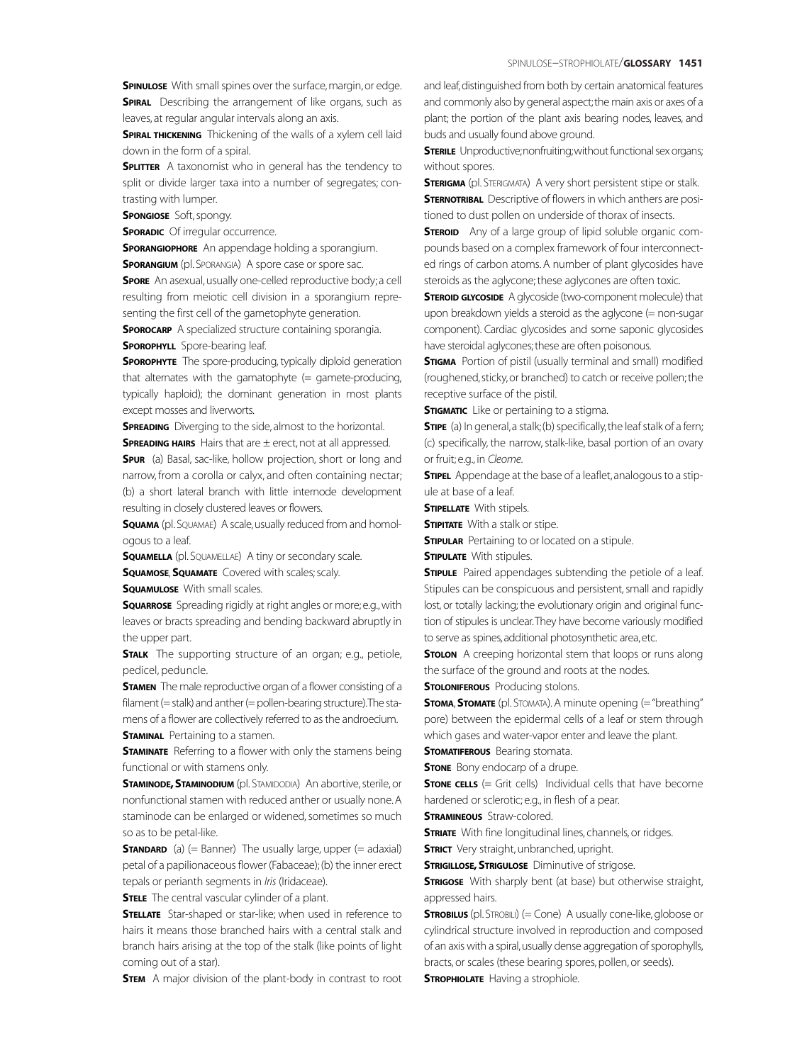**Spinulose** With small spines over the surface, margin, or edge.

**Spiral** Describing the arrangement of like organs, such as leaves, at regular angular intervals along an axis.

**Spiral thickening** Thickening of the walls of a xylem cell laid down in the form of a spiral.

**Splitter** A taxonomist who in general has the tendency to split or divide larger taxa into a number of segregates; contrasting with lumper.

**Spongiose** Soft, spongy.

**Sporadic** Of irregular occurrence.

**Sporangiophore** An appendage holding a sporangium.

**Sporangium** (pl. Sporangia) A spore case or spore sac.

**Spore** An asexual, usually one-celled reproductive body; a cell resulting from meiotic cell division in a sporangium representing the first cell of the gametophyte generation.

**Sporocarp** A specialized structure containing sporangia.

**Sporophyll** Spore-bearing leaf.

**Sporophyte** The spore-producing, typically diploid generation that alternates with the gamatophyte (= gamete-producing, typically haploid); the dominant generation in most plants except mosses and liverworts.

**Spreading** Diverging to the side, almost to the horizontal.

**Spreading hairs** Hairs that are ± erect, not at all appressed.

**Spur** (a) Basal, sac-like, hollow projection, short or long and narrow, from a corolla or calyx, and often containing nectar; (b) a short lateral branch with little internode development resulting in closely clustered leaves or flowers.

**Squama** (pl. Squamae) A scale, usually reduced from and homologous to a leaf.

**Squamella** (pl. Squamellae) A tiny or secondary scale.

**Squamose**, **Squamate** Covered with scales; scaly.

**Squamulose** With small scales.

**Squarrose** Spreading rigidly at right angles or more; e.g., with leaves or bracts spreading and bending backward abruptly in the upper part.

**Stalk** The supporting structure of an organ; e.g., petiole, pedicel, peduncle.

**Stamen** The male reproductive organ of a flower consisting of a filament (= stalk) and anther (= pollen-bearing structure). The stamens of a flower are collectively referred to as the androecium.

**Staminal** Pertaining to a stamen.

**Staminate** Referring to a flower with only the stamens being functional or with stamens only.

**Staminode, Staminodium** (pl. Stamidodia) An abortive, sterile, or nonfunctional stamen with reduced anther or usually none. A staminode can be enlarged or widened, sometimes so much so as to be petal-like.

**Standard** (a) (= Banner) The usually large, upper (= adaxial) petal of a papilionaceous flower (Fabaceae); (b) the inner erect tepals or perianth segments in *Iris* (Iridaceae).

**Stele** The central vascular cylinder of a plant.

**Stellate** Star-shaped or star-like; when used in reference to hairs it means those branched hairs with a central stalk and branch hairs arising at the top of the stalk (like points of light coming out of a star).

**Stem** A major division of the plant-body in contrast to root and leaf, distinguished from both by certain anatomical features and commonly also by general aspect; the main axis or axes of a plant; the portion of the plant axis bearing nodes, leaves, and buds and usually found above ground.

**Sterile** Unproductive; nonfruiting; without functional sex organs; without spores.

**Sterigma** (pl. Sterigmata) A very short persistent stipe or stalk.

**Sternotribal** Descriptive of flowers in which anthers are positioned to dust pollen on underside of thorax of insects.

**Steroid** Any of a large group of lipid soluble organic compounds based on a complex framework of four interconnected rings of carbon atoms. A number of plant glycosides have steroids as the aglycone; these aglycones are often toxic.

**Steroid glycoside** A glycoside (two-component molecule) that upon breakdown yields a steroid as the aglycone (= non-sugar component). Cardiac glycosides and some saponic glycosides have steroidal aglycones; these are often poisonous.

**Stigma** Portion of pistil (usually terminal and small) modified (roughened, sticky, or branched) to catch or receive pollen; the receptive surface of the pistil.

**Stigmatic** Like or pertaining to a stigma.

**Stipe** (a) In general, a stalk; (b) specifically, the leaf stalk of a fern; (c) specifically, the narrow, stalk-like, basal portion of an ovary or fruit; e.g., in *Cleome*.

**Stipel** Appendage at the base of a leaflet, analogous to a stipule at base of a leaf.

**Stipellate** With stipels.

**Stipitate** With a stalk or stipe.

**Stipular** Pertaining to or located on a stipule.

**Stipulate** With stipules.

**Stipule** Paired appendages subtending the petiole of a leaf. Stipules can be conspicuous and persistent, small and rapidly lost, or totally lacking; the evolutionary origin and original function of stipules is unclear. They have become variously modified to serve as spines, additional photosynthetic area, etc.

**Stolon** A creeping horizontal stem that loops or runs along the surface of the ground and roots at the nodes.

**Stoloniferous** Producing stolons.

**Stoma**, **Stomate** (pl. Stomata). A minute opening (= "breathing" pore) between the epidermal cells of a leaf or stem through which gases and water-vapor enter and leave the plant.

**Stomatiferous** Bearing stomata.

**Stone** Bony endocarp of a drupe.

**Stone cells** (= Grit cells) Individual cells that have become hardened or sclerotic; e.g., in flesh of a pear.

**Stramineous** Straw-colored.

**Striate** With fine longitudinal lines, channels, or ridges.

**Strict** Very straight, unbranched, upright.

**Strigillose, Strigulose** Diminutive of strigose.

**Strigose** With sharply bent (at base) but otherwise straight, appressed hairs.

**Strobilus** (pl. Strobili) (= Cone) A usually cone-like, globose or cylindrical structure involved in reproduction and composed of an axis with a spiral, usually dense aggregation of sporophylls, bracts, or scales (these bearing spores, pollen, or seeds).

**Strophiolate** Having a strophiole.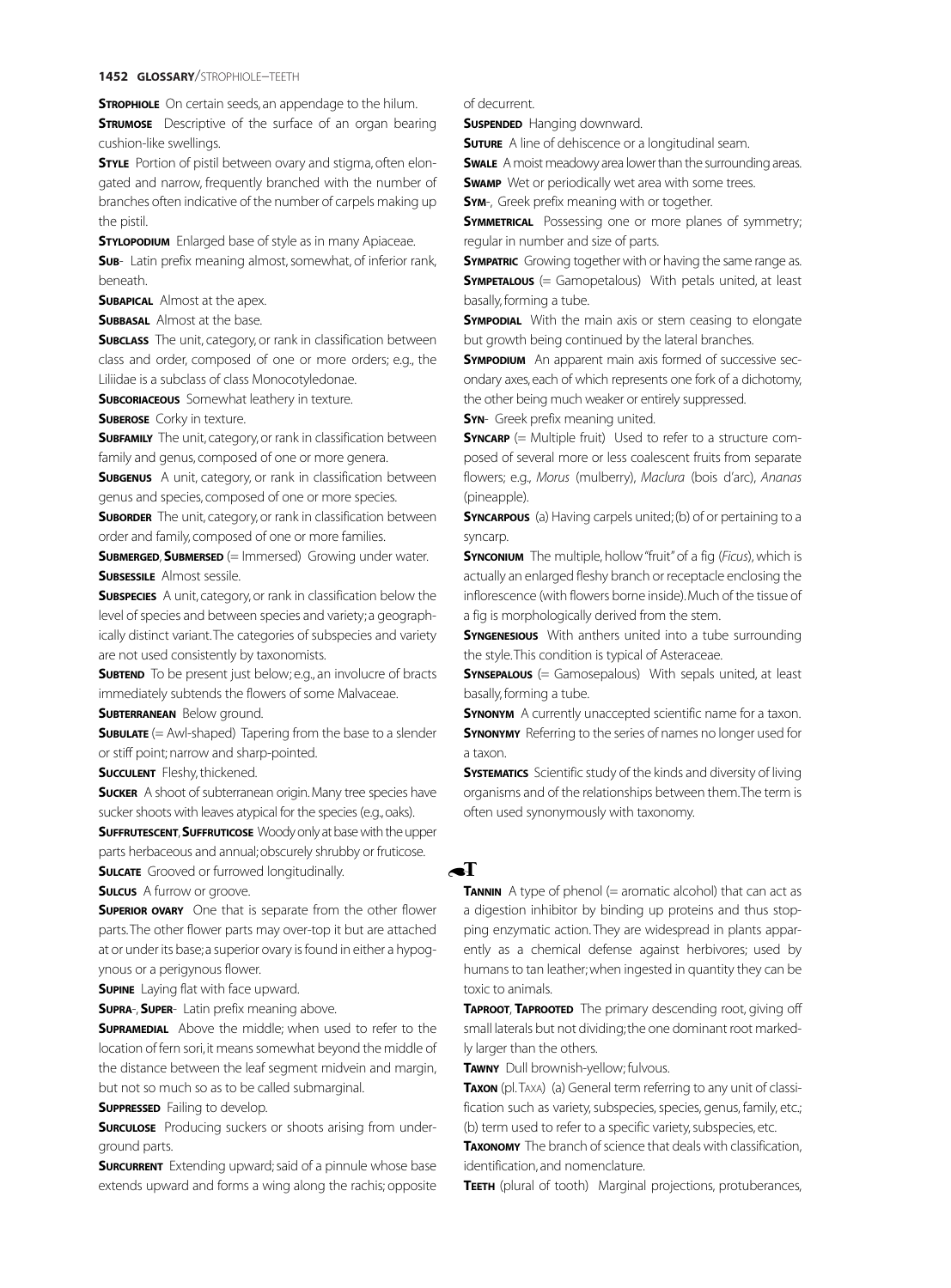**STROPHIOLE** On certain seeds, an appendage to the hilum.

**STRUMOSE** Descriptive of the surface of an organ bearing cushion-like swellings.

**STYLE** Portion of pistil between ovary and stigma, often elongated and narrow, frequently branched with the number of branches often indicative of the number of carpels making up the pistil.

**STYLOPODIUM** Enlarged base of style as in many Apiaceae.

**SUB-** Latin prefix meaning almost, somewhat, of inferior rank, beneath.

**SUBAPICAL** Almost at the apex.

**SUBBASAL** Almost at the base.

**SUBCLASS** The unit, category, or rank in classification between class and order, composed of one or more orders; e.g., the Liliidae is a subclass of class Monocotyledonae.

**SUBCORIACEOUS** Somewhat leathery in texture.

**SUBEROSE** Corky in texture.

**SUBFAMILY** The unit, category, or rank in classification between family and genus, composed of one or more genera.

**SUBGENUS** A unit, category, or rank in classification between genus and species, composed of one or more species.

**SUBORDER** The unit, category, or rank in classification between order and family, composed of one or more families.

**SUBMERGED, SUBMERSED** (= Immersed) Growing under water.

**SUBSESSILE** Almost sessile.

**SUBSPECIES** A unit, category, or rank in classification below the level of species and between species and variety; a geographically distinct variant. The categories of subspecies and variety are not used consistently by taxonomists.

**SUBTEND** To be present just below; e.g., an involucre of bracts immediately subtends the flowers of some Malvaceae.

**SUBTERRANEAN** Below ground.

**SUBULATE** (= Awl-shaped) Tapering from the base to a slender or stiff point; narrow and sharp-pointed.

**SUCCULENT** Fleshy, thickened.

**SUCKER** A shoot of subterranean origin. Many tree species have sucker shoots with leaves atypical for the species (e.g., oaks).

**SUFFRUTESCENT, SUFFRUTICOSE** Woody only at base with the upper parts herbaceous and annual; obscurely shrubby or fruticose.

**SULCATE** Grooved or furrowed longitudinally.

**SULCUS** A furrow or groove.

**SUPERIOR OVARY** One that is separate from the other flower parts. The other flower parts may over-top it but are attached at or under its base; a superior ovary is found in either a hypogynous or a perigynous flower.

**SUPINE** Laying flat with face upward.

**SUPRA-, SUPER-** Latin prefix meaning above.

**SUPRAMEDIAL** Above the middle; when used to refer to the location of fern sori, it means somewhat beyond the middle of the distance between the leaf segment midvein and margin, but not so much so as to be called submarginal.

**SUPPRESSED** Failing to develop.

**SURCULOSE** Producing suckers or shoots arising from underground parts.

**SURCURRENT** Extending upward; said of a pinnule whose base extends upward and forms a wing along the rachis; opposite of decurrent.

**SUSPENDED** Hanging downward.

**SUTURE** A line of dehiscence or a longitudinal seam.

**SWALE** A moist meadowy area lower than the surrounding areas.

**SWAMP** Wet or periodically wet area with some trees.

**SYM-**, Greek prefix meaning with or together.

**SYMMETRICAL** Possessing one or more planes of symmetry; regular in number and size of parts.

**SYMPATRIC** Growing together with or having the same range as.

**SYMPETALOUS** (= Gamopetalous) With petals united, at least basally, forming a tube.

**SYMPODIAL** With the main axis or stem ceasing to elongate but growth being continued by the lateral branches.

**SYMPODIUM** An apparent main axis formed of successive secondary axes, each of which represents one fork of a dichotomy, the other being much weaker or entirely suppressed.

**SYN-** Greek prefix meaning united.

**SYNCARP** (= Multiple fruit) Used to refer to a structure composed of several more or less coalescent fruits from separate flowers; e.g., *Morus* (mulberry), *Maclura* (bois d'arc), *Ananas* (pineapple).

**SYNCARPOUS** (a) Having carpels united; (b) of or pertaining to a syncarp.

**SYNCONIUM** The multiple, hollow "fruit" of a fig (*Ficus*), which is actually an enlarged fleshy branch or receptacle enclosing the inflorescence (with flowers borne inside). Much of the tissue of a fig is morphologically derived from the stem.

**SYNGENESIOUS** With anthers united into a tube surrounding the style. This condition is typical of Asteraceae.

**SYNSEPALOUS** (= Gamosepalous) With sepals united, at least basally, forming a tube.

**SYNONYM** A currently unaccepted scientific name for a taxon.

**SYNONYMY** Referring to the series of names no longer used for a taxon.

**SYSTEMATICS** Scientific study of the kinds and diversity of living organisms and of the relationships between them. The term is often used synonymously with taxonomy.

## T

**TANNIN** A type of phenol (= aromatic alcohol) that can act as a digestion inhibitor by binding up proteins and thus stopping enzymatic action. They are widespread in plants apparently as a chemical defense against herbivores; used by humans to tan leather; when ingested in quantity they can be toxic to animals.

**TAPROOT, TAPROOTED** The primary descending root, giving off small laterals but not dividing; the one dominant root markedly larger than the others.

**TAWNY** Dull brownish-yellow; fulvous.

**TAXON** (pl. TAXA) (a) General term referring to any unit of classification such as variety, subspecies, species, genus, family, etc.; (b) term used to refer to a specific variety, subspecies, etc.

**TAXONOMY** The branch of science that deals with classification, identification, and nomenclature.

**TEETH** (plural of tooth) Marginal projections, protuberances,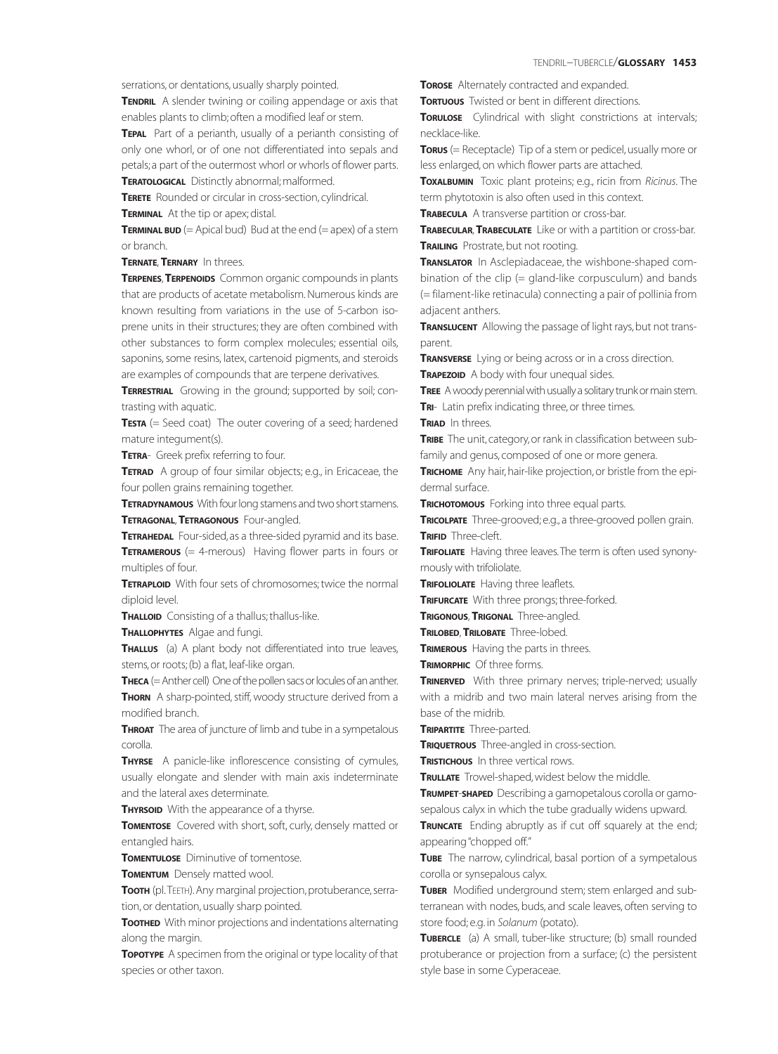serrations, or dentations, usually sharply pointed.

**Tendril** A slender twining or coiling appendage or axis that enables plants to climb; often a modified leaf or stem.

**Tepal** Part of a perianth, usually of a perianth consisting of only one whorl, or of one not differentiated into sepals and petals; a part of the outermost whorl or whorls of flower parts.

**Teratological** Distinctly abnormal; malformed.

**Terete** Rounded or circular in cross-section, cylindrical.

**Terminal** At the tip or apex; distal.

**Terminal bud** (= Apical bud) Bud at the end (= apex) of a stem or branch.

**Ternate**, **Ternary** In threes.

**Terpenes**, **Terpenoids** Common organic compounds in plants that are products of acetate metabolism. Numerous kinds are known resulting from variations in the use of 5-carbon isoprene units in their structures; they are often combined with other substances to form complex molecules; essential oils, saponins, some resins, latex, carenoid pigments, and steroids are examples of compounds that are terpene derivatives.

**Terrestrial** Growing in the ground; supported by soil; contrasting with aquatic.

**Testa** (= Seed coat) The outer covering of a seed; hardened mature integument(s).

**Tetra-** Greek prefix referring to four.

**Tetrad** A group of four similar objects; e.g., in Ericaceae, the four pollen grains remaining together.

**Tetradynamous** With four long stamens and two short stamens.

**Tetragonal**, **Tetragonous** Four-angled.

**Tetrahedal** Four-sided, as a three-sided pyramid and its base.

**Tetramerous** (= 4-merous) Having flower parts in fours or multiples of four.

**Tetraploid** With four sets of chromosomes; twice the normal diploid level.

**Thalloid** Consisting of a thallus; thallus-like.

**Thallophytes** Algae and fungi.

**Thallus** (a) A plant body not differentiated into true leaves, stems, or roots; (b) a flat, leaf-like organ.

**Theca** (= Anther cell) One of the pollen sacs or locules of an anther.

**Thorn** A sharp-pointed, stiff, woody structure derived from a modified branch.

**Throat** The area of juncture of limb and tube in a sympetalous corolla.

**Thyrse** A panicle-like inflorescence consisting of cymules, usually elongate and slender with main axis indeterminate and the lateral axes determinate.

**Thyrsoid** With the appearance of a thyrse.

**Tomentose** Covered with short, soft, curly, densely matted or entangled hairs.

**Tomentulose** Diminutive of tomentose.

**Tomentum** Densely matted wool.

**Tooth** (pl. Teeth). Any marginal projection, protuberance, serration, or dentation, usually sharp pointed.

**Toothed** With minor projections and indentations alternating along the margin.

**Topotype** A specimen from the original or type locality of that species or other taxon.

**Torose** Alternately contracted and expanded.

**Tortuous** Twisted or bent in different directions.

**Torulose** Cylindrical with slight constrictions at intervals; necklace-like.

**Torus** (= Receptacle) Tip of a stem or pedicel, usually more or less enlarged, on which flower parts are attached.

**Toxalbumin** Toxic plant proteins; e.g., ricin from *Ricinus*. The term phytotoxin is also often used in this context.

**Trabecula** A transverse partition or cross-bar.

**Trabecular**, **Trabeculate** Like or with a partition or cross-bar.

**Trailing** Prostrate, but not rooting.

**Translator** In Asclepiadaceae, the wishbone-shaped combination of the clip (= gland-like corpusculum) and bands (= filament-like retinacula) connecting a pair of pollinia from adjacent anthers.

**Translucent** Allowing the passage of light rays, but not transparent.

**Transverse** Lying or being across or in a cross direction.

**Trapezoid** A body with four unequal sides.

**Tree** A woody perennial with usually a solitary trunk or main stem.

**Tri-** Latin prefix indicating three, or three times.

**Triad** In threes.

**Tribe** The unit, category, or rank in classification between subfamily and genus, composed of one or more genera.

**Trichome** Any hair, hair-like projection, or bristle from the epidermal surface.

**Trichotomous** Forking into three equal parts.

**Tricolpate** Three-grooved; e.g., a three-grooved pollen grain.

**Trifid** Three-cleft.

**Trifoliate** Having three leaves. The term is often used synonymously with trifoliolate.

**Trifoliolate** Having three leaflets.

**Trifurcate** With three prongs; three-forked.

**Trigonous**, **Trigonal** Three-angled.

**Trilobed**, **Trilobate** Three-lobed.

**Trimerous** Having the parts in threes.

**Trimorphic** Of three forms.

**Trinerved** With three primary nerves; triple-nerved; usually with a midrib and two main lateral nerves arising from the base of the midrib.

**Tripartite** Three-parted.

**Triquetrous** Three-angled in cross-section.

**Tristichous** In three vertical rows.

**Trullate** Trowel-shaped, widest below the middle.

**Trumpet-shaped** Describing a gamopetalous corolla or gamosepalous calyx in which the tube gradually widens upward.

**Truncate** Ending abruptly as if cut off squarely at the end; appearing "chopped off."

**Tube** The narrow, cylindrical, basal portion of a sympetalous corolla or synsepalous calyx.

**Tuber** Modified underground stem; stem enlarged and subterranean with nodes, buds, and scale leaves, often serving to store food; e.g. in *Solanum* (potato).

**Tubercle** (a) A small, tuber-like structure; (b) small rounded protuberance or projection from a surface; (c) the persistent style base in some Cyperaceae.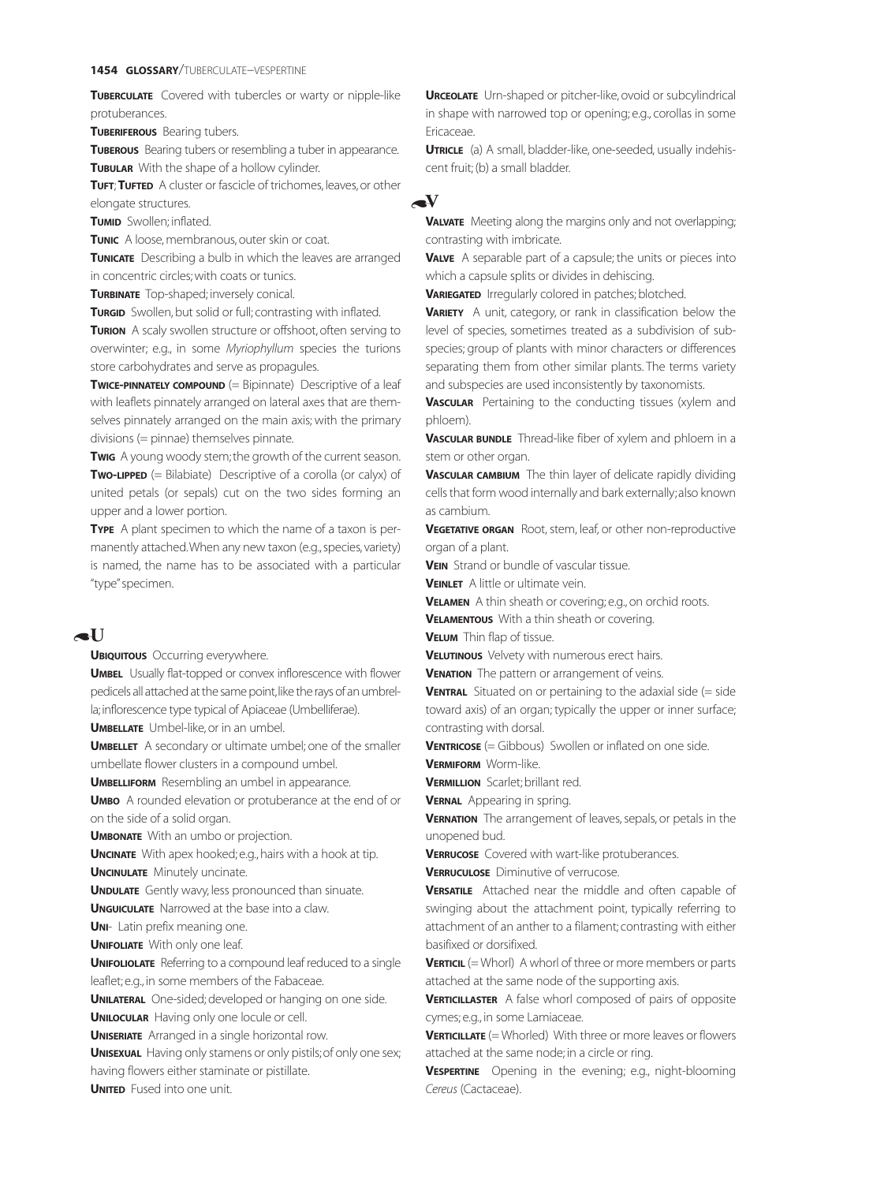**Tuberculate** Covered with tubercles or warty or nipple-like protuberances.

**Tuberiferous** Bearing tubers.

**Tuberous** Bearing tubers or resembling a tuber in appearance.

**Tubular** With the shape of a hollow cylinder.

**Tuft; Tufted** A cluster or fascicle of trichomes, leaves, or other elongate structures.

**Tumid** Swollen; inflated.

**Tunic** A loose, membranous, outer skin or coat.

**Tunicate** Describing a bulb in which the leaves are arranged in concentric circles; with coats or tunics.

**Turbinate** Top-shaped; inversely conical.

**Turgid** Swollen, but solid or full; contrasting with inflated.

**Turion** A scaly swollen structure or offshoot, often serving to overwinter; e.g., in some *Myriophyllum* species the turions store carbohydrates and serve as propagules.

**Twice-pinnately compound** (= Bipinnate) Descriptive of a leaf with leaflets pinnately arranged on lateral axes that are themselves pinnately arranged on the main axis; with the primary divisions (= pinnae) themselves pinnate.

**Twig** A young woody stem; the growth of the current season.

**Two-lipped** (= Bilabiate) Descriptive of a corolla (or calyx) of united petals (or sepals) cut on the two sides forming an upper and a lower portion.

**Type** A plant specimen to which the name of a taxon is permanently attached. When any new taxon (e.g., species, variety) is named, the name has to be associated with a particular "type" specimen.

## U

**Ubiquitous** Occurring everywhere.

**Umbel** Usually flat-topped or convex inflorescence with flower pedicels all attached at the same point, like the rays of an umbrella; inflorescence type typical of Apiaceae (Umbelliferae).

**Umbellate** Umbel-like, or in an umbel.

**Umbellet** A secondary or ultimate umbel; one of the smaller umbellate flower clusters in a compound umbel.

**Umbelliform** Resembling an umbel in appearance.

**Umbo** A rounded elevation or protuberance at the end of or on the side of a solid organ.

**Umbonate** With an umbo or projection.

**Uncinate** With apex hooked; e.g., hairs with a hook at tip.

**Uncinulate** Minutely uncinate.

**Undulate** Gently wavy, less pronounced than sinuate.

**Unguiculate** Narrowed at the base into a claw.

**Uni-** Latin prefix meaning one.

**Unifoliate** With only one leaf.

**Unifoliolate** Referring to a compound leaf reduced to a single leaflet; e.g., in some members of the Fabaceae.

**Unilateral** One-sided; developed or hanging on one side.

**Unilocular** Having only one locule or cell.

**Uniseriate** Arranged in a single horizontal row.

**Unisexual** Having only stamens or only pistils; of only one sex; having flowers either staminate or pistillate.

**United** Fused into one unit.

**Urceolate** Urn-shaped or pitcher-like, ovoid or subcylindrical in shape with narrowed top or opening; e.g., corollas in some Ericaceae.

**Utricle** (a) A small, bladder-like, one-seeded, usually indehiscent fruit; (b) a small bladder.

## V

**Valvate** Meeting along the margins only and not overlapping; contrasting with imbricate.

**Valve** A separable part of a capsule; the units or pieces into which a capsule splits or divides in dehiscing.

**Variegated** Irregularly colored in patches; blotched.

**Variety** A unit, category, or rank in classification below the level of species, sometimes treated as a subdivision of subspecies; group of plants with minor characters or differences separating them from other similar plants. The terms variety and subspecies are used inconsistently by taxonomists.

**Vascular** Pertaining to the conducting tissues (xylem and phloem).

**Vascular bundle** Thread-like fiber of xylem and phloem in a stem or other organ.

**Vascular cambium** The thin layer of delicate rapidly dividing cells that form wood internally and bark externally; also known as cambium.

**Vegetative organ** Root, stem, leaf, or other non-reproductive organ of a plant.

**Vein** Strand or bundle of vascular tissue.

**Veinlet** A little or ultimate vein.

**Velamen** A thin sheath or covering; e.g., on orchid roots.

**Velamentous** With a thin sheath or covering.

**Velum** Thin flap of tissue.

**Velutinous** Velvety with numerous erect hairs.

**Venation** The pattern or arrangement of veins.

**Ventral** Situated on or pertaining to the adaxial side (= side toward axis) of an organ; typically the upper or inner surface; contrasting with dorsal.

**Ventricose** (= Gibbous) Swollen or inflated on one side.

**Vermiform** Worm-like.

**Vermillion** Scarlet; brillant red.

**Vernal** Appearing in spring.

**Vernation** The arrangement of leaves, sepals, or petals in the unopened bud.

**Verrucose** Covered with wart-like protuberances.

**Verruculose** Diminutive of verrucose.

**Versatile** Attached near the middle and often capable of swinging about the attachment point, typically referring to attachment of an anther to a filament; contrasting with either basifixed or dorsifixed.

**Verticil** (= Whorl) A whorl of three or more members or parts attached at the same node of the supporting axis.

**Verticillaster** A false whorl composed of pairs of opposite cymes; e.g., in some Lamiaceae.

**Verticillate** (= Whorled) With three or more leaves or flowers attached at the same node; in a circle or ring.

**Vespertine** Opening in the evening; e.g., night-blooming *Cereus* (Cactaceae).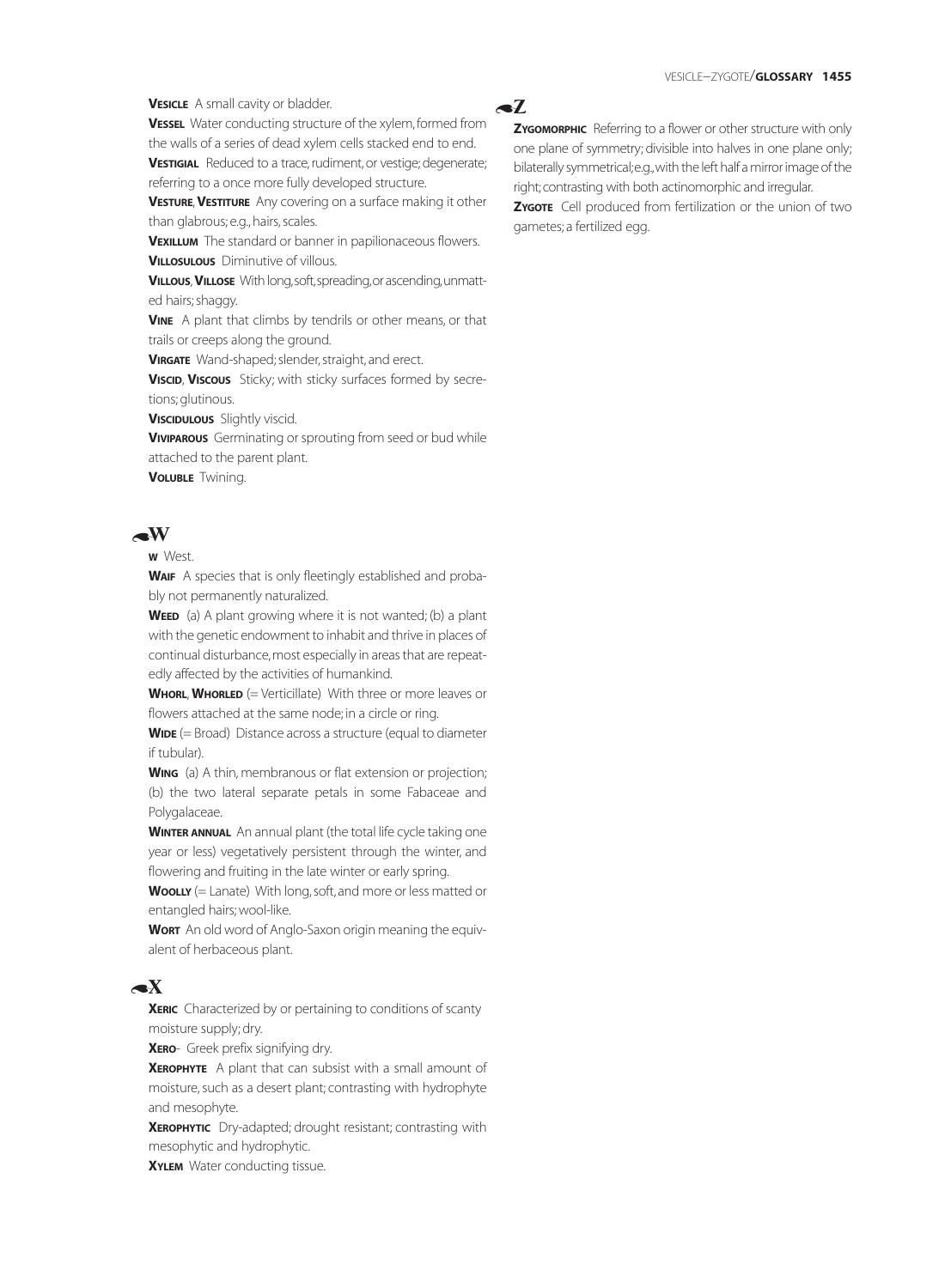**Vesicle** A small cavity or bladder.

**Vessel** Water conducting structure of the xylem, formed from the walls of a series of dead xylem cells stacked end to end.

**Vestigial** Reduced to a trace, rudiment, or vestige; degenerate; referring to a once more fully developed structure.

**Vesture, Vestiture** Any covering on a surface making it other than glabrous; e.g., hairs, scales.

**Vexillum** The standard or banner in papilionaceous flowers.

**Villosulous** Diminutive of villous.

**Villous, Villose** With long, soft, spreading, or ascending, unmatted hairs; shaggy.

**Vine** A plant that climbs by tendrils or other means, or that trails or creeps along the ground.

**Virgate** Wand-shaped; slender, straight, and erect.

**Viscid, Viscous** Sticky; with sticky surfaces formed by secretions; glutinous.

**Viscidulous** Slightly viscid.

**Viviparous** Germinating or sprouting from seed or bud while attached to the parent plant.

**Voluble** Twining.

## W

**w** West.

**Waif** A species that is only fleetingly established and probably not permanently naturalized.

**Weed** (a) A plant growing where it is not wanted; (b) a plant with the genetic endowment to inhabit and thrive in places of continual disturbance, most especially in areas that are repeatedly affected by the activities of humankind.

**Whorl, Whorled** (= Verticillate) With three or more leaves or flowers attached at the same node; in a circle or ring.

**Wide** (= Broad) Distance across a structure (equal to diameter if tubular).

**Wing** (a) A thin, membranous or flat extension or projection; (b) the two lateral separate petals in some Fabaceae and Polygalaceae.

**Winter annual** An annual plant (the total life cycle taking one year or less) vegetatively persistent through the winter, and flowering and fruiting in the late winter or early spring.

**Woolly** (= Lanate) With long, soft, and more or less matted or entangled hairs; wool-like.

**Wort** An old word of Anglo-Saxon origin meaning the equivalent of herbaceous plant.

## X

**Xeric** Characterized by or pertaining to conditions of scanty moisture supply; dry.

**Xero-** Greek prefix signifying dry.

**Xerophyte** A plant that can subsist with a small amount of moisture, such as a desert plant; contrasting with hydrophyte and mesophyte.

**Xerophytic** Dry-adapted; drought resistant; contrasting with mesophytic and hydrophytic.

**Xylem** Water conducting tissue.

## Z

**Zygomorphic** Referring to a flower or other structure with only one plane of symmetry; divisible into halves in one plane only; bilaterally symmetrical; e.g., with the left half a mirror image of the right; contrasting with both actinomorphic and irregular.

**Zygote** Cell produced from fertilization or the union of two gametes; a fertilized egg.